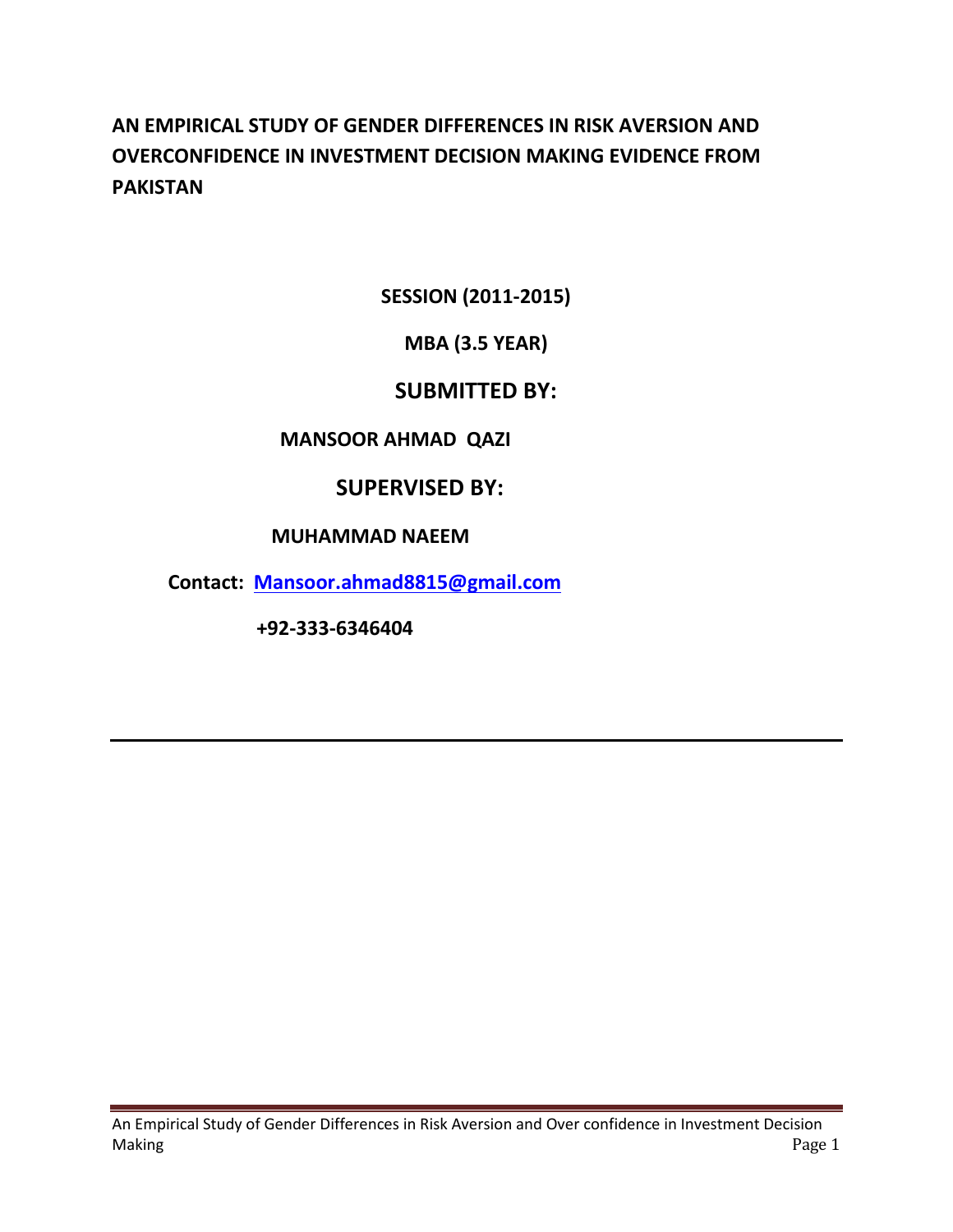# AN EMPIRICAL STUDY OF GENDER DIFFERENCES IN RISK AVERSION AND OVERCONFIDENCE IN INVESTMENT DECISION MAKING EVIDENCE FROM PAKISTAN

**SESSION (2011-2015)**

**MBA (3.5 YEAR)**

## SUBMITTED BY:

**MANSOOR AHMAD QAZI**

## SUPERVISED BY:

**MUHAMMAD NAEEM**

**Contact:** **Mansoor.ahmad8815@gmail.com**

**+92-333-6346404**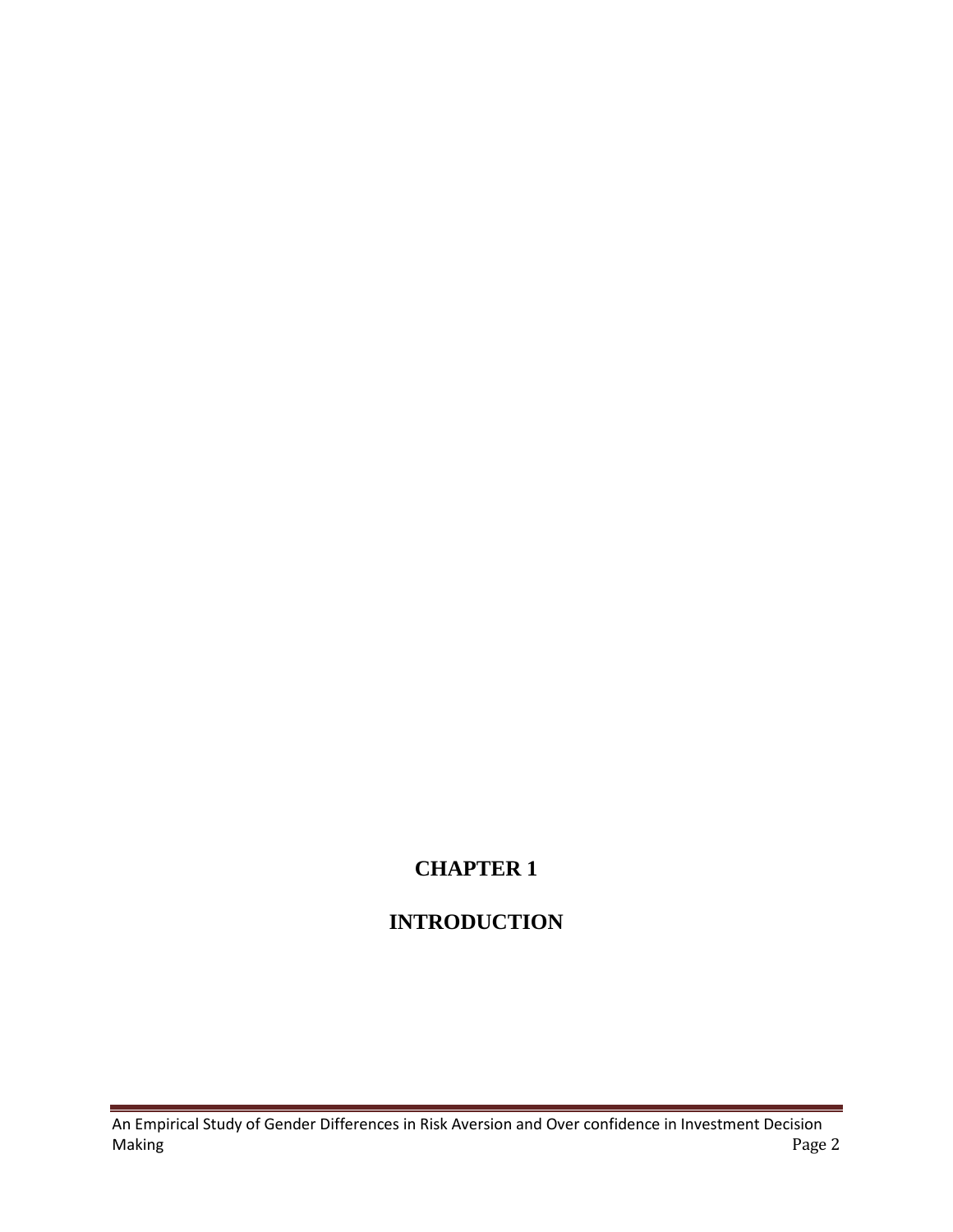# CHAPTER 1

# INTRODUCTION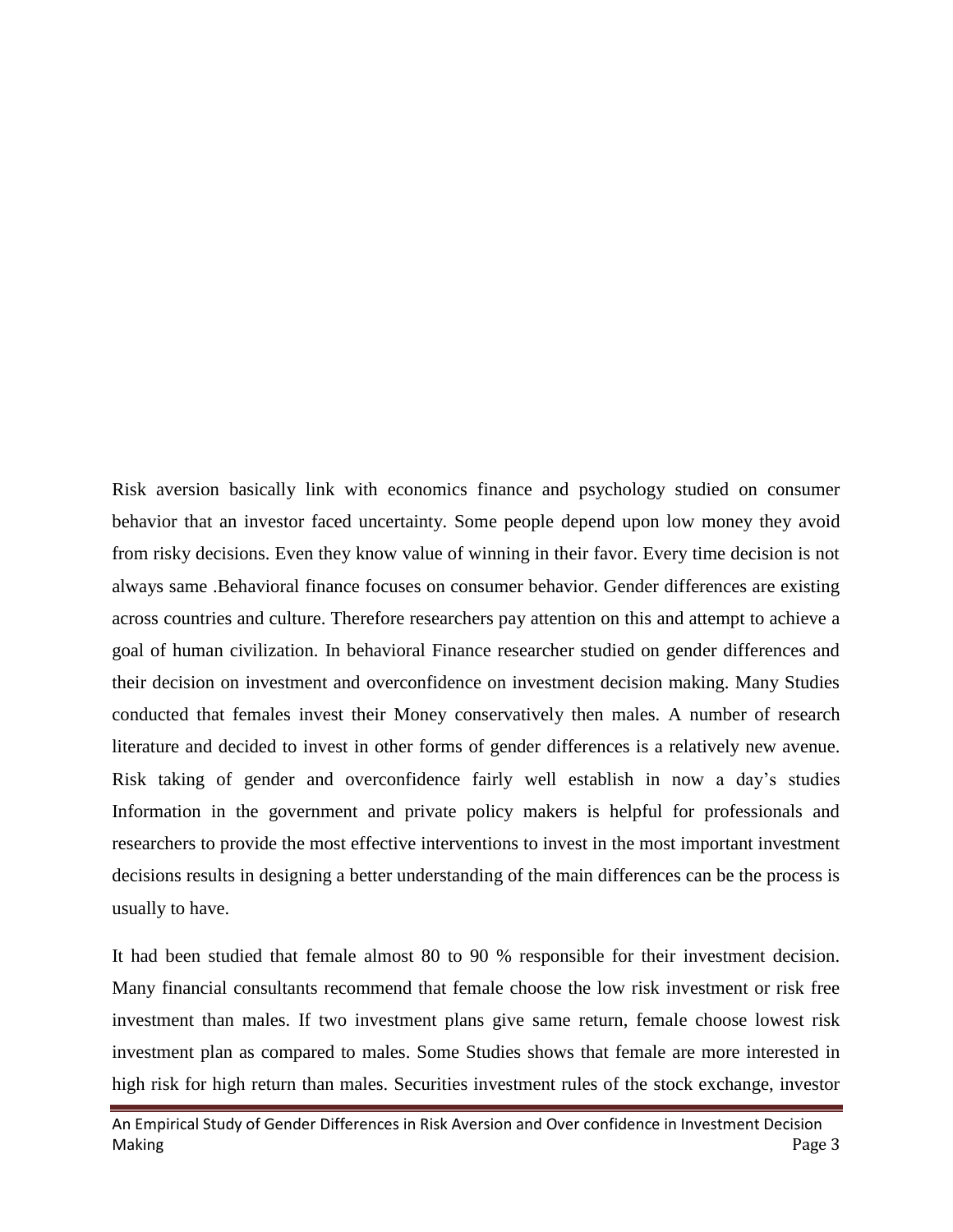Risk aversion basically link with economics finance and psychology studied on consumer behavior that an investor faced uncertainty. Some people depend upon low money they avoid from risky decisions. Even they know value of winning in their favor. Every time decision is not always same .Behavioral finance focuses on consumer behavior. Gender differences are existing across countries and culture. Therefore researchers pay attention on this and attempt to achieve a goal of human civilization. In behavioral Finance researcher studied on gender differences and their decision on investment and overconfidence on investment decision making. Many Studies conducted that females invest their Money conservatively then males. A number of research literature and decided to invest in other forms of gender differences is a relatively new avenue. Risk taking of gender and overconfidence fairly well establish in now a day's studies Information in the government and private policy makers is helpful for professionals and researchers to provide the most effective interventions to invest in the most important investment decisions results in designing a better understanding of the main differences can be the process is usually to have.

It had been studied that female almost 80 to 90 % responsible for their investment decision. Many financial consultants recommend that female choose the low risk investment or risk free investment than males. If two investment plans give same return, female choose lowest risk investment plan as compared to males. Some Studies shows that female are more interested in high risk for high return than males. Securities investment rules of the stock exchange, investor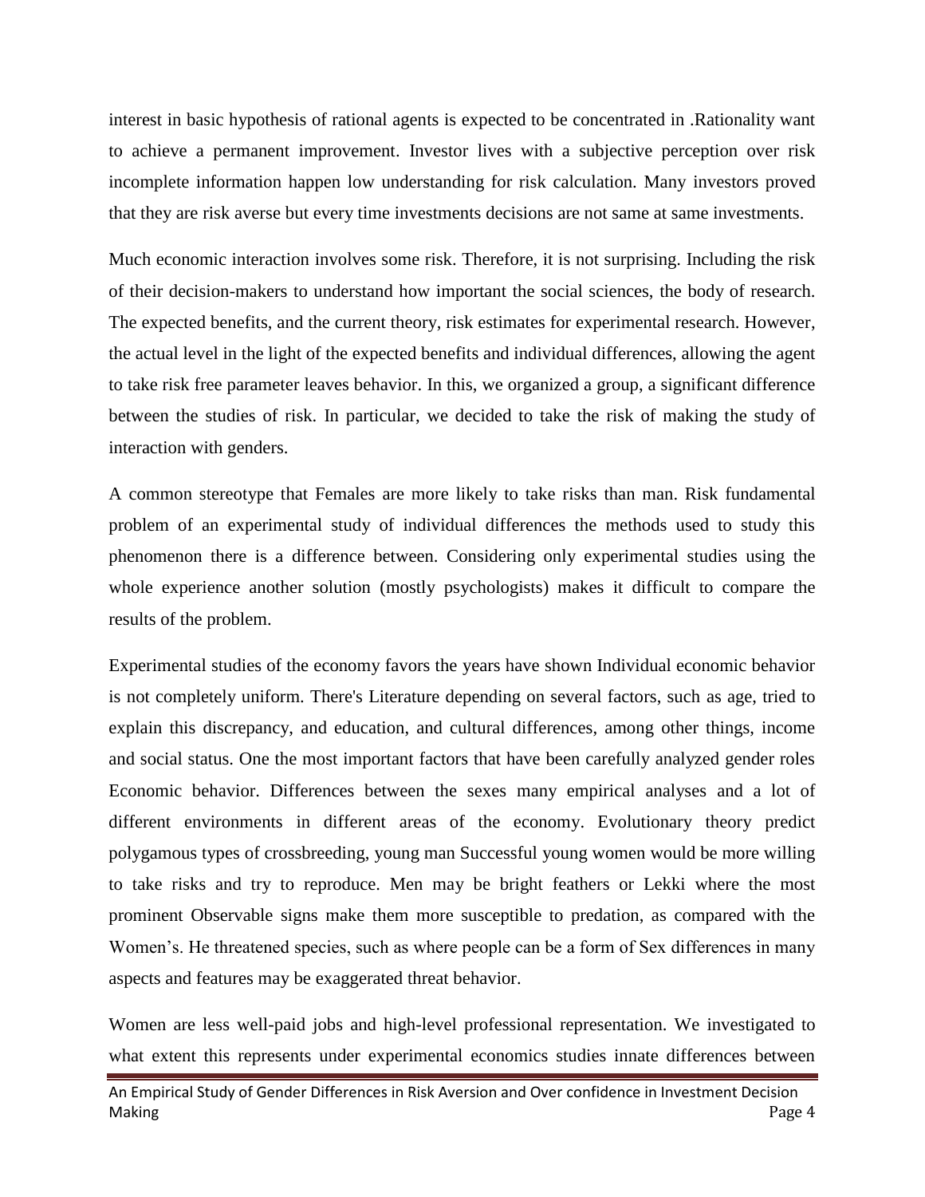interest in basic hypothesis of rational agents is expected to be concentrated in .Rationality want to achieve a permanent improvement. Investor lives with a subjective perception over risk incomplete information happen low understanding for risk calculation. Many investors proved that they are risk averse but every time investments decisions are not same at same investments.

Much economic interaction involves some risk. Therefore, it is not surprising. Including the risk of their decision-makers to understand how important the social sciences, the body of research. The expected benefits, and the current theory, risk estimates for experimental research. However, the actual level in the light of the expected benefits and individual differences, allowing the agent to take risk free parameter leaves behavior. In this, we organized a group, a significant difference between the studies of risk. In particular, we decided to take the risk of making the study of interaction with genders.

A common stereotype that Females are more likely to take risks than man. Risk fundamental problem of an experimental study of individual differences the methods used to study this phenomenon there is a difference between. Considering only experimental studies using the whole experience another solution (mostly psychologists) makes it difficult to compare the results of the problem.

Experimental studies of the economy favors the years have shown Individual economic behavior is not completely uniform. There's Literature depending on several factors, such as age, tried to explain this discrepancy, and education, and cultural differences, among other things, income and social status. One the most important factors that have been carefully analyzed gender roles Economic behavior. Differences between the sexes many empirical analyses and a lot of different environments in different areas of the economy. Evolutionary theory predict polygamous types of crossbreeding, young man Successful young women would be more willing to take risks and try to reproduce. Men may be bright feathers or Lekki where the most prominent Observable signs make them more susceptible to predation, as compared with the Women's. He threatened species, such as where people can be a form of Sex differences in many aspects and features may be exaggerated threat behavior.

Women are less well-paid jobs and high-level professional representation. We investigated to what extent this represents under experimental economics studies innate differences between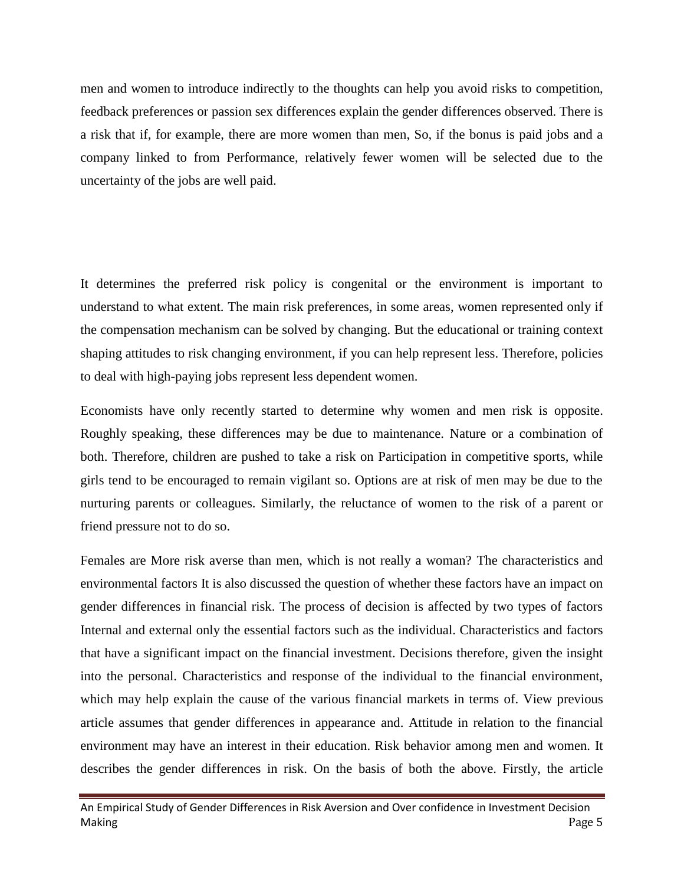men and women to introduce indirectly to the thoughts can help you avoid risks to competition, feedback preferences or passion sex differences explain the gender differences observed. There is a risk that if, for example, there are more women than men, So, if the bonus is paid jobs and a company linked to from Performance, relatively fewer women will be selected due to the uncertainty of the jobs are well paid.

It determines the preferred risk policy is congenital or the environment is important to understand to what extent. The main risk preferences, in some areas, women represented only if the compensation mechanism can be solved by changing. But the educational or training context shaping attitudes to risk changing environment, if you can help represent less. Therefore, policies to deal with high-paying jobs represent less dependent women.

Economists have only recently started to determine why women and men risk is opposite. Roughly speaking, these differences may be due to maintenance. Nature or a combination of both. Therefore, children are pushed to take a risk on Participation in competitive sports, while girls tend to be encouraged to remain vigilant so. Options are at risk of men may be due to the nurturing parents or colleagues. Similarly, the reluctance of women to the risk of a parent or friend pressure not to do so.

Females are More risk averse than men, which is not really a woman? The characteristics and environmental factors It is also discussed the question of whether these factors have an impact on gender differences in financial risk. The process of decision is affected by two types of factors Internal and external only the essential factors such as the individual. Characteristics and factors that have a significant impact on the financial investment. Decisions therefore, given the insight into the personal. Characteristics and response of the individual to the financial environment, which may help explain the cause of the various financial markets in terms of. View previous article assumes that gender differences in appearance and. Attitude in relation to the financial environment may have an interest in their education. Risk behavior among men and women. It describes the gender differences in risk. On the basis of both the above. Firstly, the article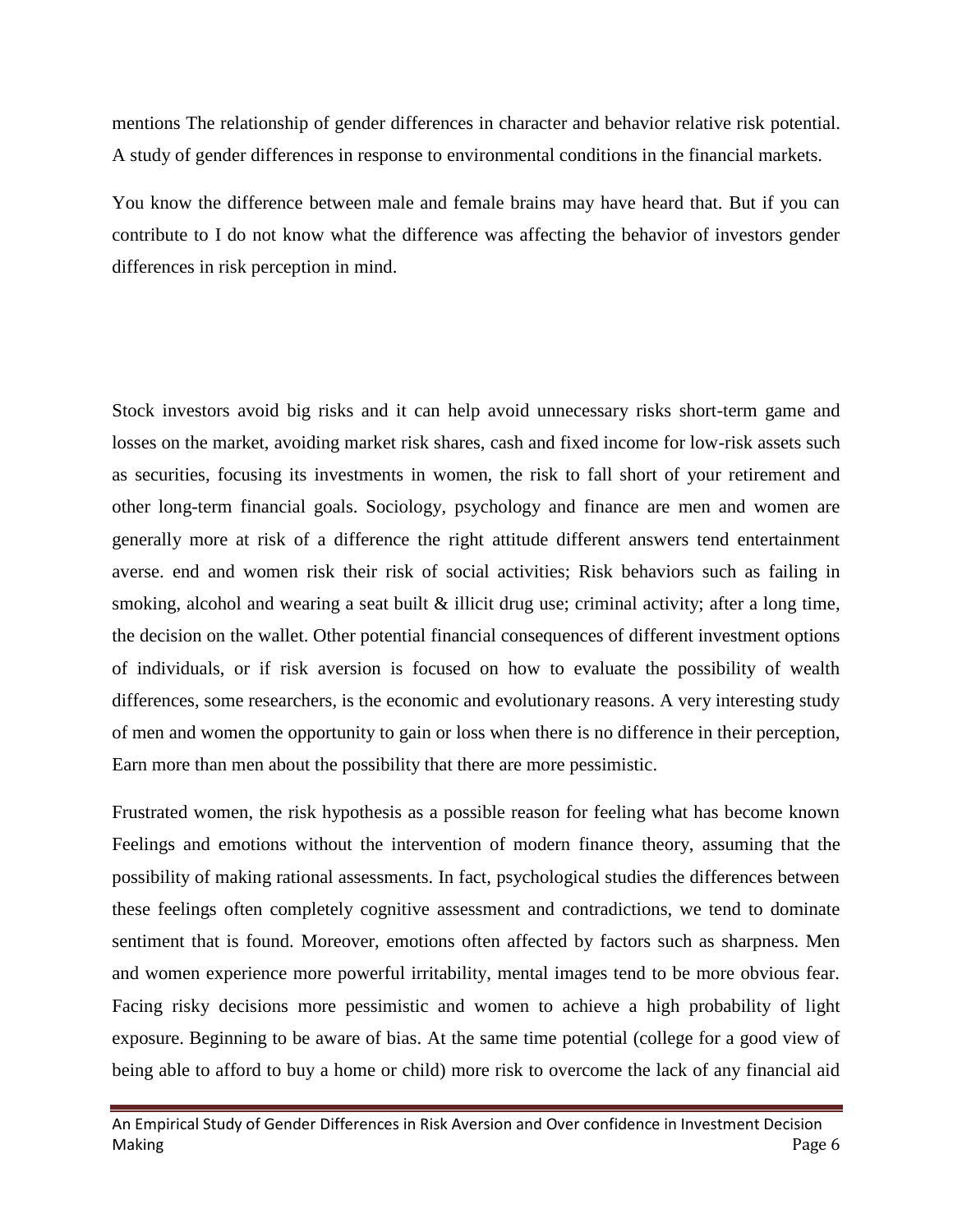mentions The relationship of gender differences in character and behavior relative risk potential. A study of gender differences in response to environmental conditions in the financial markets.

You know the difference between male and female brains may have heard that. But if you can contribute to I do not know what the difference was affecting the behavior of investors gender differences in risk perception in mind.

Stock investors avoid big risks and it can help avoid unnecessary risks short-term game and losses on the market, avoiding market risk shares, cash and fixed income for low-risk assets such as securities, focusing its investments in women, the risk to fall short of your retirement and other long-term financial goals. Sociology, psychology and finance are men and women are generally more at risk of a difference the right attitude different answers tend entertainment averse. end and women risk their risk of social activities; Risk behaviors such as failing in smoking, alcohol and wearing a seat built & illicit drug use; criminal activity; after a long time, the decision on the wallet. Other potential financial consequences of different investment options of individuals, or if risk aversion is focused on how to evaluate the possibility of wealth differences, some researchers, is the economic and evolutionary reasons. A very interesting study of men and women the opportunity to gain or loss when there is no difference in their perception, Earn more than men about the possibility that there are more pessimistic.

Frustrated women, the risk hypothesis as a possible reason for feeling what has become known Feelings and emotions without the intervention of modern finance theory, assuming that the possibility of making rational assessments. In fact, psychological studies the differences between these feelings often completely cognitive assessment and contradictions, we tend to dominate sentiment that is found. Moreover, emotions often affected by factors such as sharpness. Men and women experience more powerful irritability, mental images tend to be more obvious fear. Facing risky decisions more pessimistic and women to achieve a high probability of light exposure. Beginning to be aware of bias. At the same time potential (college for a good view of being able to afford to buy a home or child) more risk to overcome the lack of any financial aid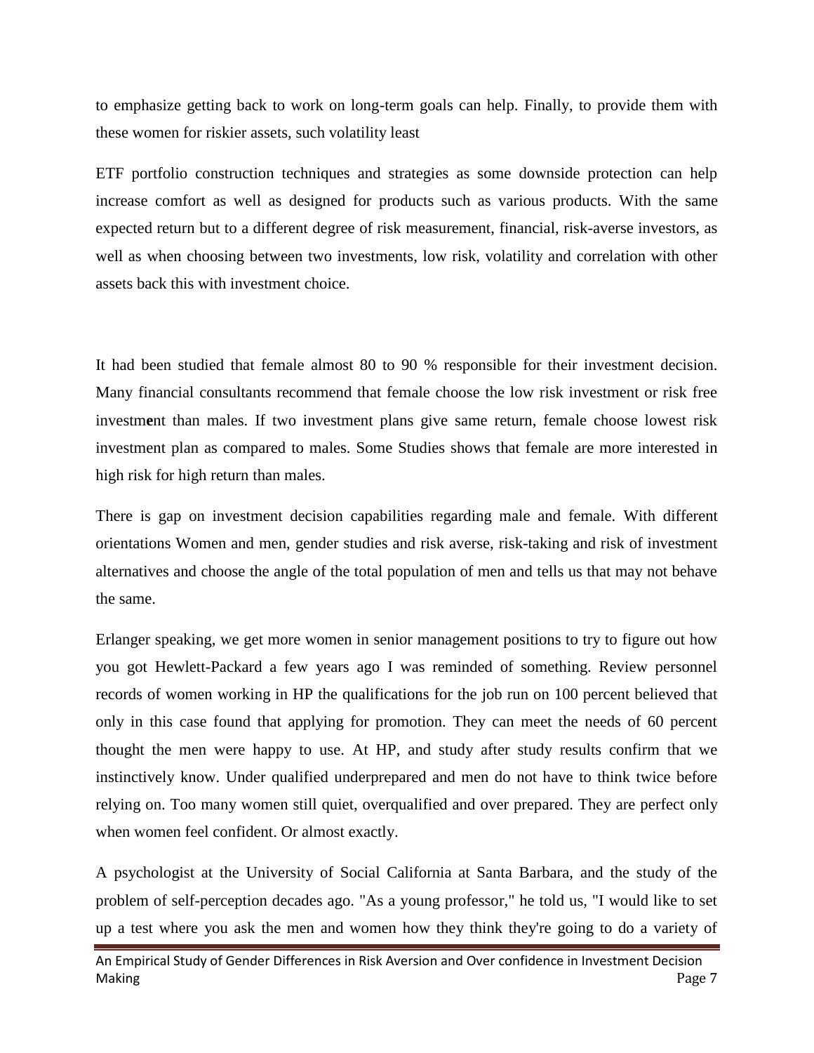to emphasize getting back to work on long-term goals can help. Finally, to provide them with these women for riskier assets, such volatility least

ETF portfolio construction techniques and strategies as some downside protection can help increase comfort as well as designed for products such as various products. With the same expected return but to a different degree of risk measurement, financial, risk-averse investors, as well as when choosing between two investments, low risk, volatility and correlation with other assets back this with investment choice.

It had been studied that female almost 80 to 90 % responsible for their investment decision. Many financial consultants recommend that female choose the low risk investment or risk free investment than males. If two investment plans give same return, female choose lowest risk investment plan as compared to males. Some Studies shows that female are more interested in high risk for high return than males.

There is gap on investment decision capabilities regarding male and female. With different orientations Women and men, gender studies and risk averse, risk-taking and risk of investment alternatives and choose the angle of the total population of men and tells us that may not behave the same.

Erlanger speaking, we get more women in senior management positions to try to figure out how you got Hewlett-Packard a few years ago I was reminded of something. Review personnel records of women working in HP the qualifications for the job run on 100 percent believed that only in this case found that applying for promotion. They can meet the needs of 60 percent thought the men were happy to use. At HP, and study after study results confirm that we instinctively know. Under qualified underprepared and men do not have to think twice before relying on. Too many women still quiet, overqualified and over prepared. They are perfect only when women feel confident. Or almost exactly.

A psychologist at the University of Social California at Santa Barbara, and the study of the problem of self-perception decades ago. "As a young professor," he told us, "I would like to set up a test where you ask the men and women how they think they're going to do a variety of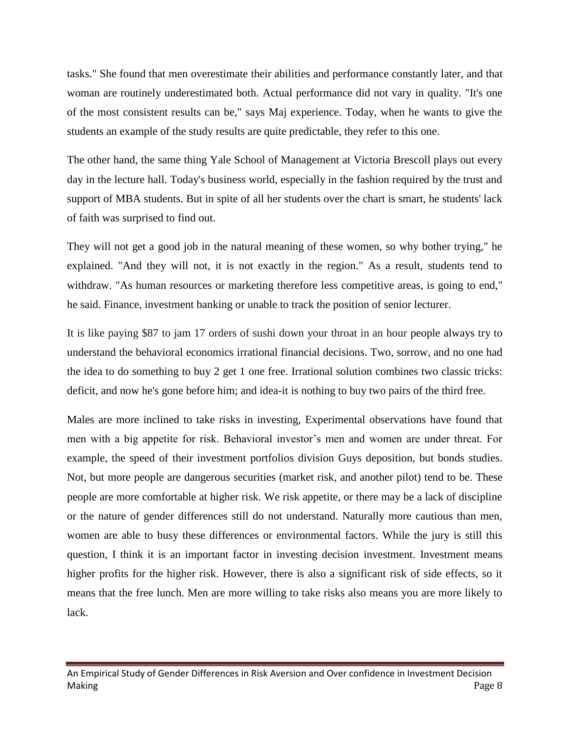tasks." She found that men overestimate their abilities and performance constantly later, and that woman are routinely underestimated both. Actual performance did not vary in quality. "It's one of the most consistent results can be," says Maj experience. Today, when he wants to give the students an example of the study results are quite predictable, they refer to this one.

The other hand, the same thing Yale School of Management at Victoria Brescoll plays out every day in the lecture hall. Today's business world, especially in the fashion required by the trust and support of MBA students. But in spite of all her students over the chart is smart, he students' lack of faith was surprised to find out.

They will not get a good job in the natural meaning of these women, so why bother trying," he explained. "And they will not, it is not exactly in the region." As a result, students tend to withdraw. "As human resources or marketing therefore less competitive areas, is going to end," he said. Finance, investment banking or unable to track the position of senior lecturer.

It is like paying $87 to jam 17 orders of sushi down your throat in an hour people always try to understand the behavioral economics irrational financial decisions. Two, sorrow, and no one had the idea to do something to buy 2 get 1 one free. Irrational solution combines two classic tricks: deficit, and now he's gone before him; and idea-it is nothing to buy two pairs of the third free.

Males are more inclined to take risks in investing, Experimental observations have found that men with a big appetite for risk. Behavioral investor's men and women are under threat. For example, the speed of their investment portfolios division Guys deposition, but bonds studies. Not, but more people are dangerous securities (market risk, and another pilot) tend to be. These people are more comfortable at higher risk. We risk appetite, or there may be a lack of discipline or the nature of gender differences still do not understand. Naturally more cautious than men, women are able to busy these differences or environmental factors. While the jury is still this question, I think it is an important factor in investing decision investment. Investment means higher profits for the higher risk. However, there is also a significant risk of side effects, so it means that the free lunch. Men are more willing to take risks also means you are more likely to lack.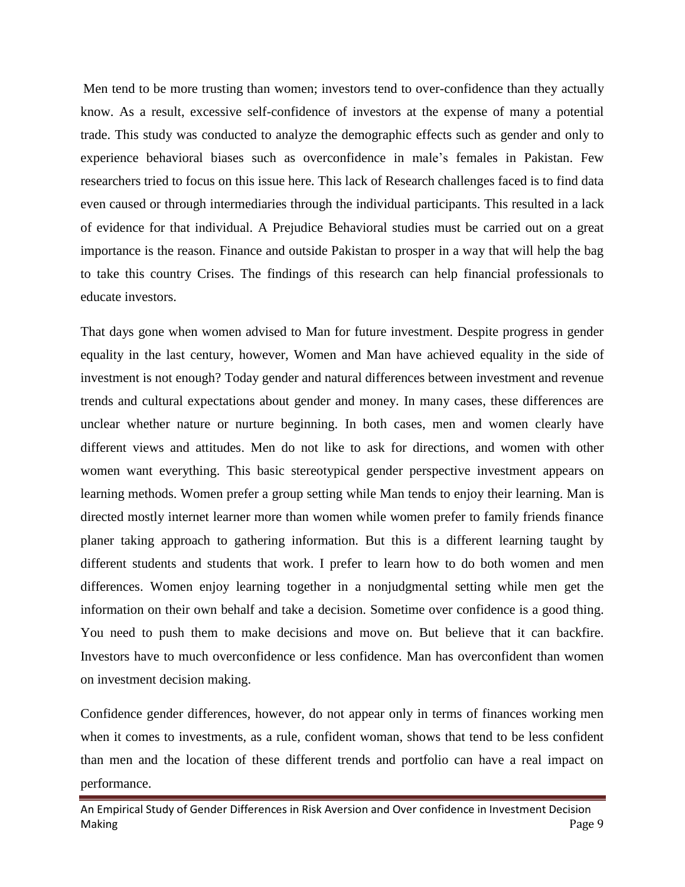Men tend to be more trusting than women; investors tend to over-confidence than they actually know. As a result, excessive self-confidence of investors at the expense of many a potential trade. This study was conducted to analyze the demographic effects such as gender and only to experience behavioral biases such as overconfidence in male's females in Pakistan. Few researchers tried to focus on this issue here. This lack of Research challenges faced is to find data even caused or through intermediaries through the individual participants. This resulted in a lack of evidence for that individual. A Prejudice Behavioral studies must be carried out on a great importance is the reason. Finance and outside Pakistan to prosper in a way that will help the bag to take this country Crises. The findings of this research can help financial professionals to educate investors.

That days gone when women advised to Man for future investment. Despite progress in gender equality in the last century, however, Women and Man have achieved equality in the side of investment is not enough? Today gender and natural differences between investment and revenue trends and cultural expectations about gender and money. In many cases, these differences are unclear whether nature or nurture beginning. In both cases, men and women clearly have different views and attitudes. Men do not like to ask for directions, and women with other women want everything. This basic stereotypical gender perspective investment appears on learning methods. Women prefer a group setting while Man tends to enjoy their learning. Man is directed mostly internet learner more than women while women prefer to family friends finance planer taking approach to gathering information. But this is a different learning taught by different students and students that work. I prefer to learn how to do both women and men differences. Women enjoy learning together in a nonjudgmental setting while men get the information on their own behalf and take a decision. Sometime over confidence is a good thing. You need to push them to make decisions and move on. But believe that it can backfire. Investors have to much overconfidence or less confidence. Man has overconfident than women on investment decision making.

Confidence gender differences, however, do not appear only in terms of finances working men when it comes to investments, as a rule, confident woman, shows that tend to be less confident than men and the location of these different trends and portfolio can have a real impact on performance.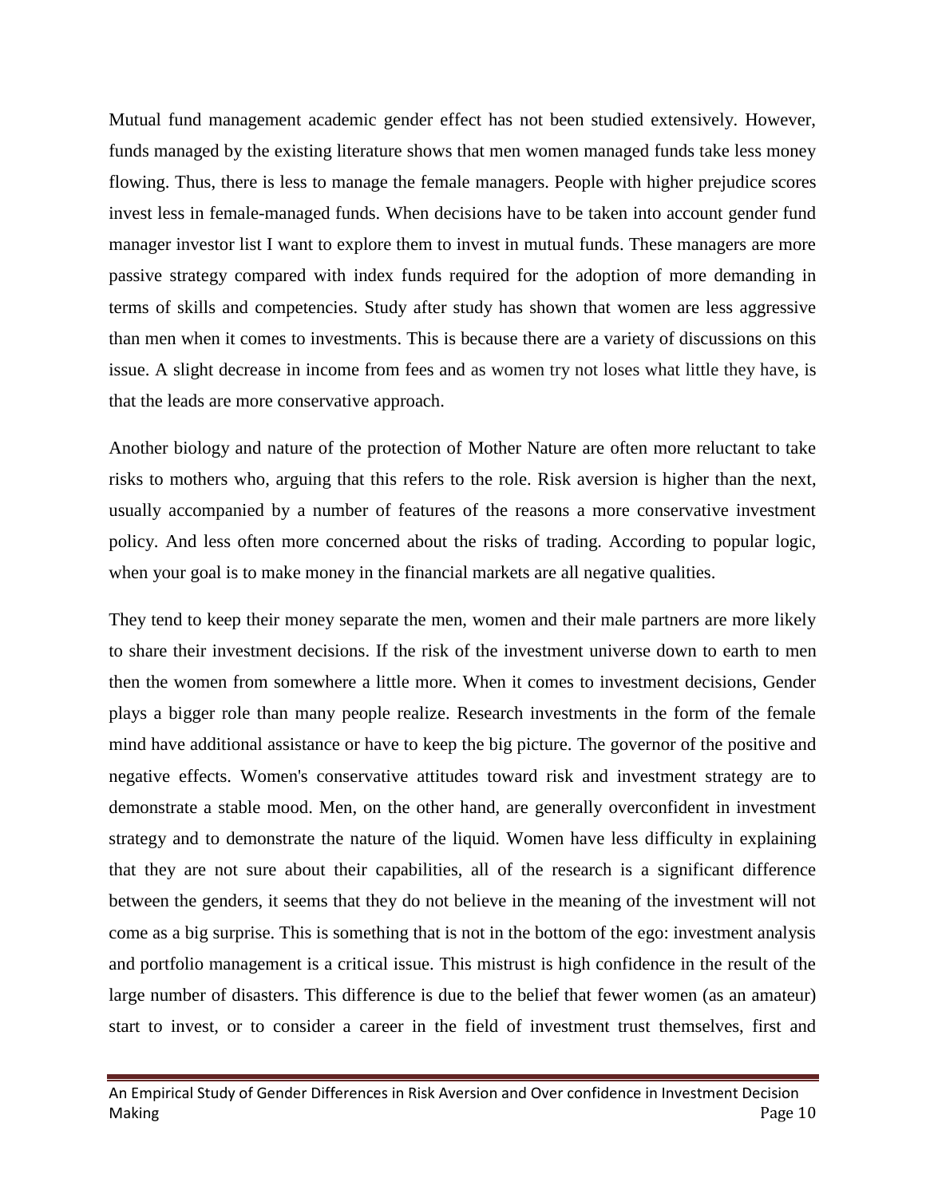Mutual fund management academic gender effect has not been studied extensively. However, funds managed by the existing literature shows that men women managed funds take less money flowing. Thus, there is less to manage the female managers. People with higher prejudice scores invest less in female-managed funds. When decisions have to be taken into account gender fund manager investor list I want to explore them to invest in mutual funds. These managers are more passive strategy compared with index funds required for the adoption of more demanding in terms of skills and competencies. Study after study has shown that women are less aggressive than men when it comes to investments. This is because there are a variety of discussions on this issue. A slight decrease in income from fees and as women try not loses what little they have, is that the leads are more conservative approach.

Another biology and nature of the protection of Mother Nature are often more reluctant to take risks to mothers who, arguing that this refers to the role. Risk aversion is higher than the next, usually accompanied by a number of features of the reasons a more conservative investment policy. And less often more concerned about the risks of trading. According to popular logic, when your goal is to make money in the financial markets are all negative qualities.

They tend to keep their money separate the men, women and their male partners are more likely to share their investment decisions. If the risk of the investment universe down to earth to men then the women from somewhere a little more. When it comes to investment decisions, Gender plays a bigger role than many people realize. Research investments in the form of the female mind have additional assistance or have to keep the big picture. The governor of the positive and negative effects. Women's conservative attitudes toward risk and investment strategy are to demonstrate a stable mood. Men, on the other hand, are generally overconfident in investment strategy and to demonstrate the nature of the liquid. Women have less difficulty in explaining that they are not sure about their capabilities, all of the research is a significant difference between the genders, it seems that they do not believe in the meaning of the investment will not come as a big surprise. This is something that is not in the bottom of the ego: investment analysis and portfolio management is a critical issue. This mistrust is high confidence in the result of the large number of disasters. This difference is due to the belief that fewer women (as an amateur) start to invest, or to consider a career in the field of investment trust themselves, first and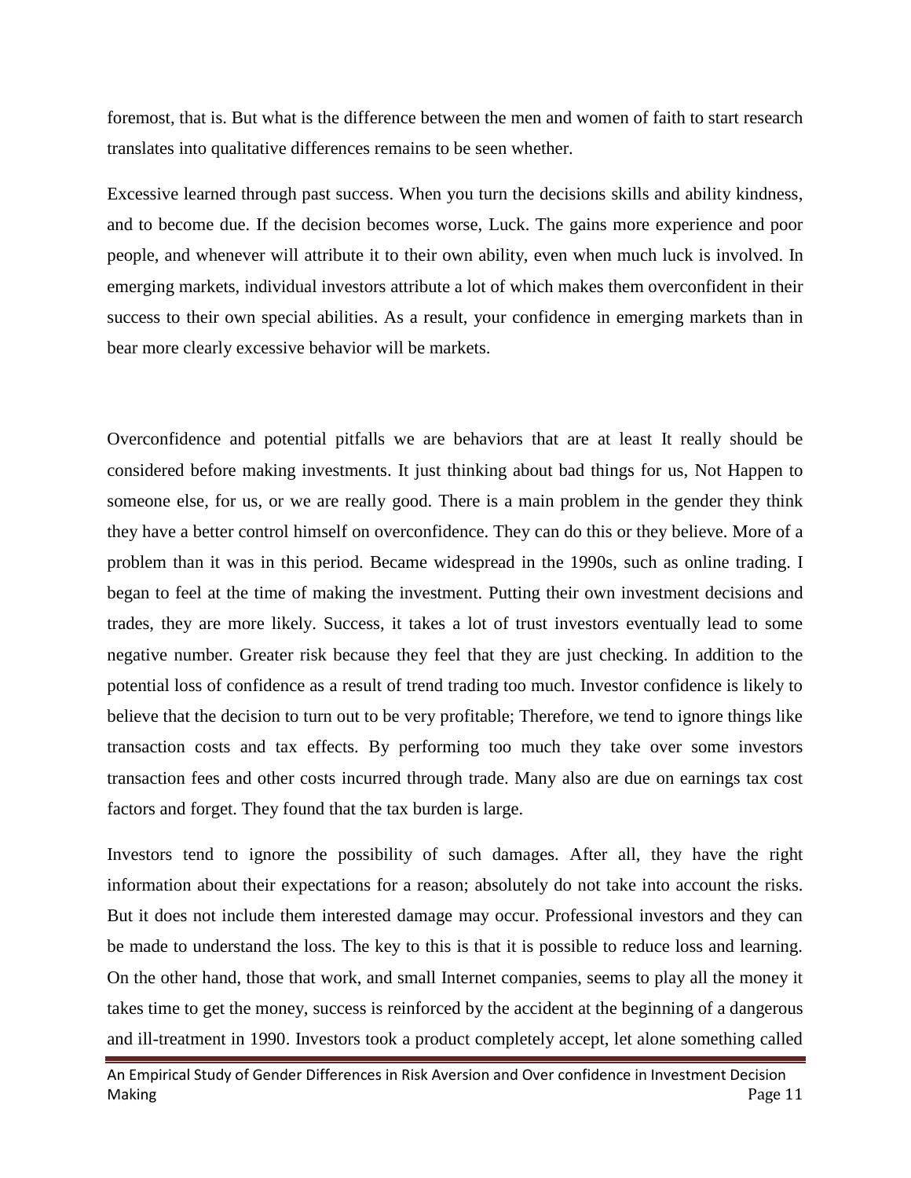foremost, that is. But what is the difference between the men and women of faith to start research translates into qualitative differences remains to be seen whether.

Excessive learned through past success. When you turn the decisions skills and ability kindness, and to become due. If the decision becomes worse, Luck. The gains more experience and poor people, and whenever will attribute it to their own ability, even when much luck is involved. In emerging markets, individual investors attribute a lot of which makes them overconfident in their success to their own special abilities. As a result, your confidence in emerging markets than in bear more clearly excessive behavior will be markets.

Overconfidence and potential pitfalls we are behaviors that are at least It really should be considered before making investments. It just thinking about bad things for us, Not Happen to someone else, for us, or we are really good. There is a main problem in the gender they think they have a better control himself on overconfidence. They can do this or they believe. More of a problem than it was in this period. Became widespread in the 1990s, such as online trading. I began to feel at the time of making the investment. Putting their own investment decisions and trades, they are more likely. Success, it takes a lot of trust investors eventually lead to some negative number. Greater risk because they feel that they are just checking. In addition to the potential loss of confidence as a result of trend trading too much. Investor confidence is likely to believe that the decision to turn out to be very profitable; Therefore, we tend to ignore things like transaction costs and tax effects. By performing too much they take over some investors transaction fees and other costs incurred through trade. Many also are due on earnings tax cost factors and forget. They found that the tax burden is large.

Investors tend to ignore the possibility of such damages. After all, they have the right information about their expectations for a reason; absolutely do not take into account the risks. But it does not include them interested damage may occur. Professional investors and they can be made to understand the loss. The key to this is that it is possible to reduce loss and learning. On the other hand, those that work, and small Internet companies, seems to play all the money it takes time to get the money, success is reinforced by the accident at the beginning of a dangerous and ill-treatment in 1990. Investors took a product completely accept, let alone something called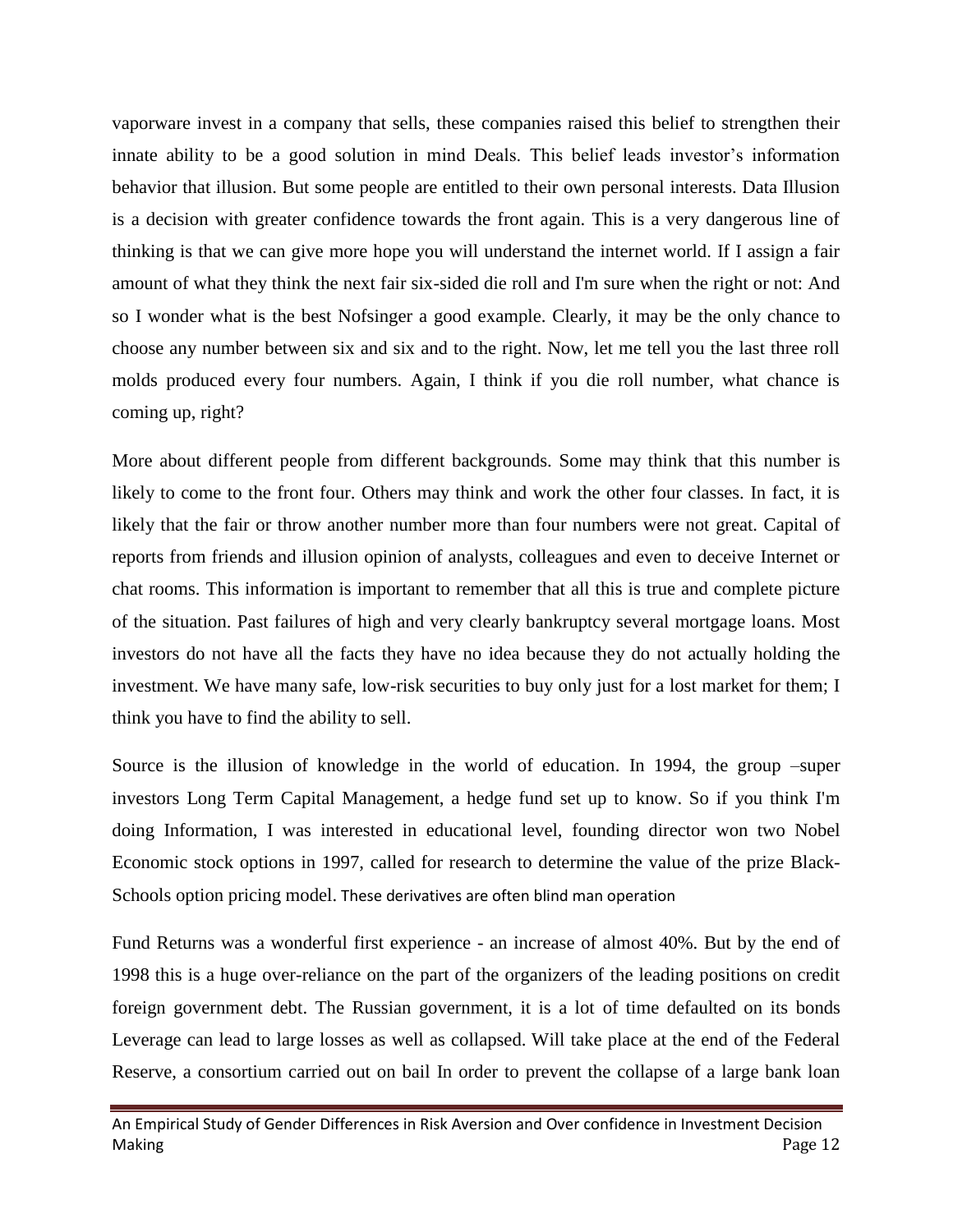vaporware invest in a company that sells, these companies raised this belief to strengthen their innate ability to be a good solution in mind Deals. This belief leads investor's information behavior that illusion. But some people are entitled to their own personal interests. Data Illusion is a decision with greater confidence towards the front again. This is a very dangerous line of thinking is that we can give more hope you will understand the internet world. If I assign a fair amount of what they think the next fair six-sided die roll and I'm sure when the right or not: And so I wonder what is the best Nofsinger a good example. Clearly, it may be the only chance to choose any number between six and six and to the right. Now, let me tell you the last three roll molds produced every four numbers. Again, I think if you die roll number, what chance is coming up, right?

More about different people from different backgrounds. Some may think that this number is likely to come to the front four. Others may think and work the other four classes. In fact, it is likely that the fair or throw another number more than four numbers were not great. Capital of reports from friends and illusion opinion of analysts, colleagues and even to deceive Internet or chat rooms. This information is important to remember that all this is true and complete picture of the situation. Past failures of high and very clearly bankruptcy several mortgage loans. Most investors do not have all the facts they have no idea because they do not actually holding the investment. We have many safe, low-risk securities to buy only just for a lost market for them; I think you have to find the ability to sell.

Source is the illusion of knowledge in the world of education. In 1994, the group –super investors Long Term Capital Management, a hedge fund set up to know. So if you think I'm doing Information, I was interested in educational level, founding director won two Nobel Economic stock options in 1997, called for research to determine the value of the prize Black-Schools option pricing model. These derivatives are often blind man operation

Fund Returns was a wonderful first experience - an increase of almost 40%. But by the end of 1998 this is a huge over-reliance on the part of the organizers of the leading positions on credit foreign government debt. The Russian government, it is a lot of time defaulted on its bonds Leverage can lead to large losses as well as collapsed. Will take place at the end of the Federal Reserve, a consortium carried out on bail In order to prevent the collapse of a large bank loan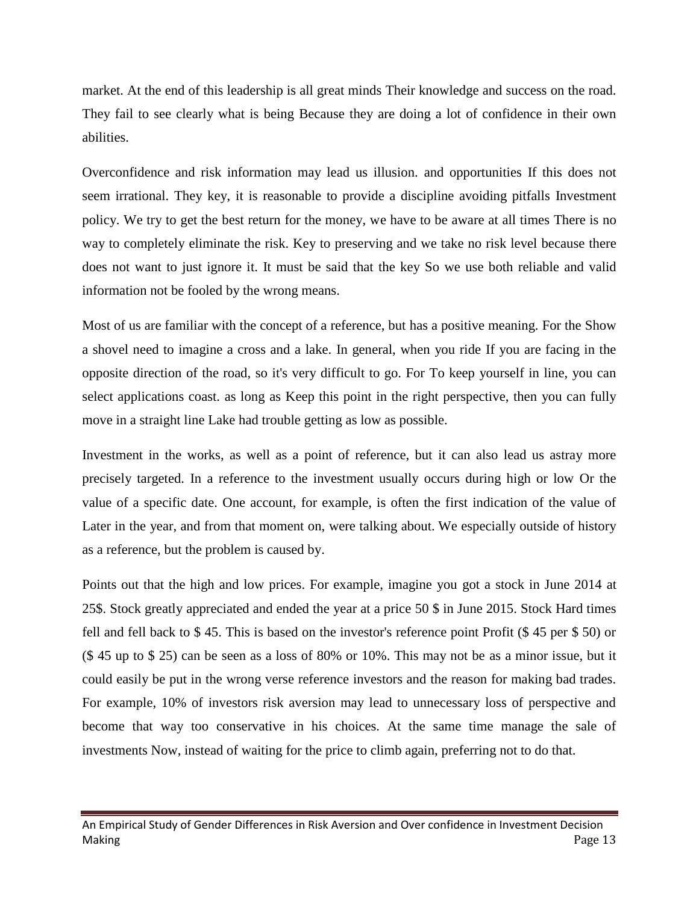market. At the end of this leadership is all great minds Their knowledge and success on the road. They fail to see clearly what is being Because they are doing a lot of confidence in their own abilities.

Overconfidence and risk information may lead us illusion. and opportunities If this does not seem irrational. They key, it is reasonable to provide a discipline avoiding pitfalls Investment policy. We try to get the best return for the money, we have to be aware at all times There is no way to completely eliminate the risk. Key to preserving and we take no risk level because there does not want to just ignore it. It must be said that the key So we use both reliable and valid information not be fooled by the wrong means.

Most of us are familiar with the concept of a reference, but has a positive meaning. For the Show a shovel need to imagine a cross and a lake. In general, when you ride If you are facing in the opposite direction of the road, so it's very difficult to go. For To keep yourself in line, you can select applications coast. as long as Keep this point in the right perspective, then you can fully move in a straight line Lake had trouble getting as low as possible.

Investment in the works, as well as a point of reference, but it can also lead us astray more precisely targeted. In a reference to the investment usually occurs during high or low Or the value of a specific date. One account, for example, is often the first indication of the value of Later in the year, and from that moment on, were talking about. We especially outside of history as a reference, but the problem is caused by.

Points out that the high and low prices. For example, imagine you got a stock in June 2014 at 25$. Stock greatly appreciated and ended the year at a price 50 $ in June 2015. Stock Hard times fell and fell back to $ 45. This is based on the investor's reference point Profit ($ 45 per $ 50) or ($ 45 up to $ 25) can be seen as a loss of 80% or 10%. This may not be as a minor issue, but it could easily be put in the wrong verse reference investors and the reason for making bad trades. For example, 10% of investors risk aversion may lead to unnecessary loss of perspective and become that way too conservative in his choices. At the same time manage the sale of investments Now, instead of waiting for the price to climb again, preferring not to do that.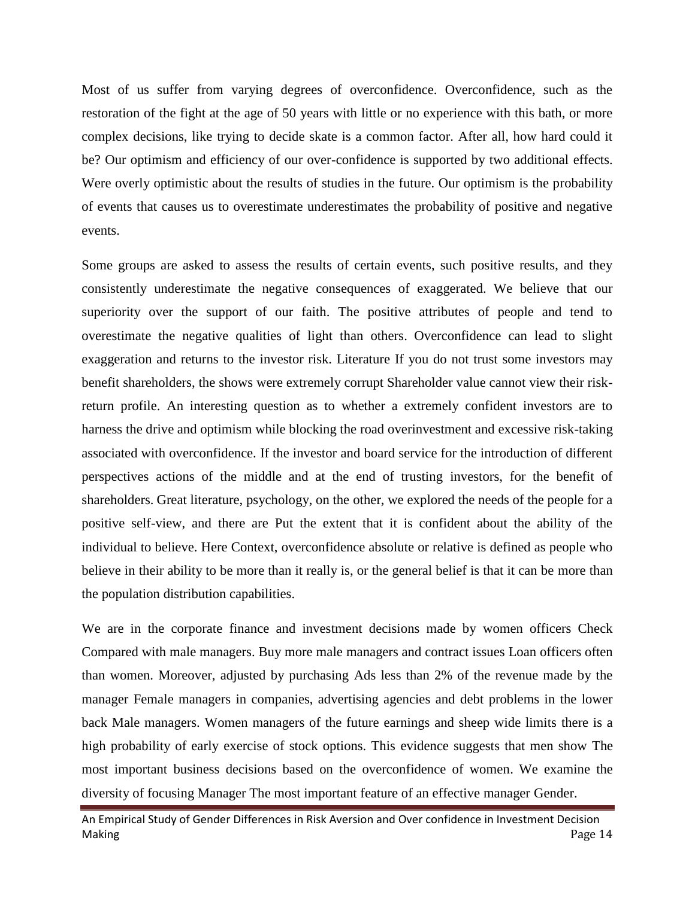Most of us suffer from varying degrees of overconfidence. Overconfidence, such as the restoration of the fight at the age of 50 years with little or no experience with this bath, or more complex decisions, like trying to decide skate is a common factor. After all, how hard could it be? Our optimism and efficiency of our over-confidence is supported by two additional effects. Were overly optimistic about the results of studies in the future. Our optimism is the probability of events that causes us to overestimate underestimates the probability of positive and negative events.

Some groups are asked to assess the results of certain events, such positive results, and they consistently underestimate the negative consequences of exaggerated. We believe that our superiority over the support of our faith. The positive attributes of people and tend to overestimate the negative qualities of light than others. Overconfidence can lead to slight exaggeration and returns to the investor risk. Literature If you do not trust some investors may benefit shareholders, the shows were extremely corrupt Shareholder value cannot view their risk-return profile. An interesting question as to whether a extremely confident investors are to harness the drive and optimism while blocking the road overinvestment and excessive risk-taking associated with overconfidence. If the investor and board service for the introduction of different perspectives actions of the middle and at the end of trusting investors, for the benefit of shareholders. Great literature, psychology, on the other, we explored the needs of the people for a positive self-view, and there are Put the extent that it is confident about the ability of the individual to believe. Here Context, overconfidence absolute or relative is defined as people who believe in their ability to be more than it really is, or the general belief is that it can be more than the population distribution capabilities.

We are in the corporate finance and investment decisions made by women officers Check Compared with male managers. Buy more male managers and contract issues Loan officers often than women. Moreover, adjusted by purchasing Ads less than 2% of the revenue made by the manager Female managers in companies, advertising agencies and debt problems in the lower back Male managers. Women managers of the future earnings and sheep wide limits there is a high probability of early exercise of stock options. This evidence suggests that men show The most important business decisions based on the overconfidence of women. We examine the diversity of focusing Manager The most important feature of an effective manager Gender.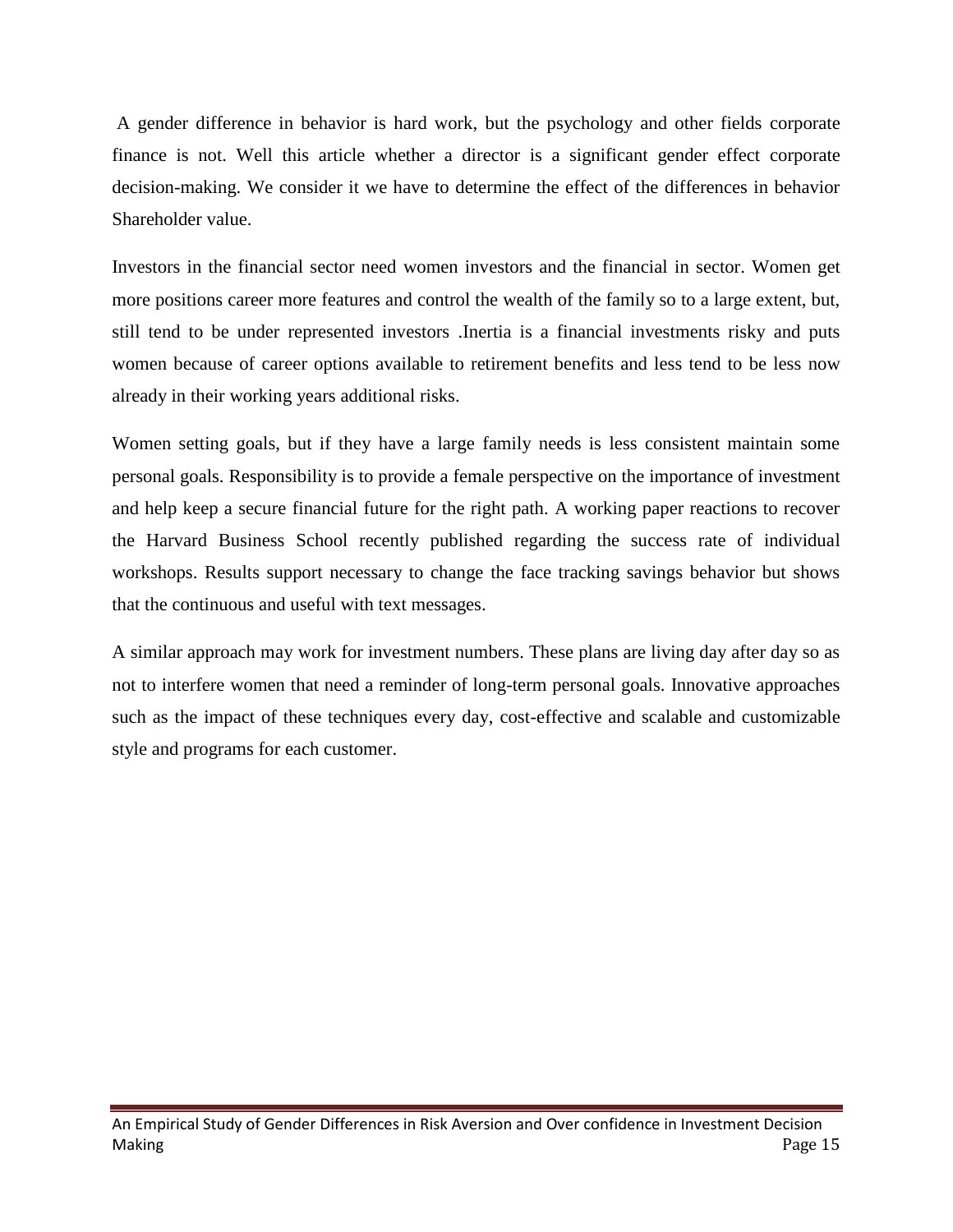A gender difference in behavior is hard work, but the psychology and other fields corporate finance is not. Well this article whether a director is a significant gender effect corporate decision-making. We consider it we have to determine the effect of the differences in behavior Shareholder value.

Investors in the financial sector need women investors and the financial in sector. Women get more positions career more features and control the wealth of the family so to a large extent, but, still tend to be under represented investors .Inertia is a financial investments risky and puts women because of career options available to retirement benefits and less tend to be less now already in their working years additional risks.

Women setting goals, but if they have a large family needs is less consistent maintain some personal goals. Responsibility is to provide a female perspective on the importance of investment and help keep a secure financial future for the right path. A working paper reactions to recover the Harvard Business School recently published regarding the success rate of individual workshops. Results support necessary to change the face tracking savings behavior but shows that the continuous and useful with text messages.

A similar approach may work for investment numbers. These plans are living day after day so as not to interfere women that need a reminder of long-term personal goals. Innovative approaches such as the impact of these techniques every day, cost-effective and scalable and customizable style and programs for each customer.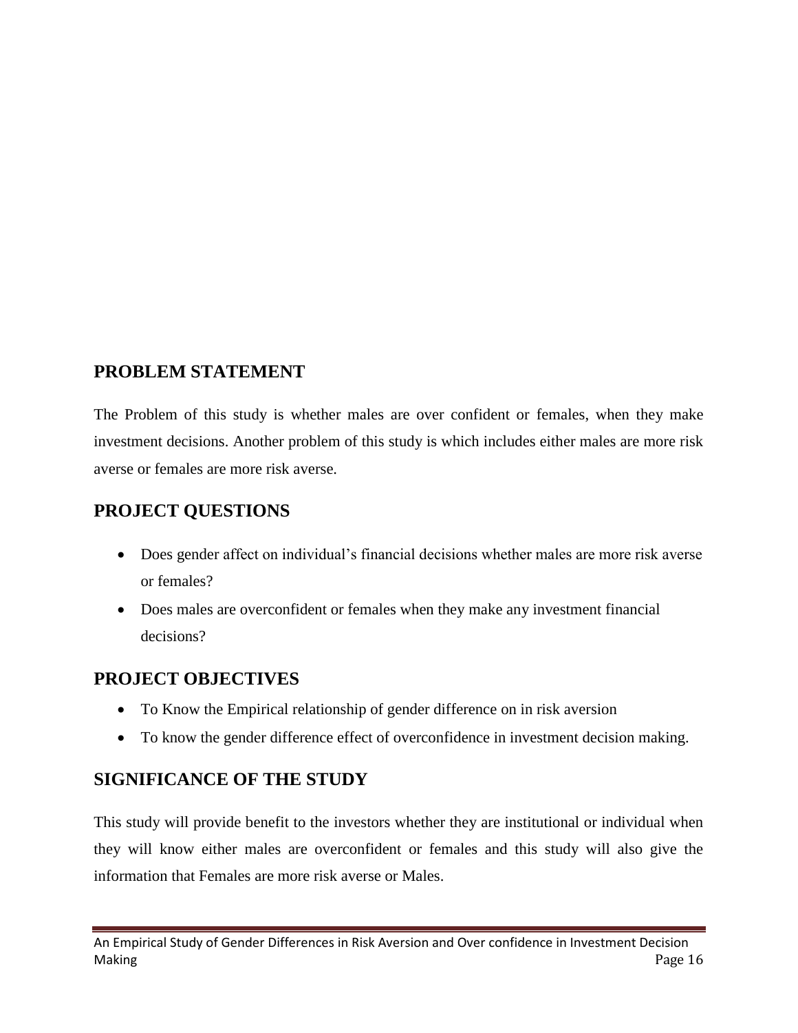## PROBLEM STATEMENT

The Problem of this study is whether males are over confident or females, when they make investment decisions. Another problem of this study is which includes either males are more risk averse or females are more risk averse.

## PROJECT QUESTIONS

- Does gender affect on individual's financial decisions whether males are more risk averse or females?
- Does males are overconfident or females when they make any investment financial decisions?

## PROJECT OBJECTIVES

- To Know the Empirical relationship of gender difference on in risk aversion
- To know the gender difference effect of overconfidence in investment decision making.

## SIGNIFICANCE OF THE STUDY

This study will provide benefit to the investors whether they are institutional or individual when they will know either males are overconfident or females and this study will also give the information that Females are more risk averse or Males.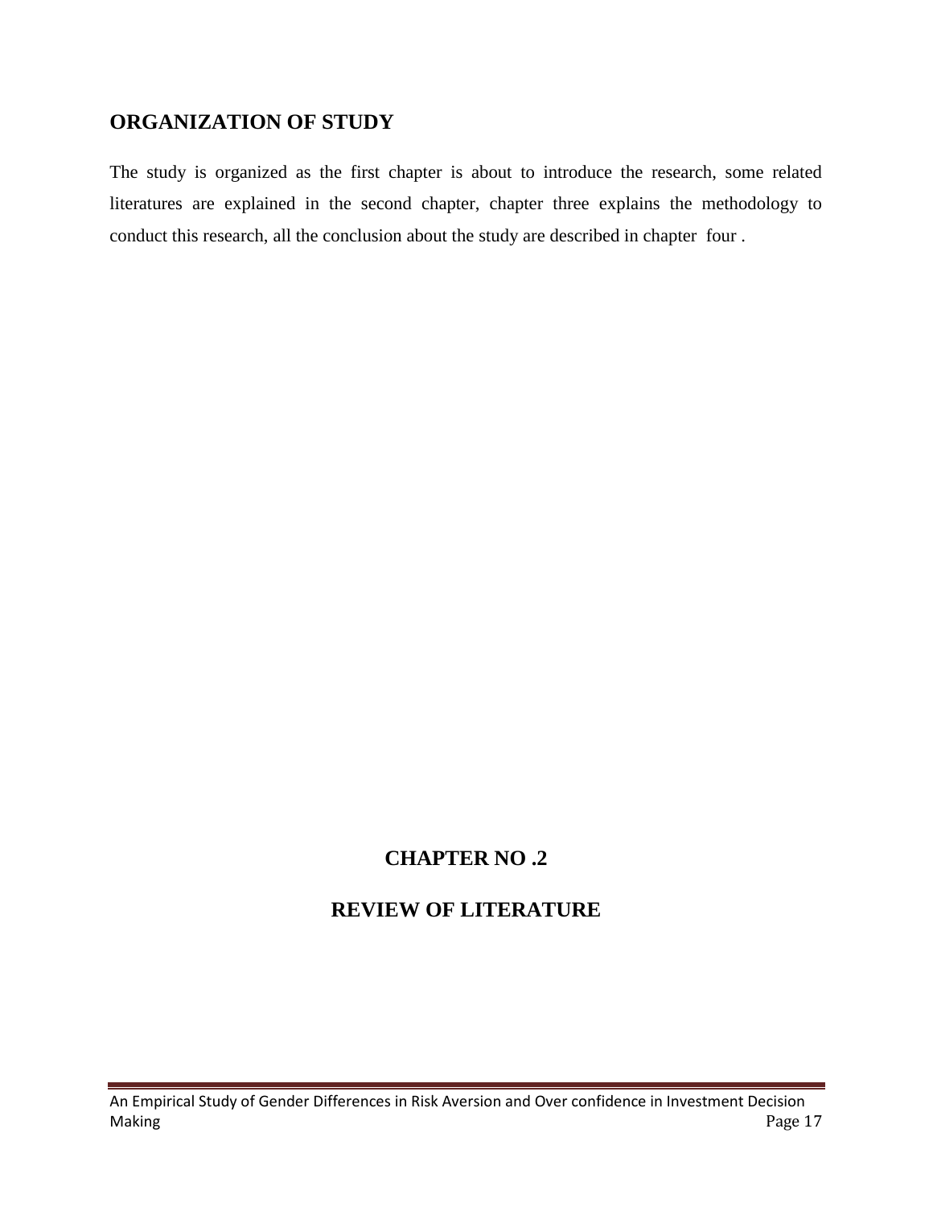## ORGANIZATION OF STUDY

The study is organized as the first chapter is about to introduce the research, some related literatures are explained in the second chapter, chapter three explains the methodology to conduct this research, all the conclusion about the study are described in chapter four .

# CHAPTER NO .2

# REVIEW OF LITERATURE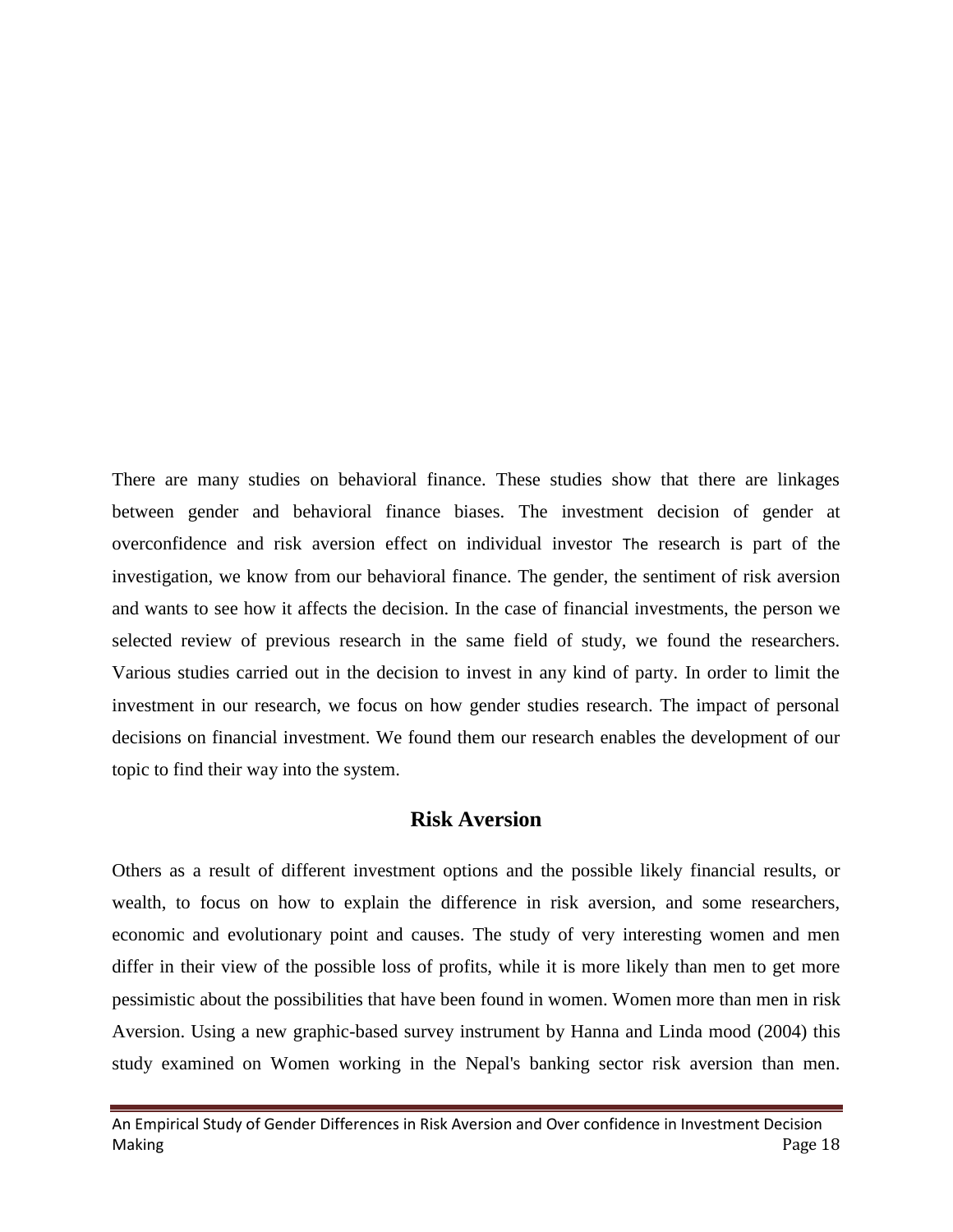There are many studies on behavioral finance. These studies show that there are linkages between gender and behavioral finance biases. The investment decision of gender at overconfidence and risk aversion effect on individual investor The research is part of the investigation, we know from our behavioral finance. The gender, the sentiment of risk aversion and wants to see how it affects the decision. In the case of financial investments, the person we selected review of previous research in the same field of study, we found the researchers. Various studies carried out in the decision to invest in any kind of party. In order to limit the investment in our research, we focus on how gender studies research. The impact of personal decisions on financial investment. We found them our research enables the development of our topic to find their way into the system.

## Risk Aversion

Others as a result of different investment options and the possible likely financial results, or wealth, to focus on how to explain the difference in risk aversion, and some researchers, economic and evolutionary point and causes. The study of very interesting women and men differ in their view of the possible loss of profits, while it is more likely than men to get more pessimistic about the possibilities that have been found in women. Women more than men in risk Aversion. Using a new graphic-based survey instrument by Hanna and Linda mood (2004) this study examined on Women working in the Nepal's banking sector risk aversion than men.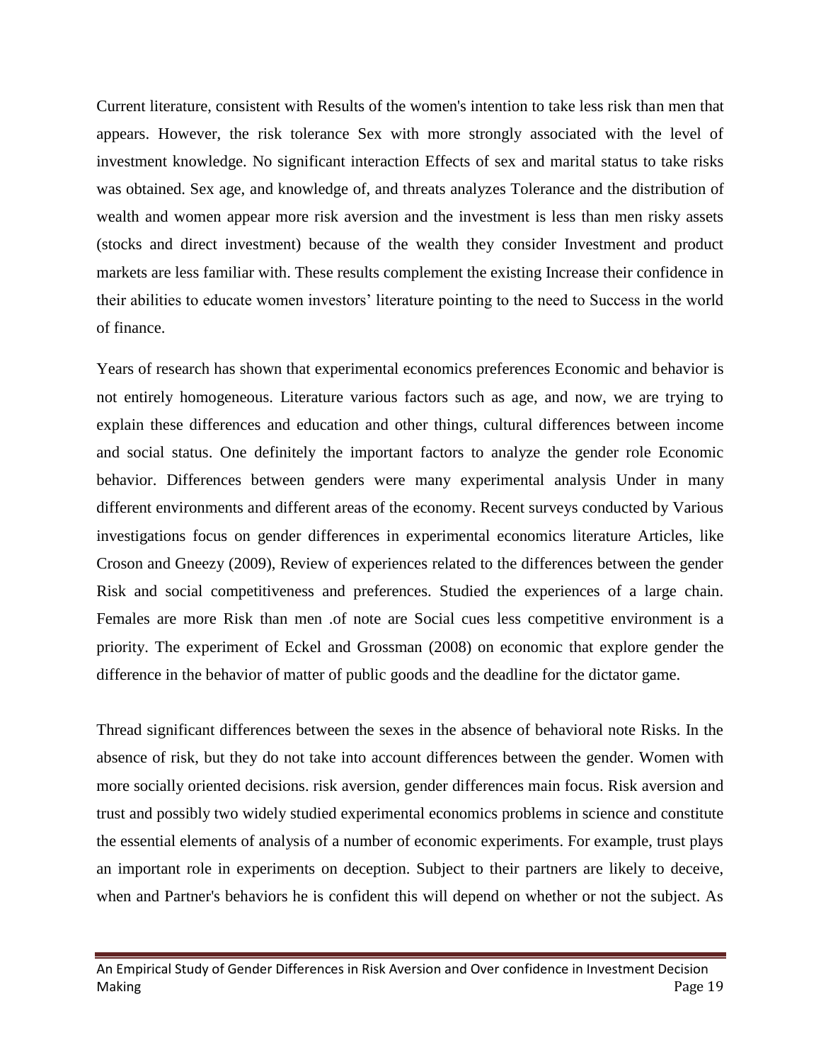Current literature, consistent with Results of the women's intention to take less risk than men that appears. However, the risk tolerance Sex with more strongly associated with the level of investment knowledge. No significant interaction Effects of sex and marital status to take risks was obtained. Sex age, and knowledge of, and threats analyzes Tolerance and the distribution of wealth and women appear more risk aversion and the investment is less than men risky assets (stocks and direct investment) because of the wealth they consider Investment and product markets are less familiar with. These results complement the existing Increase their confidence in their abilities to educate women investors' literature pointing to the need to Success in the world of finance.

Years of research has shown that experimental economics preferences Economic and behavior is not entirely homogeneous. Literature various factors such as age, and now, we are trying to explain these differences and education and other things, cultural differences between income and social status. One definitely the important factors to analyze the gender role Economic behavior. Differences between genders were many experimental analysis Under in many different environments and different areas of the economy. Recent surveys conducted by Various investigations focus on gender differences in experimental economics literature Articles, like Croson and Gneezy (2009), Review of experiences related to the differences between the gender Risk and social competitiveness and preferences. Studied the experiences of a large chain. Females are more Risk than men .of note are Social cues less competitive environment is a priority. The experiment of Eckel and Grossman (2008) on economic that explore gender the difference in the behavior of matter of public goods and the deadline for the dictator game.

Thread significant differences between the sexes in the absence of behavioral note Risks. In the absence of risk, but they do not take into account differences between the gender. Women with more socially oriented decisions. risk aversion, gender differences main focus. Risk aversion and trust and possibly two widely studied experimental economics problems in science and constitute the essential elements of analysis of a number of economic experiments. For example, trust plays an important role in experiments on deception. Subject to their partners are likely to deceive, when and Partner's behaviors he is confident this will depend on whether or not the subject. As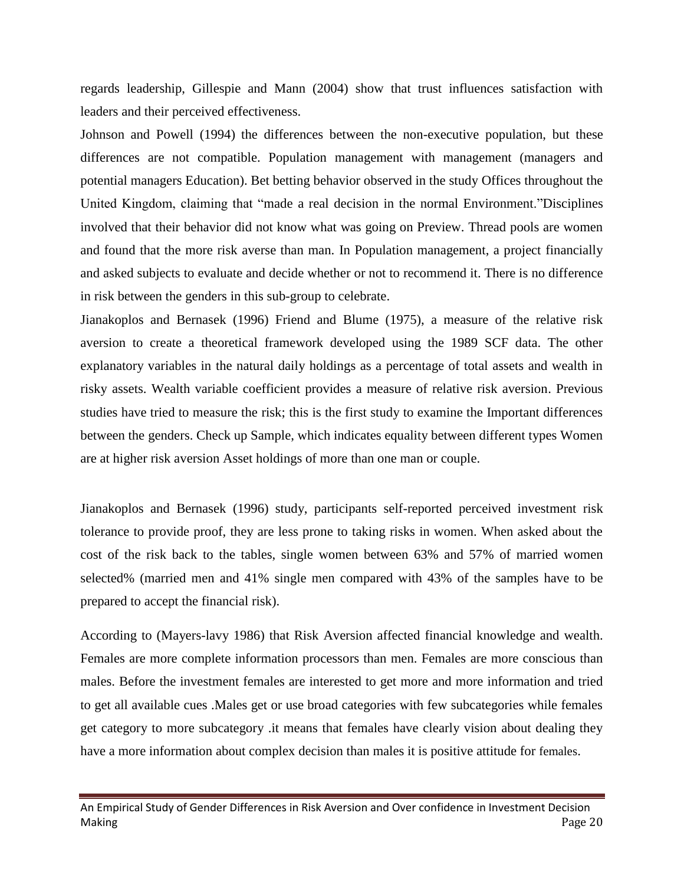regards leadership, Gillespie and Mann (2004) show that trust influences satisfaction with leaders and their perceived effectiveness.

Johnson and Powell (1994) the differences between the non-executive population, but these differences are not compatible. Population management with management (managers and potential managers Education). Bet betting behavior observed in the study Offices throughout the United Kingdom, claiming that "made a real decision in the normal Environment."Disciplines involved that their behavior did not know what was going on Preview. Thread pools are women and found that the more risk averse than man. In Population management, a project financially and asked subjects to evaluate and decide whether or not to recommend it. There is no difference in risk between the genders in this sub-group to celebrate.

Jianakoplos and Bernasek (1996) Friend and Blume (1975), a measure of the relative risk aversion to create a theoretical framework developed using the 1989 SCF data. The other explanatory variables in the natural daily holdings as a percentage of total assets and wealth in risky assets. Wealth variable coefficient provides a measure of relative risk aversion. Previous studies have tried to measure the risk; this is the first study to examine the Important differences between the genders. Check up Sample, which indicates equality between different types Women are at higher risk aversion Asset holdings of more than one man or couple.

Jianakoplos and Bernasek (1996) study, participants self-reported perceived investment risk tolerance to provide proof, they are less prone to taking risks in women. When asked about the cost of the risk back to the tables, single women between 63% and 57% of married women selected% (married men and 41% single men compared with 43% of the samples have to be prepared to accept the financial risk).

According to (Mayers-lavy 1986) that Risk Aversion affected financial knowledge and wealth. Females are more complete information processors than men. Females are more conscious than males. Before the investment females are interested to get more and more information and tried to get all available cues .Males get or use broad categories with few subcategories while females get category to more subcategory .it means that females have clearly vision about dealing they have a more information about complex decision than males it is positive attitude for females.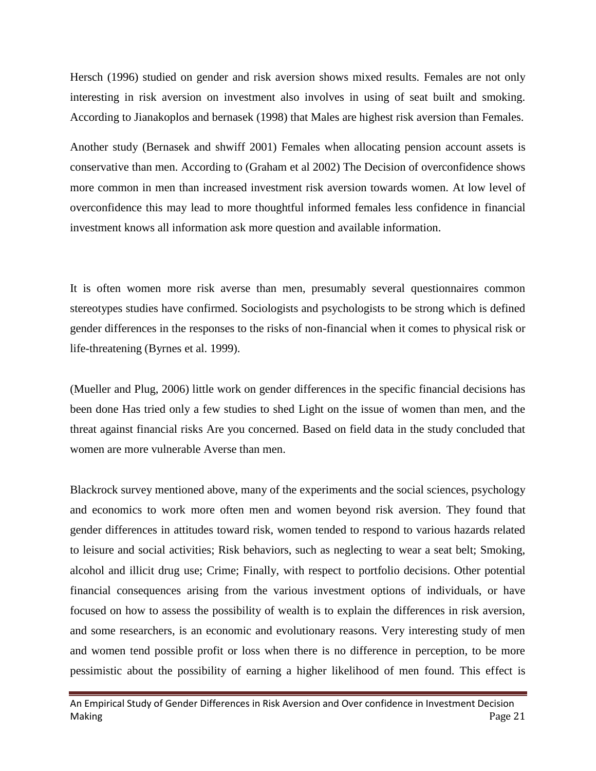Hersch (1996) studied on gender and risk aversion shows mixed results. Females are not only interesting in risk aversion on investment also involves in using of seat built and smoking. According to Jianakoplos and bernasek (1998) that Males are highest risk aversion than Females.

Another study (Bernasek and shwiff 2001) Females when allocating pension account assets is conservative than men. According to (Graham et al 2002) The Decision of overconfidence shows more common in men than increased investment risk aversion towards women. At low level of overconfidence this may lead to more thoughtful informed females less confidence in financial investment knows all information ask more question and available information.

It is often women more risk averse than men, presumably several questionnaires common stereotypes studies have confirmed. Sociologists and psychologists to be strong which is defined gender differences in the responses to the risks of non-financial when it comes to physical risk or life-threatening (Byrnes et al. 1999).

(Mueller and Plug, 2006) little work on gender differences in the specific financial decisions has been done Has tried only a few studies to shed Light on the issue of women than men, and the threat against financial risks Are you concerned. Based on field data in the study concluded that women are more vulnerable Averse than men.

Blackrock survey mentioned above, many of the experiments and the social sciences, psychology and economics to work more often men and women beyond risk aversion. They found that gender differences in attitudes toward risk, women tended to respond to various hazards related to leisure and social activities; Risk behaviors, such as neglecting to wear a seat belt; Smoking, alcohol and illicit drug use; Crime; Finally, with respect to portfolio decisions. Other potential financial consequences arising from the various investment options of individuals, or have focused on how to assess the possibility of wealth is to explain the differences in risk aversion, and some researchers, is an economic and evolutionary reasons. Very interesting study of men and women tend possible profit or loss when there is no difference in perception, to be more pessimistic about the possibility of earning a higher likelihood of men found. This effect is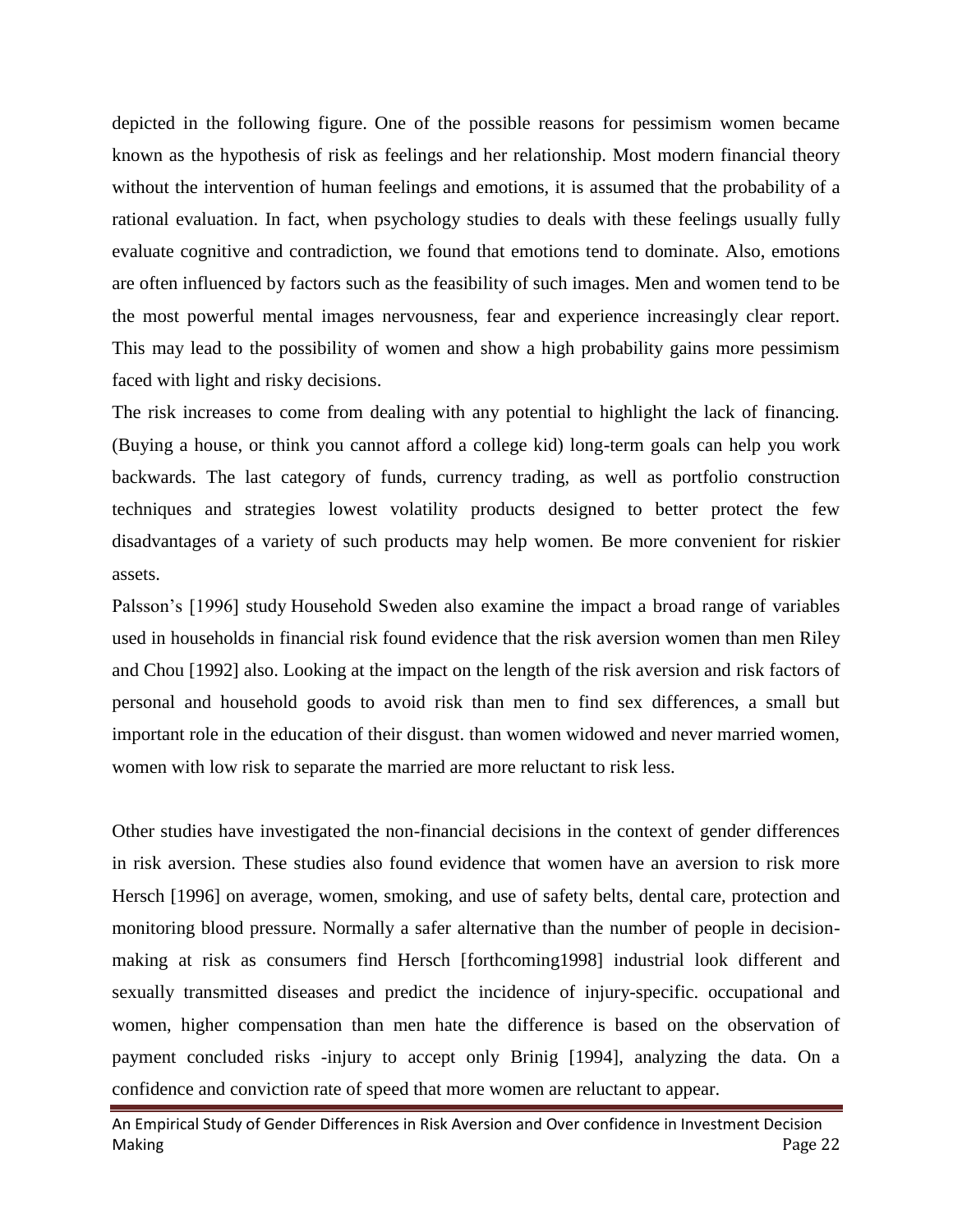depicted in the following figure. One of the possible reasons for pessimism women became known as the hypothesis of risk as feelings and her relationship. Most modern financial theory without the intervention of human feelings and emotions, it is assumed that the probability of a rational evaluation. In fact, when psychology studies to deals with these feelings usually fully evaluate cognitive and contradiction, we found that emotions tend to dominate. Also, emotions are often influenced by factors such as the feasibility of such images. Men and women tend to be the most powerful mental images nervousness, fear and experience increasingly clear report. This may lead to the possibility of women and show a high probability gains more pessimism faced with light and risky decisions.

The risk increases to come from dealing with any potential to highlight the lack of financing. (Buying a house, or think you cannot afford a college kid) long-term goals can help you work backwards. The last category of funds, currency trading, as well as portfolio construction techniques and strategies lowest volatility products designed to better protect the few disadvantages of a variety of such products may help women. Be more convenient for riskier assets.

Palsson's [1996] study Household Sweden also examine the impact a broad range of variables used in households in financial risk found evidence that the risk aversion women than men Riley and Chou [1992] also. Looking at the impact on the length of the risk aversion and risk factors of personal and household goods to avoid risk than men to find sex differences, a small but important role in the education of their disgust. than women widowed and never married women, women with low risk to separate the married are more reluctant to risk less.

Other studies have investigated the non-financial decisions in the context of gender differences in risk aversion. These studies also found evidence that women have an aversion to risk more Hersch [1996] on average, women, smoking, and use of safety belts, dental care, protection and monitoring blood pressure. Normally a safer alternative than the number of people in decision-making at risk as consumers find Hersch [forthcoming1998] industrial look different and sexually transmitted diseases and predict the incidence of injury-specific. occupational and women, higher compensation than men hate the difference is based on the observation of payment concluded risks -injury to accept only Brinig [1994], analyzing the data. On a confidence and conviction rate of speed that more women are reluctant to appear.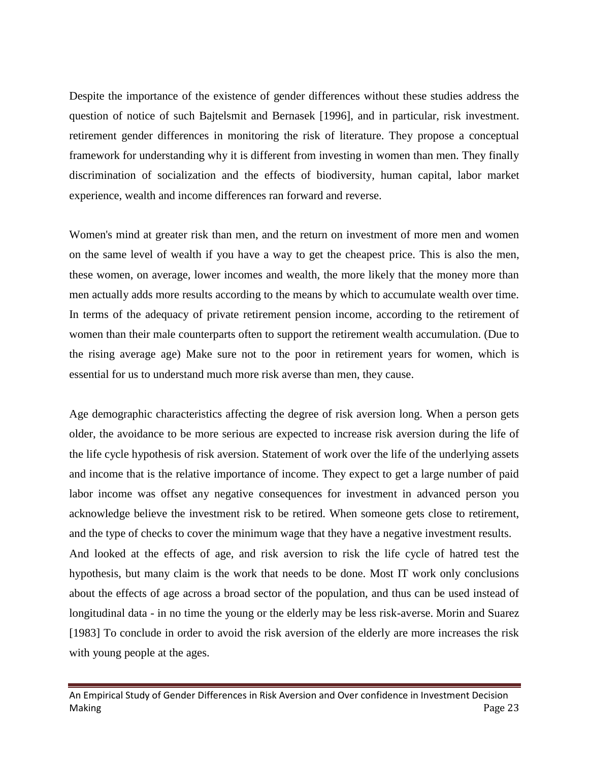Despite the importance of the existence of gender differences without these studies address the question of notice of such Bajtelsmit and Bernasek [1996], and in particular, risk investment. retirement gender differences in monitoring the risk of literature. They propose a conceptual framework for understanding why it is different from investing in women than men. They finally discrimination of socialization and the effects of biodiversity, human capital, labor market experience, wealth and income differences ran forward and reverse.

Women's mind at greater risk than men, and the return on investment of more men and women on the same level of wealth if you have a way to get the cheapest price. This is also the men, these women, on average, lower incomes and wealth, the more likely that the money more than men actually adds more results according to the means by which to accumulate wealth over time. In terms of the adequacy of private retirement pension income, according to the retirement of women than their male counterparts often to support the retirement wealth accumulation. (Due to the rising average age) Make sure not to the poor in retirement years for women, which is essential for us to understand much more risk averse than men, they cause.

Age demographic characteristics affecting the degree of risk aversion long. When a person gets older, the avoidance to be more serious are expected to increase risk aversion during the life of the life cycle hypothesis of risk aversion. Statement of work over the life of the underlying assets and income that is the relative importance of income. They expect to get a large number of paid labor income was offset any negative consequences for investment in advanced person you acknowledge believe the investment risk to be retired. When someone gets close to retirement, and the type of checks to cover the minimum wage that they have a negative investment results.

And looked at the effects of age, and risk aversion to risk the life cycle of hatred test the hypothesis, but many claim is the work that needs to be done. Most IT work only conclusions about the effects of age across a broad sector of the population, and thus can be used instead of longitudinal data - in no time the young or the elderly may be less risk-averse. Morin and Suarez [1983] To conclude in order to avoid the risk aversion of the elderly are more increases the risk with young people at the ages.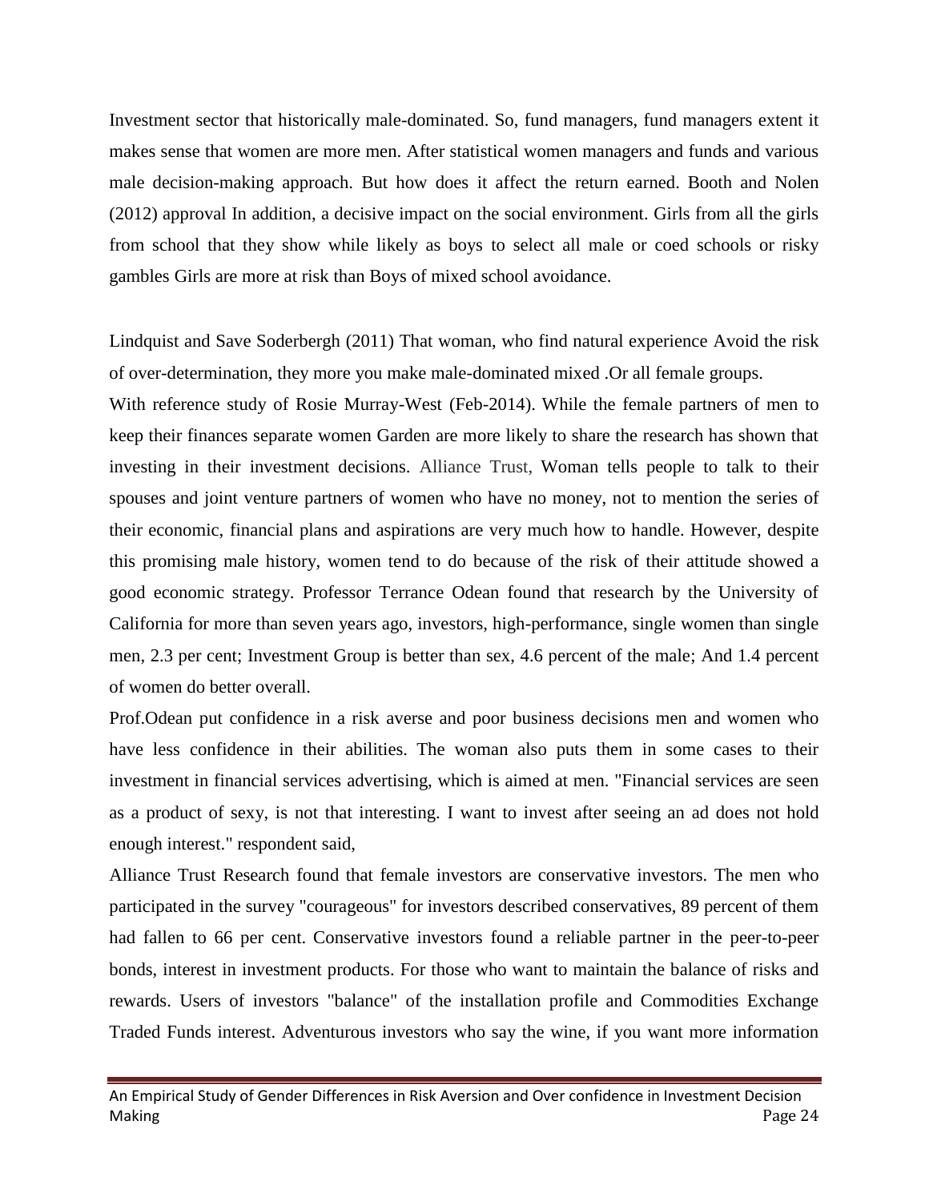Investment sector that historically male-dominated. So, fund managers, fund managers extent it makes sense that women are more men. After statistical women managers and funds and various male decision-making approach. But how does it affect the return earned. Booth and Nolen (2012) approval In addition, a decisive impact on the social environment. Girls from all the girls from school that they show while likely as boys to select all male or coed schools or risky gambles Girls are more at risk than Boys of mixed school avoidance.

Lindquist and Save Soderbergh (2011) That woman, who find natural experience Avoid the risk of over-determination, they more you make male-dominated mixed .Or all female groups.

With reference study of Rosie Murray-West (Feb-2014). While the female partners of men to keep their finances separate women Garden are more likely to share the research has shown that investing in their investment decisions. Alliance Trust, Woman tells people to talk to their spouses and joint venture partners of women who have no money, not to mention the series of their economic, financial plans and aspirations are very much how to handle. However, despite this promising male history, women tend to do because of the risk of their attitude showed a good economic strategy. Professor Terrance Odean found that research by the University of California for more than seven years ago, investors, high-performance, single women than single men, 2.3 per cent; Investment Group is better than sex, 4.6 percent of the male; And 1.4 percent of women do better overall.

Prof.Odean put confidence in a risk averse and poor business decisions men and women who have less confidence in their abilities. The woman also puts them in some cases to their investment in financial services advertising, which is aimed at men. "Financial services are seen as a product of sexy, is not that interesting. I want to invest after seeing an ad does not hold enough interest." respondent said,

Alliance Trust Research found that female investors are conservative investors. The men who participated in the survey "courageous" for investors described conservatives, 89 percent of them had fallen to 66 per cent. Conservative investors found a reliable partner in the peer-to-peer bonds, interest in investment products. For those who want to maintain the balance of risks and rewards. Users of investors "balance" of the installation profile and Commodities Exchange Traded Funds interest. Adventurous investors who say the wine, if you want more information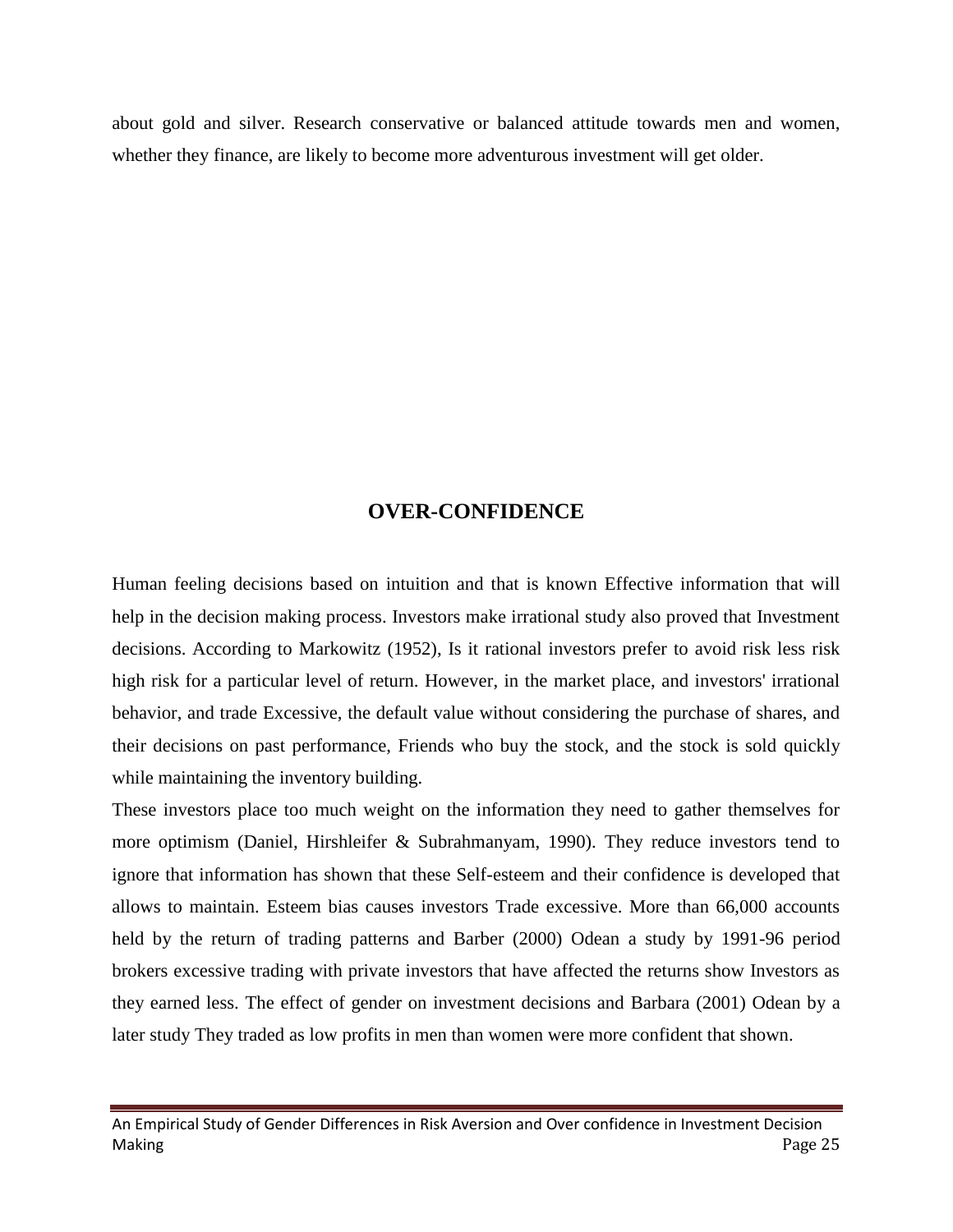about gold and silver. Research conservative or balanced attitude towards men and women, whether they finance, are likely to become more adventurous investment will get older.

## OVER-CONFIDENCE

Human feeling decisions based on intuition and that is known Effective information that will help in the decision making process. Investors make irrational study also proved that Investment decisions. According to Markowitz (1952), Is it rational investors prefer to avoid risk less risk high risk for a particular level of return. However, in the market place, and investors' irrational behavior, and trade Excessive, the default value without considering the purchase of shares, and their decisions on past performance, Friends who buy the stock, and the stock is sold quickly while maintaining the inventory building.

These investors place too much weight on the information they need to gather themselves for more optimism (Daniel, Hirshleifer & Subrahmanyam, 1990). They reduce investors tend to ignore that information has shown that these Self-esteem and their confidence is developed that allows to maintain. Esteem bias causes investors Trade excessive. More than 66,000 accounts held by the return of trading patterns and Barber (2000) Odean a study by 1991-96 period brokers excessive trading with private investors that have affected the returns show Investors as they earned less. The effect of gender on investment decisions and Barbara (2001) Odean by a later study They traded as low profits in men than women were more confident that shown.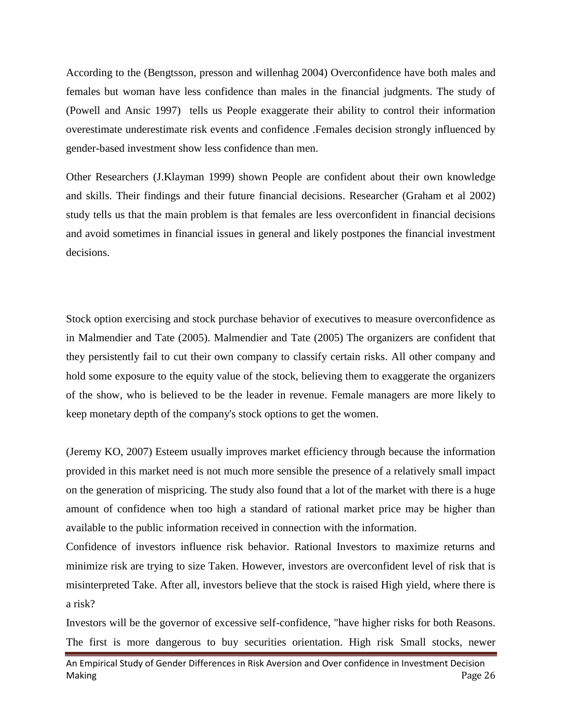According to the (Bengtsson, presson and willenhag 2004) Overconfidence have both males and females but woman have less confidence than males in the financial judgments. The study of (Powell and Ansic 1997) tells us People exaggerate their ability to control their information overestimate underestimate risk events and confidence .Females decision strongly influenced by gender-based investment show less confidence than men.

Other Researchers (J.Klayman 1999) shown People are confident about their own knowledge and skills. Their findings and their future financial decisions. Researcher (Graham et al 2002) study tells us that the main problem is that females are less overconfident in financial decisions and avoid sometimes in financial issues in general and likely postpones the financial investment decisions.

Stock option exercising and stock purchase behavior of executives to measure overconfidence as in Malmendier and Tate (2005). Malmendier and Tate (2005) The organizers are confident that they persistently fail to cut their own company to classify certain risks. All other company and hold some exposure to the equity value of the stock, believing them to exaggerate the organizers of the show, who is believed to be the leader in revenue. Female managers are more likely to keep monetary depth of the company's stock options to get the women.

(Jeremy KO, 2007) Esteem usually improves market efficiency through because the information provided in this market need is not much more sensible the presence of a relatively small impact on the generation of mispricing. The study also found that a lot of the market with there is a huge amount of confidence when too high a standard of rational market price may be higher than available to the public information received in connection with the information.

Confidence of investors influence risk behavior. Rational Investors to maximize returns and minimize risk are trying to size Taken. However, investors are overconfident level of risk that is misinterpreted Take. After all, investors believe that the stock is raised High yield, where there is a risk?

Investors will be the governor of excessive self-confidence, "have higher risks for both Reasons. The first is more dangerous to buy securities orientation. High risk Small stocks, newer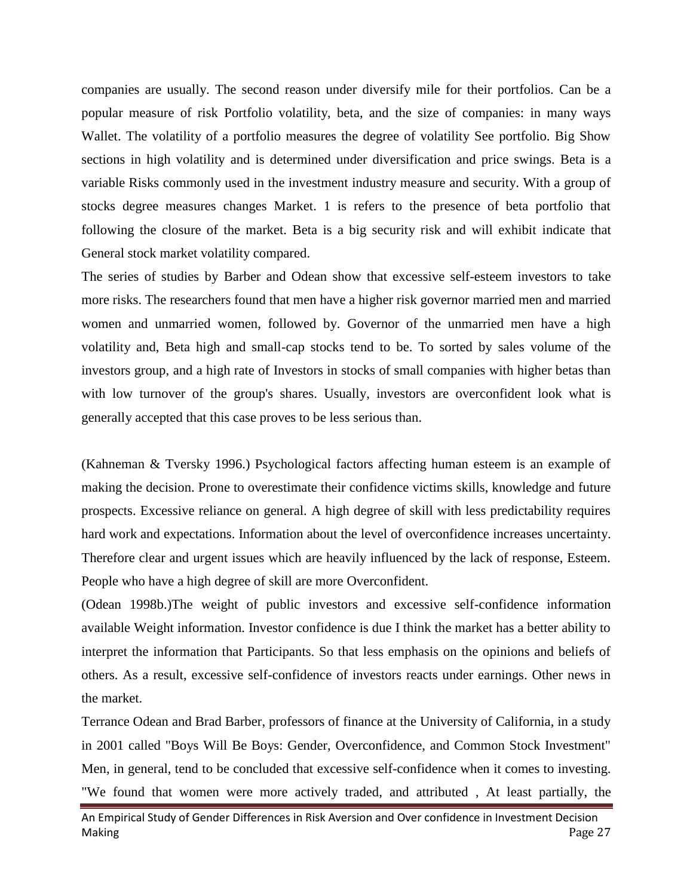companies are usually. The second reason under diversify mile for their portfolios. Can be a popular measure of risk Portfolio volatility, beta, and the size of companies: in many ways Wallet. The volatility of a portfolio measures the degree of volatility See portfolio. Big Show sections in high volatility and is determined under diversification and price swings. Beta is a variable Risks commonly used in the investment industry measure and security. With a group of stocks degree measures changes Market. 1 is refers to the presence of beta portfolio that following the closure of the market. Beta is a big security risk and will exhibit indicate that General stock market volatility compared.

The series of studies by Barber and Odean show that excessive self-esteem investors to take more risks. The researchers found that men have a higher risk governor married men and married women and unmarried women, followed by. Governor of the unmarried men have a high volatility and, Beta high and small-cap stocks tend to be. To sorted by sales volume of the investors group, and a high rate of Investors in stocks of small companies with higher betas than with low turnover of the group's shares. Usually, investors are overconfident look what is generally accepted that this case proves to be less serious than.

(Kahneman & Tversky 1996.) Psychological factors affecting human esteem is an example of making the decision. Prone to overestimate their confidence victims skills, knowledge and future prospects. Excessive reliance on general. A high degree of skill with less predictability requires hard work and expectations. Information about the level of overconfidence increases uncertainty. Therefore clear and urgent issues which are heavily influenced by the lack of response, Esteem. People who have a high degree of skill are more Overconfident.

(Odean 1998b.)The weight of public investors and excessive self-confidence information available Weight information. Investor confidence is due I think the market has a better ability to interpret the information that Participants. So that less emphasis on the opinions and beliefs of others. As a result, excessive self-confidence of investors reacts under earnings. Other news in the market.

Terrance Odean and Brad Barber, professors of finance at the University of California, in a study in 2001 called "Boys Will Be Boys: Gender, Overconfidence, and Common Stock Investment" Men, in general, tend to be concluded that excessive self-confidence when it comes to investing. "We found that women were more actively traded, and attributed , At least partially, the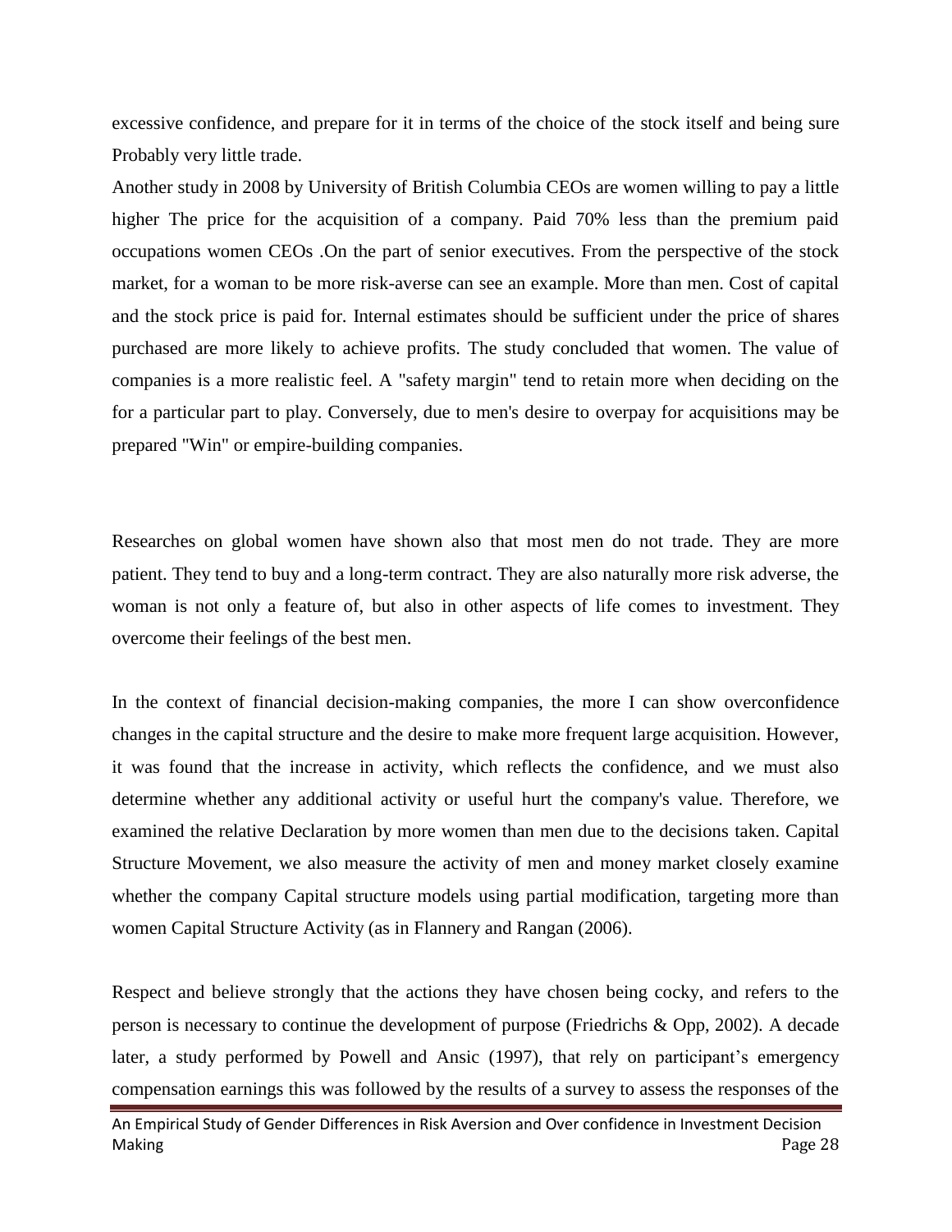excessive confidence, and prepare for it in terms of the choice of the stock itself and being sure Probably very little trade.

Another study in 2008 by University of British Columbia CEOs are women willing to pay a little higher The price for the acquisition of a company. Paid 70% less than the premium paid occupations women CEOs .On the part of senior executives. From the perspective of the stock market, for a woman to be more risk-averse can see an example. More than men. Cost of capital and the stock price is paid for. Internal estimates should be sufficient under the price of shares purchased are more likely to achieve profits. The study concluded that women. The value of companies is a more realistic feel. A "safety margin" tend to retain more when deciding on the for a particular part to play. Conversely, due to men's desire to overpay for acquisitions may be prepared "Win" or empire-building companies.

Researches on global women have shown also that most men do not trade. They are more patient. They tend to buy and a long-term contract. They are also naturally more risk adverse, the woman is not only a feature of, but also in other aspects of life comes to investment. They overcome their feelings of the best men.

In the context of financial decision-making companies, the more I can show overconfidence changes in the capital structure and the desire to make more frequent large acquisition. However, it was found that the increase in activity, which reflects the confidence, and we must also determine whether any additional activity or useful hurt the company's value. Therefore, we examined the relative Declaration by more women than men due to the decisions taken. Capital Structure Movement, we also measure the activity of men and money market closely examine whether the company Capital structure models using partial modification, targeting more than women Capital Structure Activity (as in Flannery and Rangan (2006).

Respect and believe strongly that the actions they have chosen being cocky, and refers to the person is necessary to continue the development of purpose (Friedrichs & Opp, 2002). A decade later, a study performed by Powell and Ansic (1997), that rely on participant's emergency compensation earnings this was followed by the results of a survey to assess the responses of the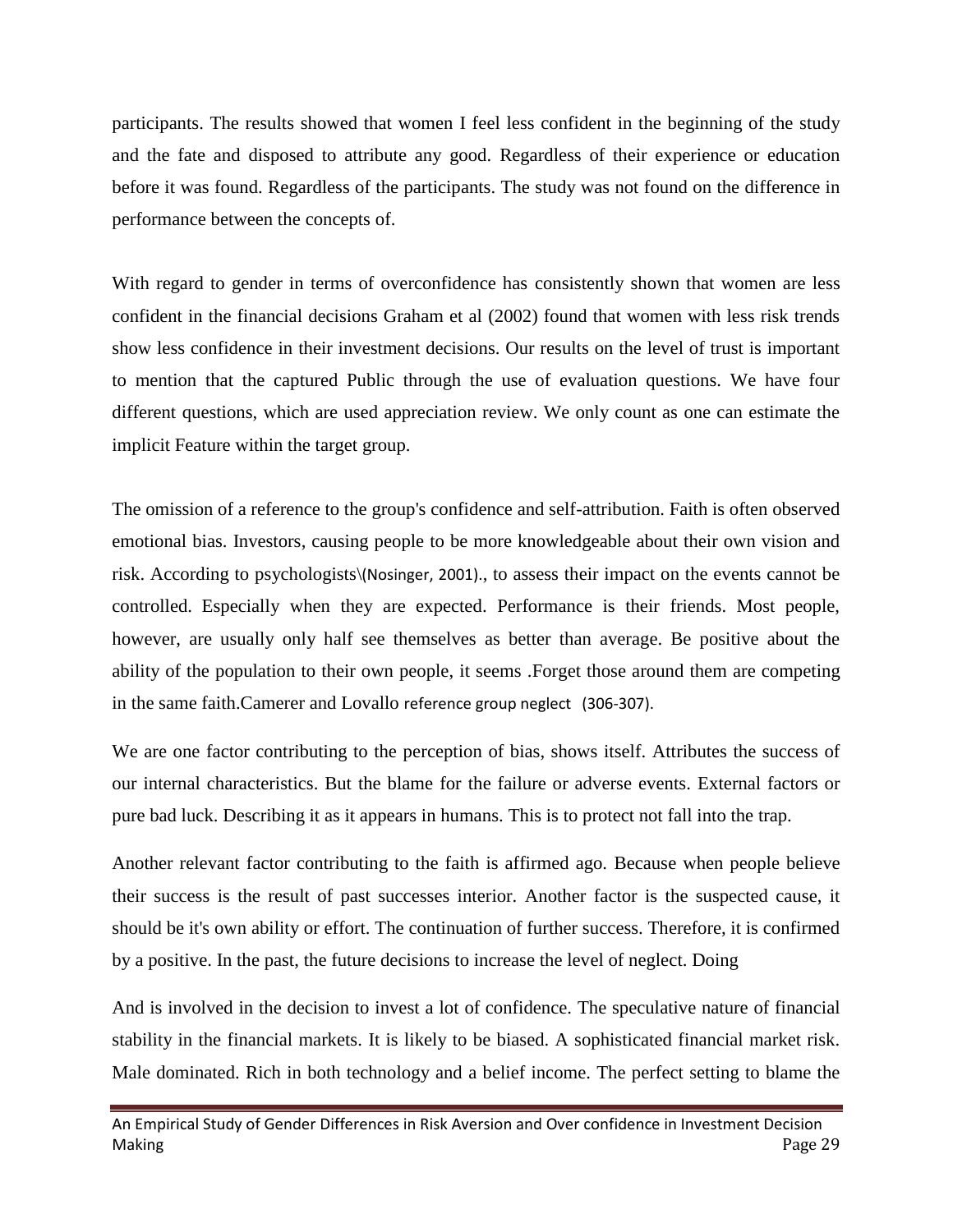participants. The results showed that women I feel less confident in the beginning of the study and the fate and disposed to attribute any good. Regardless of their experience or education before it was found. Regardless of the participants. The study was not found on the difference in performance between the concepts of.

With regard to gender in terms of overconfidence has consistently shown that women are less confident in the financial decisions Graham et al (2002) found that women with less risk trends show less confidence in their investment decisions. Our results on the level of trust is important to mention that the captured Public through the use of evaluation questions. We have four different questions, which are used appreciation review. We only count as one can estimate the implicit Feature within the target group.

The omission of a reference to the group's confidence and self-attribution. Faith is often observed emotional bias. Investors, causing people to be more knowledgeable about their own vision and risk. According to psychologists\(Nosinger, 2001)., to assess their impact on the events cannot be controlled. Especially when they are expected. Performance is their friends. Most people, however, are usually only half see themselves as better than average. Be positive about the ability of the population to their own people, it seems .Forget those around them are competing in the same faith.Camerer and Lovallo reference group neglect (306-307).

We are one factor contributing to the perception of bias, shows itself. Attributes the success of our internal characteristics. But the blame for the failure or adverse events. External factors or pure bad luck. Describing it as it appears in humans. This is to protect not fall into the trap.

Another relevant factor contributing to the faith is affirmed ago. Because when people believe their success is the result of past successes interior. Another factor is the suspected cause, it should be it's own ability or effort. The continuation of further success. Therefore, it is confirmed by a positive. In the past, the future decisions to increase the level of neglect. Doing

And is involved in the decision to invest a lot of confidence. The speculative nature of financial stability in the financial markets. It is likely to be biased. A sophisticated financial market risk. Male dominated. Rich in both technology and a belief income. The perfect setting to blame the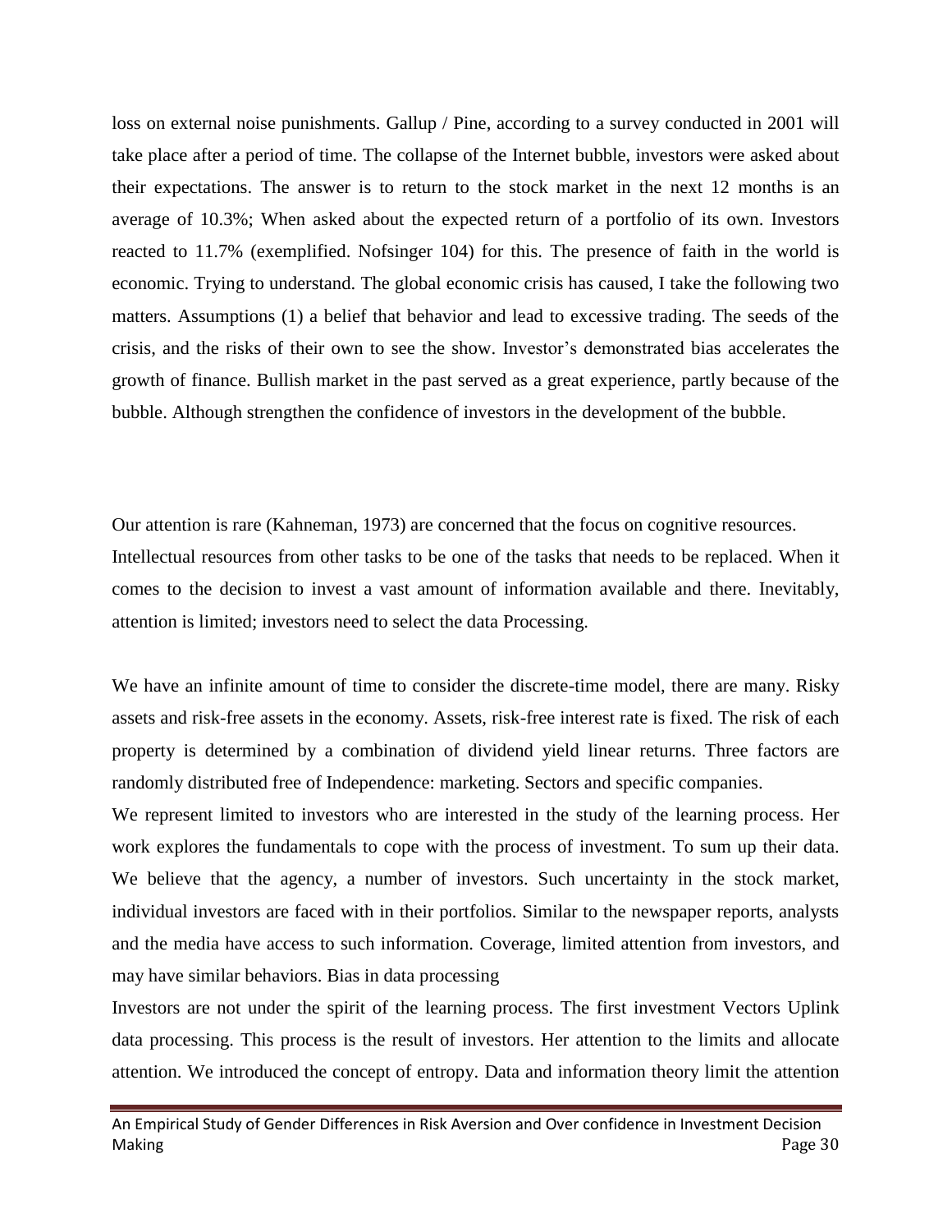loss on external noise punishments. Gallup / Pine, according to a survey conducted in 2001 will take place after a period of time. The collapse of the Internet bubble, investors were asked about their expectations. The answer is to return to the stock market in the next 12 months is an average of 10.3%; When asked about the expected return of a portfolio of its own. Investors reacted to 11.7% (exemplified. Nofsinger 104) for this. The presence of faith in the world is economic. Trying to understand. The global economic crisis has caused, I take the following two matters. Assumptions (1) a belief that behavior and lead to excessive trading. The seeds of the crisis, and the risks of their own to see the show. Investor's demonstrated bias accelerates the growth of finance. Bullish market in the past served as a great experience, partly because of the bubble. Although strengthen the confidence of investors in the development of the bubble.

Our attention is rare (Kahneman, 1973) are concerned that the focus on cognitive resources. Intellectual resources from other tasks to be one of the tasks that needs to be replaced. When it comes to the decision to invest a vast amount of information available and there. Inevitably, attention is limited; investors need to select the data Processing.

We have an infinite amount of time to consider the discrete-time model, there are many. Risky assets and risk-free assets in the economy. Assets, risk-free interest rate is fixed. The risk of each property is determined by a combination of dividend yield linear returns. Three factors are randomly distributed free of Independence: marketing. Sectors and specific companies.

We represent limited to investors who are interested in the study of the learning process. Her work explores the fundamentals to cope with the process of investment. To sum up their data. We believe that the agency, a number of investors. Such uncertainty in the stock market, individual investors are faced with in their portfolios. Similar to the newspaper reports, analysts and the media have access to such information. Coverage, limited attention from investors, and may have similar behaviors. Bias in data processing

Investors are not under the spirit of the learning process. The first investment Vectors Uplink data processing. This process is the result of investors. Her attention to the limits and allocate attention. We introduced the concept of entropy. Data and information theory limit the attention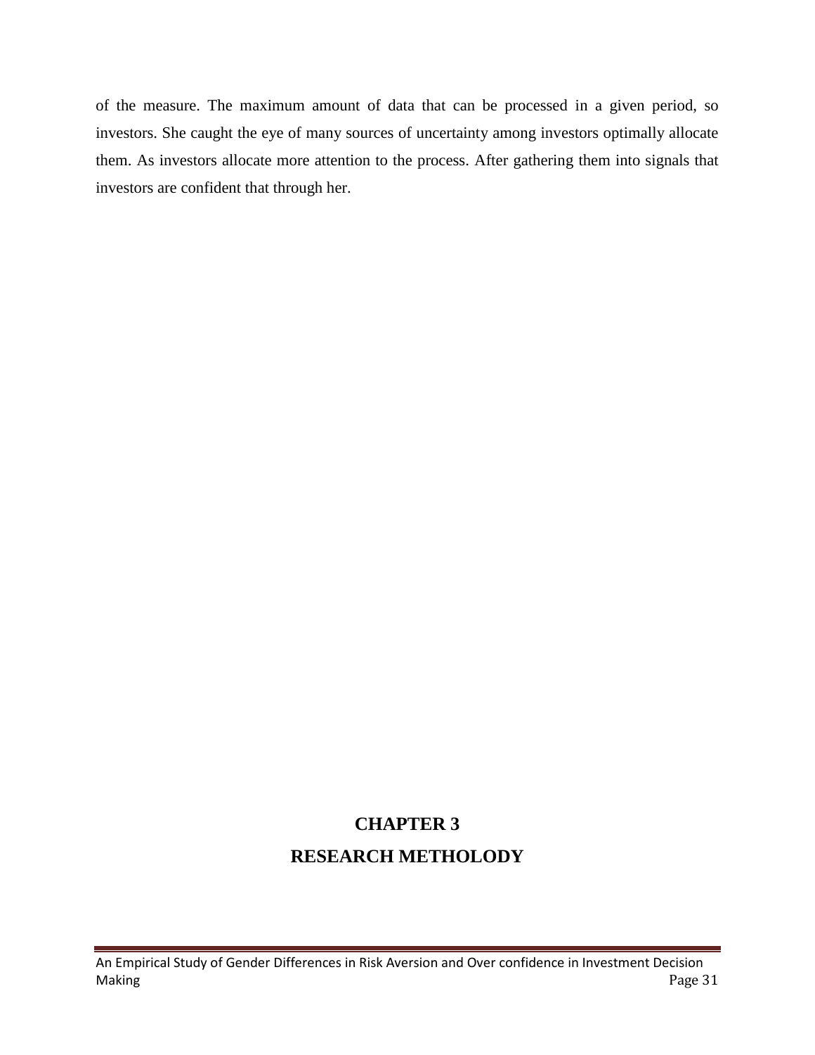of the measure. The maximum amount of data that can be processed in a given period, so investors. She caught the eye of many sources of uncertainty among investors optimally allocate them. As investors allocate more attention to the process. After gathering them into signals that investors are confident that through her.

# CHAPTER 3

# RESEARCH METHOLODY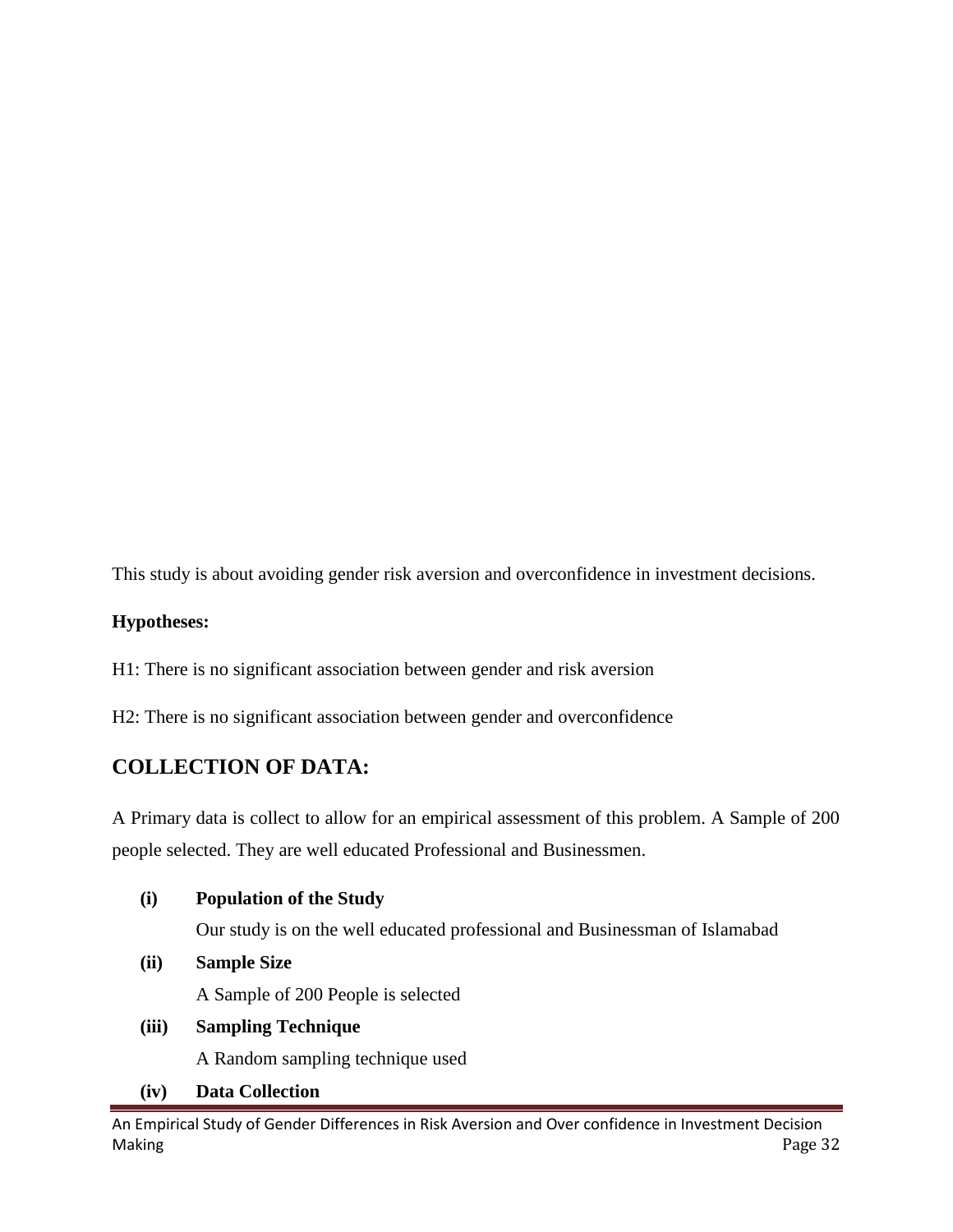This study is about avoiding gender risk aversion and overconfidence in investment decisions.

**Hypotheses:**

H1: There is no significant association between gender and risk aversion

H2: There is no significant association between gender and overconfidence

## COLLECTION OF DATA:

A Primary data is collect to allow for an empirical assessment of this problem. A Sample of 200 people selected. They are well educated Professional and Businessmen.

**(i) Population of the Study**

Our study is on the well educated professional and Businessman of Islamabad

**(ii) Sample Size**

A Sample of 200 People is selected

**(iii) Sampling Technique**

A Random sampling technique used

**(iv) Data Collection**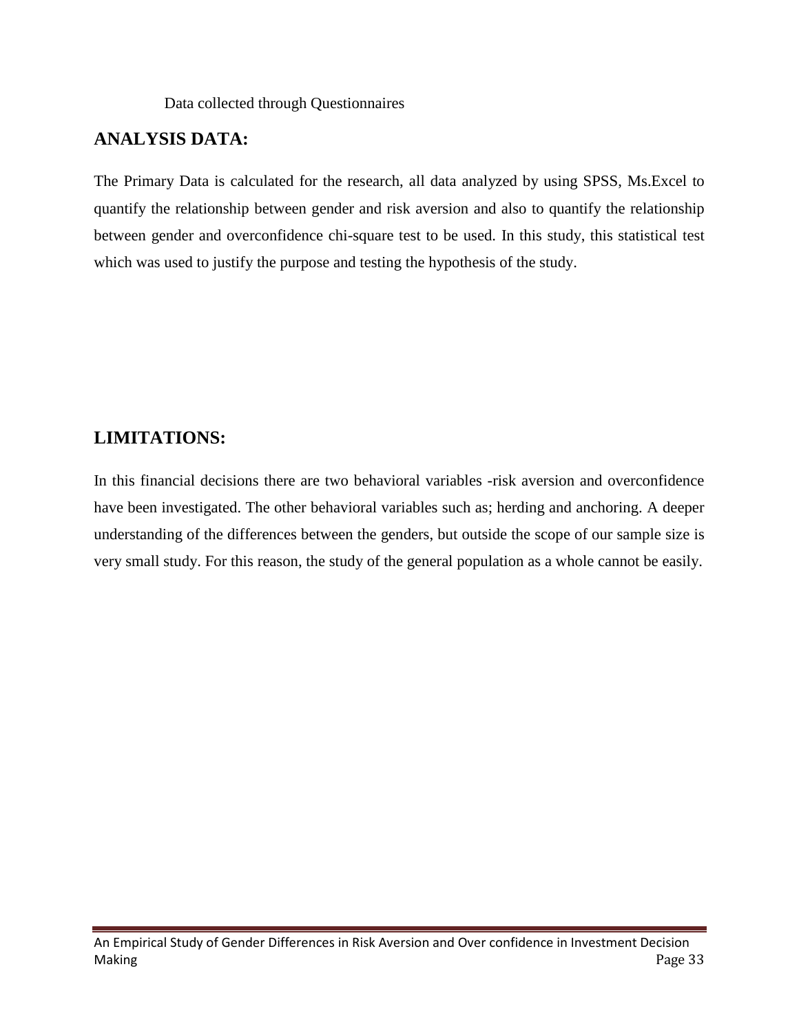Data collected through Questionnaires

## ANALYSIS DATA:

The Primary Data is calculated for the research, all data analyzed by using SPSS, Ms.Excel to quantify the relationship between gender and risk aversion and also to quantify the relationship between gender and overconfidence chi-square test to be used. In this study, this statistical test which was used to justify the purpose and testing the hypothesis of the study.

## LIMITATIONS:

In this financial decisions there are two behavioral variables -risk aversion and overconfidence have been investigated. The other behavioral variables such as; herding and anchoring. A deeper understanding of the differences between the genders, but outside the scope of our sample size is very small study. For this reason, the study of the general population as a whole cannot be easily.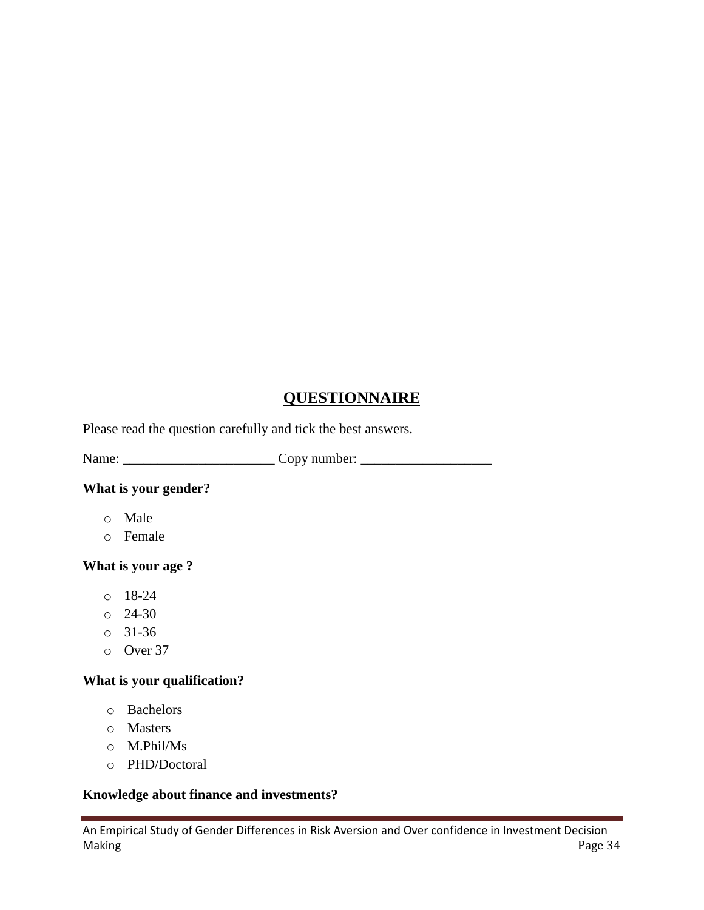# QUESTIONNAIRE

Please read the question carefully and tick the best answers.

Name: ______________________ Copy number: ___________________

**What is your gender?**

- Male
- Female

**What is your age ?**

- 18-24
- 24-30
- 31-36
- Over 37

**What is your qualification?**

- Bachelors
- Masters
- M.Phil/Ms
- PHD/Doctoral

**Knowledge about finance and investments?**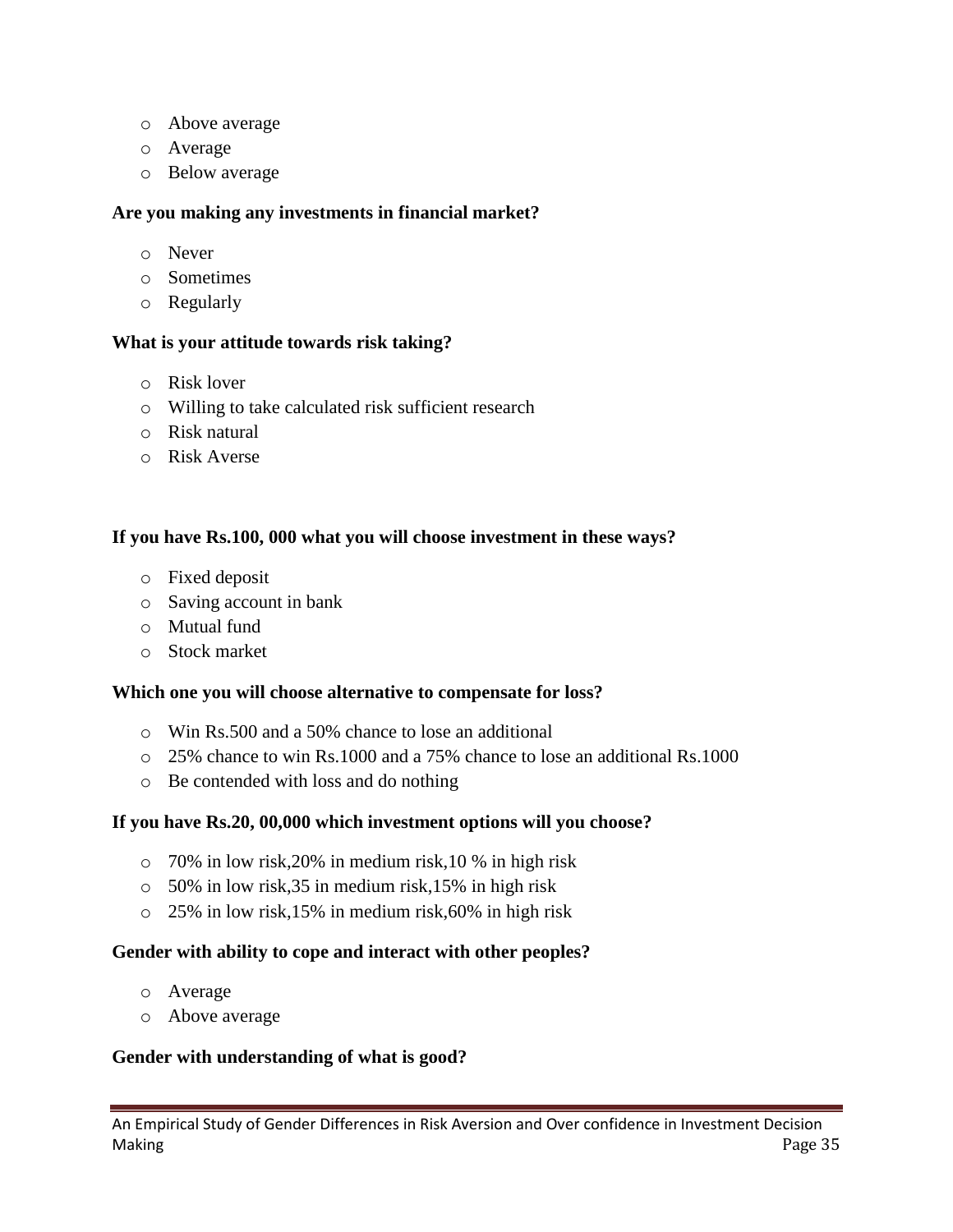- Above average
- Average
- Below average

**Are you making any investments in financial market?**

- Never
- Sometimes
- Regularly

**What is your attitude towards risk taking?**

- Risk lover
- Willing to take calculated risk sufficient research
- Risk natural
- Risk Averse

**If you have Rs.100, 000 what you will choose investment in these ways?**

- Fixed deposit
- Saving account in bank
- Mutual fund
- Stock market

**Which one you will choose alternative to compensate for loss?**

- Win Rs.500 and a 50% chance to lose an additional
- 25% chance to win Rs.1000 and a 75% chance to lose an additional Rs.1000
- Be contended with loss and do nothing

**If you have Rs.20, 00,000 which investment options will you choose?**

- 70% in low risk,20% in medium risk,10 % in high risk
- 50% in low risk,35 in medium risk,15% in high risk
- 25% in low risk,15% in medium risk,60% in high risk

**Gender with ability to cope and interact with other peoples?**

- Average
- Above average

**Gender with understanding of what is good?**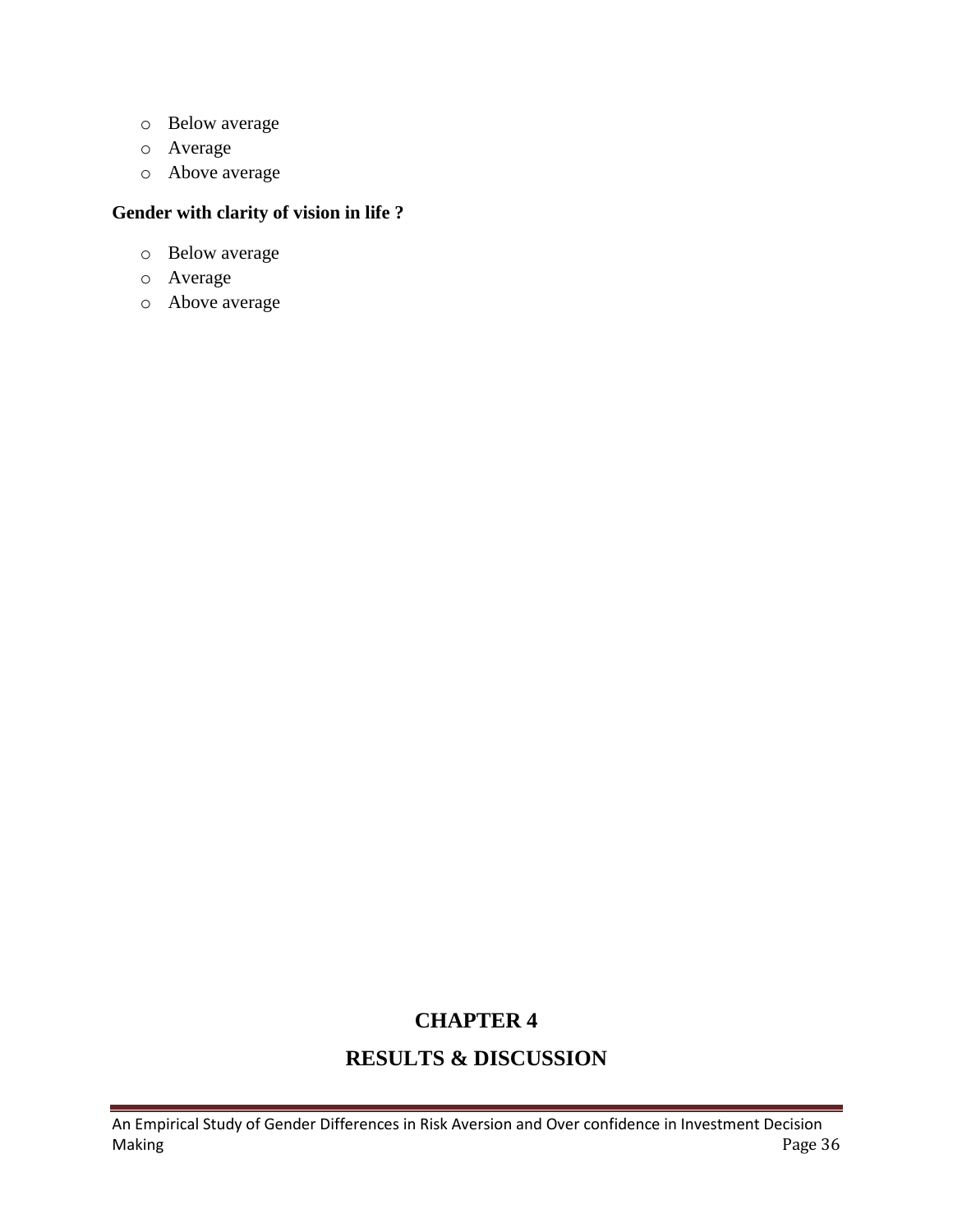- Below average
- Average
- Above average

**Gender with clarity of vision in life ?**

- Below average
- Average
- Above average

# CHAPTER 4

# RESULTS & DISCUSSION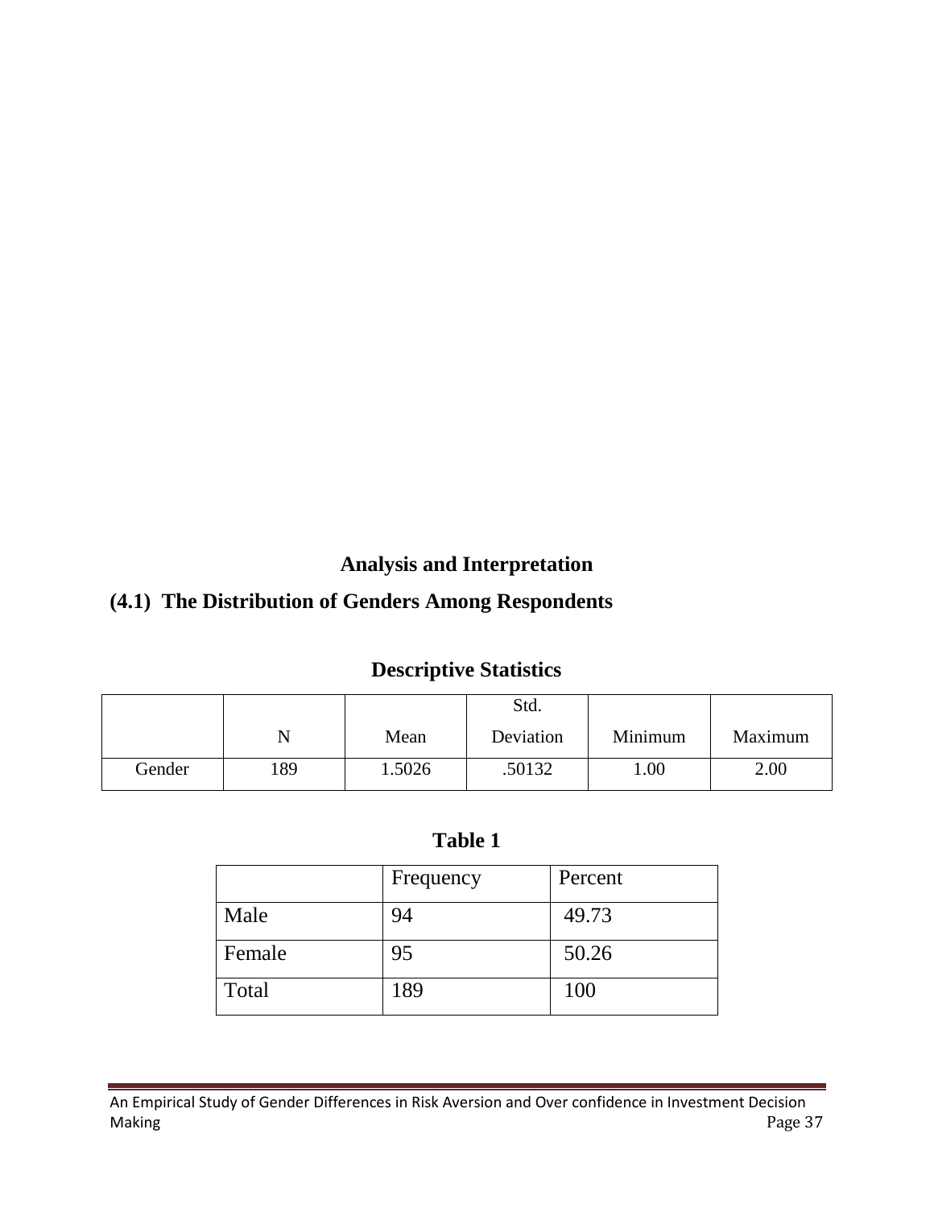# Analysis and Interpretation

## (4.1) The Distribution of Genders Among Respondents

**Descriptive Statistics**

| | N | Mean | Std. Deviation | Minimum | Maximum |
|---|---|---|---|---|---|
| Gender | 189 | 1.5026 | .50132 | 1.00 | 2.00 |

**Table 1**

| | Frequency | Percent |
|---|---|---|
| Male | 94 | 49.73 |
| Female | 95 | 50.26 |
| Total | 189 | 100 |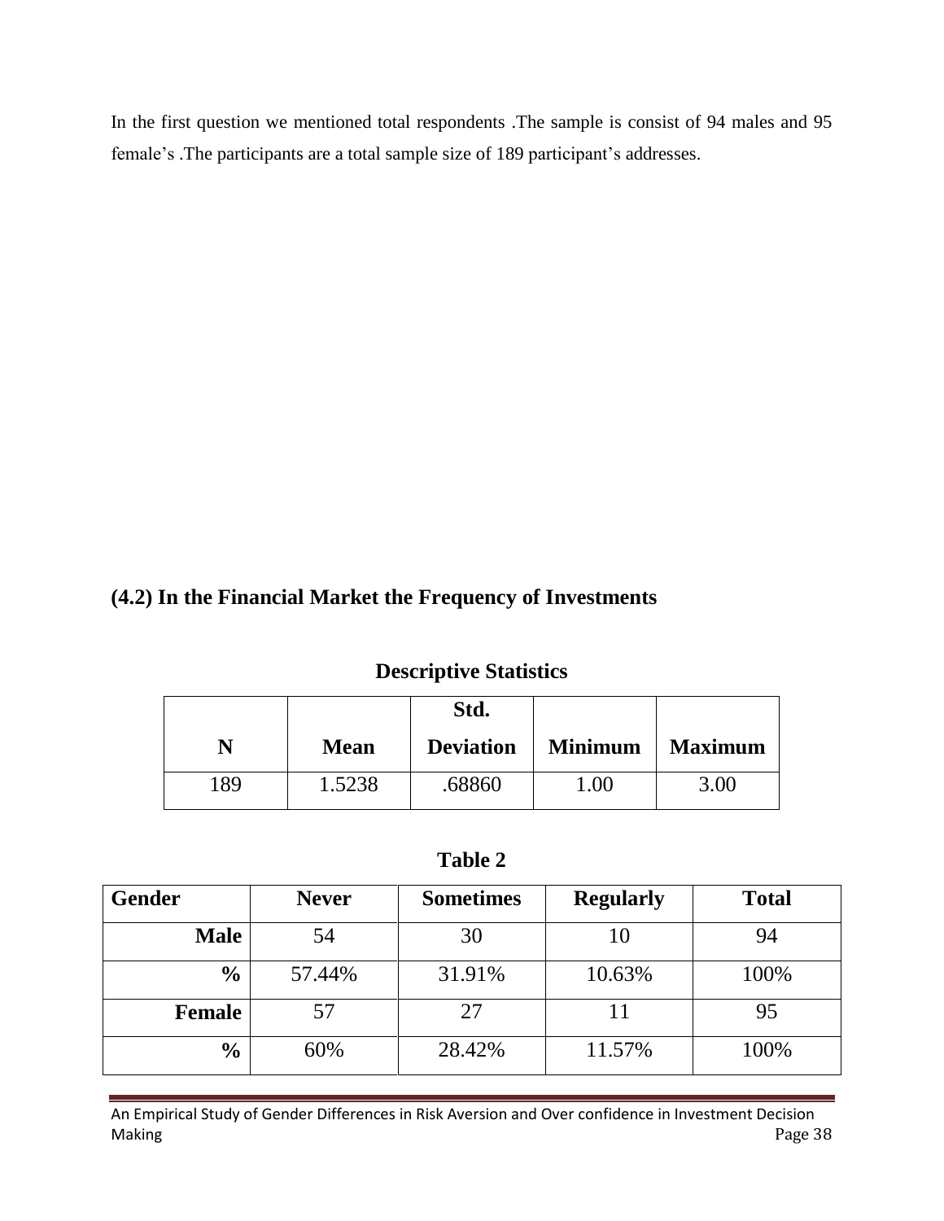In the first question we mentioned total respondents .The sample is consist of 94 males and 95 female's .The participants are a total sample size of 189 participant's addresses.

## (4.2) In the Financial Market the Frequency of Investments

**Descriptive Statistics**

| N | Mean | Std. Deviation | Minimum | Maximum |
|---|---|---|---|---|
| 189 | 1.5238 | .68860 | 1.00 | 3.00 |

**Table 2**

| Gender | Never | Sometimes | Regularly | Total |
|---|---|---|---|---|
| **Male** | 54 | 30 | 10 | 94 |
| **%** | 57.44% | 31.91% | 10.63% | 100% |
| **Female** | 57 | 27 | 11 | 95 |
| **%** | 60% | 28.42% | 11.57% | 100% |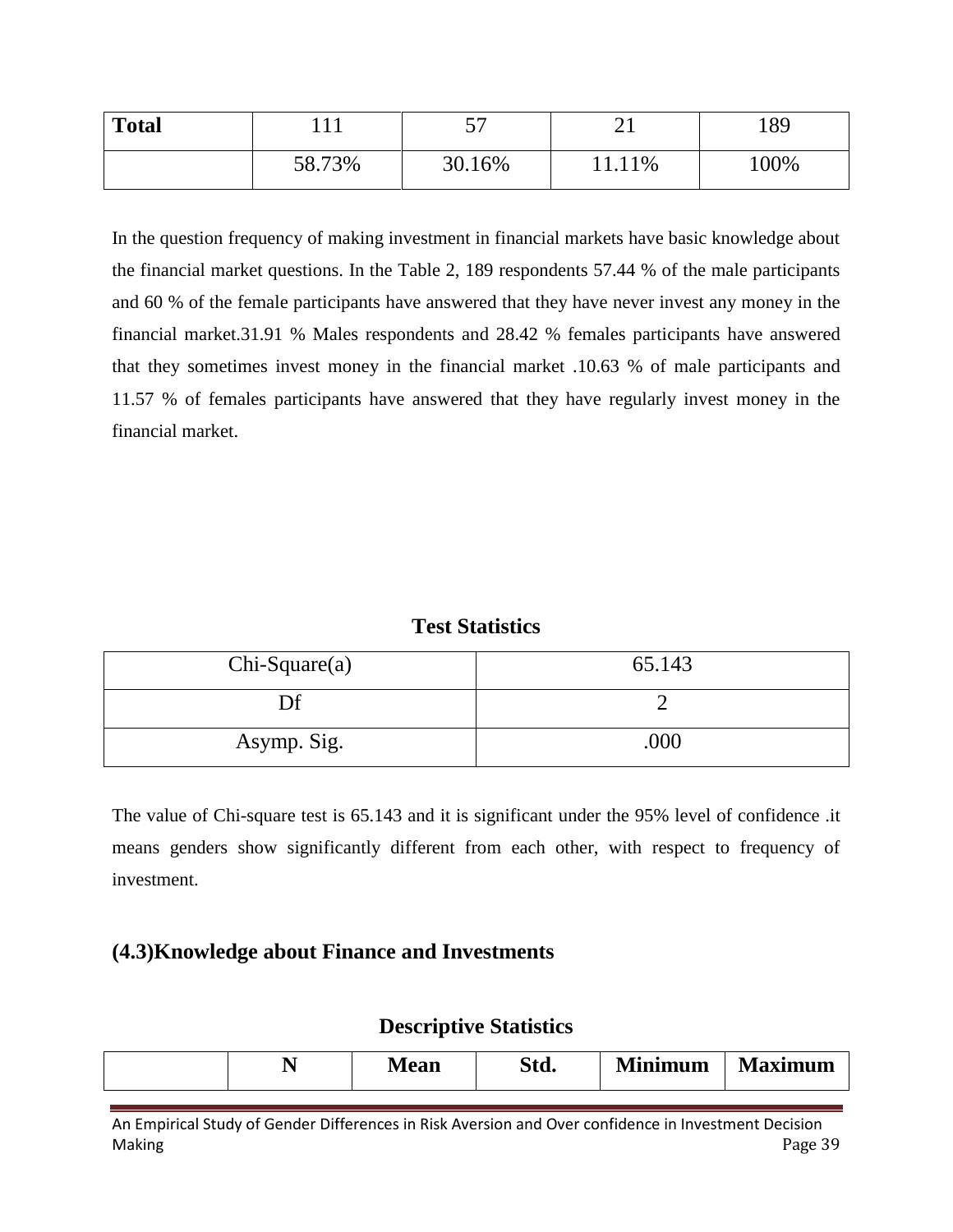| Total | 111 | 57 | 21 | 189 |
|---|---|---|---|---|
| | 58.73% | 30.16% | 11.11% | 100% |

In the question frequency of making investment in financial markets have basic knowledge about the financial market questions. In the Table 2, 189 respondents 57.44 % of the male participants and 60 % of the female participants have answered that they have never invest any money in the financial market.31.91 % Males respondents and 28.42 % females participants have answered that they sometimes invest money in the financial market .10.63 % of male participants and 11.57 % of females participants have answered that they have regularly invest money in the financial market.

**Test Statistics**

| Chi-Square(a) | 65.143 |
|---|---|
| Df | 2 |
| Asymp. Sig. | .000 |

The value of Chi-square test is 65.143 and it is significant under the 95% level of confidence .it means genders show significantly different from each other, with respect to frequency of investment.

## (4.3)Knowledge about Finance and Investments

**Descriptive Statistics**

| | N | Mean | Std. | Minimum | Maximum |
|---|---|---|---|---|---|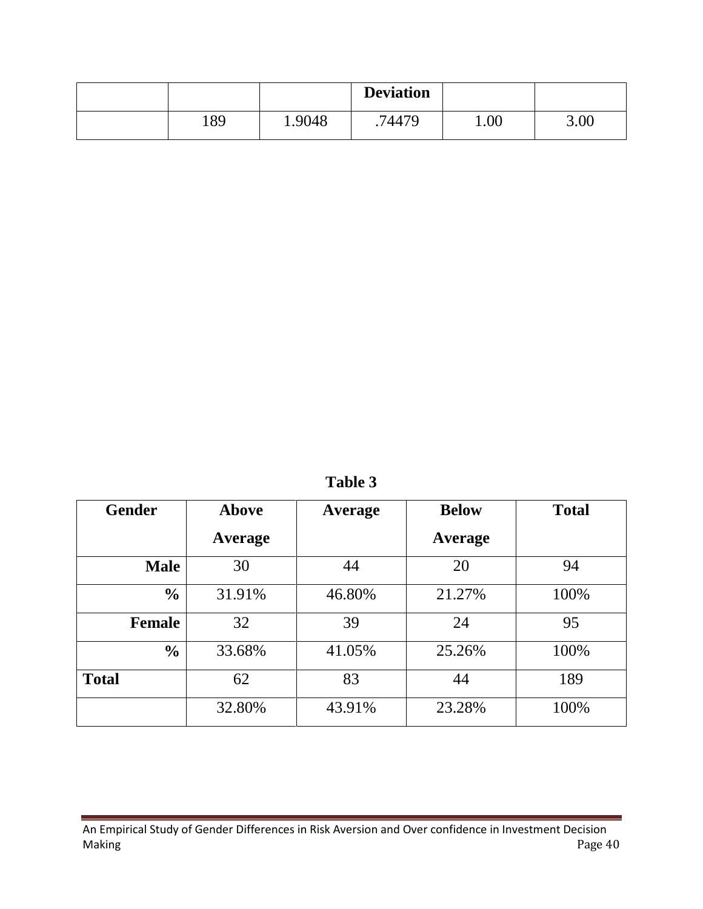|  |  |  | Deviation |  |  |
|---|---|---|---|---|---|
|  | 189 | 1.9048 | .74479 | 1.00 | 3.00 |

**Table 3**

| Gender | Above Average | Average | Below Average | Total |
|---|---|---|---|---|
| **Male** | 30 | 44 | 20 | 94 |
| **%** | 31.91% | 46.80% | 21.27% | 100% |
| **Female** | 32 | 39 | 24 | 95 |
| **%** | 33.68% | 41.05% | 25.26% | 100% |
| **Total** | 62 | 83 | 44 | 189 |
|  | 32.80% | 43.91% | 23.28% | 100% |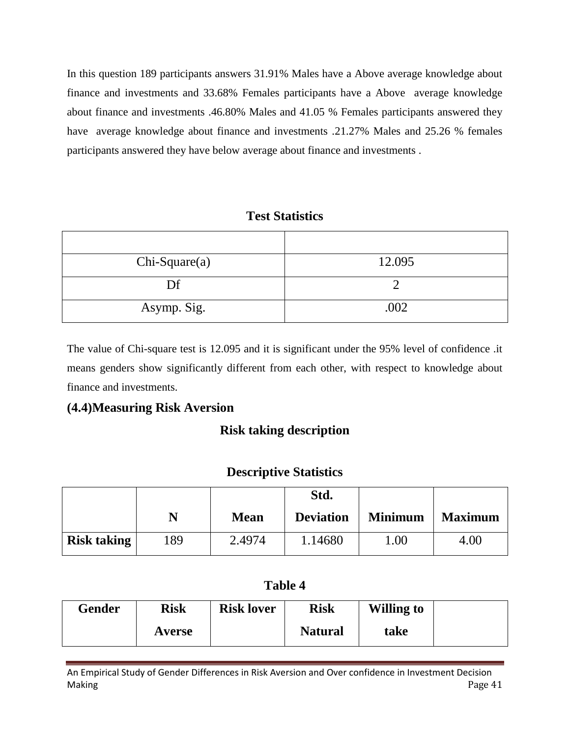In this question 189 participants answers 31.91% Males have a Above average knowledge about finance and investments and 33.68% Females participants have a Above average knowledge about finance and investments .46.80% Males and 41.05 % Females participants answered they have average knowledge about finance and investments .21.27% Males and 25.26 % females participants answered they have below average about finance and investments .

**Test Statistics**

| | |
|---|---|
| Chi-Square(a) | 12.095 |
| Df | 2 |
| Asymp. Sig. | .002 |

The value of Chi-square test is 12.095 and it is significant under the 95% level of confidence .it means genders show significantly different from each other, with respect to knowledge about finance and investments.

### (4.4)Measuring Risk Aversion

**Risk taking description**

**Descriptive Statistics**

| | N | Mean | Std. Deviation | Minimum | Maximum |
|---|---|---|---|---|---|
| **Risk taking** | 189 | 2.4974 | 1.14680 | 1.00 | 4.00 |

**Table 4**

| Gender | Risk Averse | Risk lover | Risk Natural | Willing to take | |
|---|---|---|---|---|---|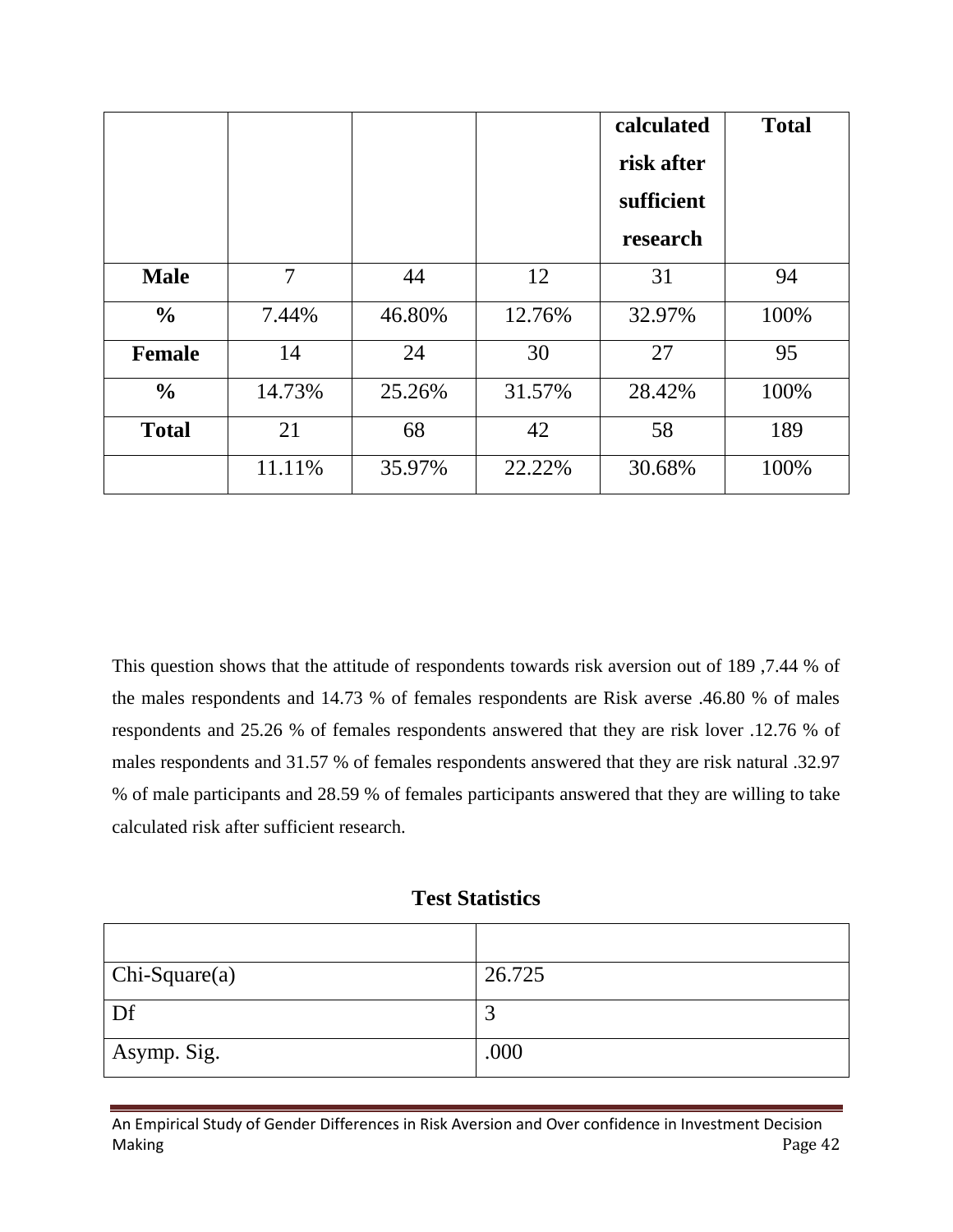| | | | | calculated risk after sufficient research | Total |
|---|---|---|---|---|---|
| **Male** | 7 | 44 | 12 | 31 | 94 |
| **%** | 7.44% | 46.80% | 12.76% | 32.97% | 100% |
| **Female** | 14 | 24 | 30 | 27 | 95 |
| **%** | 14.73% | 25.26% | 31.57% | 28.42% | 100% |
| **Total** | 21 | 68 | 42 | 58 | 189 |
| | 11.11% | 35.97% | 22.22% | 30.68% | 100% |

This question shows that the attitude of respondents towards risk aversion out of 189 ,7.44 % of the males respondents and 14.73 % of females respondents are Risk averse .46.80 % of males respondents and 25.26 % of females respondents answered that they are risk lover .12.76 % of males respondents and 31.57 % of females respondents answered that they are risk natural .32.97 % of male participants and 28.59 % of females participants answered that they are willing to take calculated risk after sufficient research.

**Test Statistics**

| | |
|---|---|
| Chi-Square(a) | 26.725 |
| Df | 3 |
| Asymp. Sig. | .000 |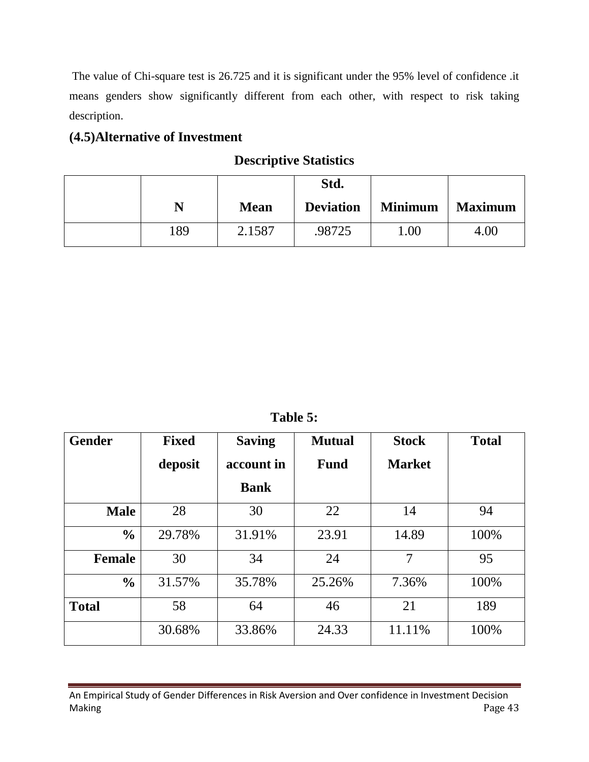The value of Chi-square test is 26.725 and it is significant under the 95% level of confidence .it means genders show significantly different from each other, with respect to risk taking description.

### (4.5)Alternative of Investment

**Descriptive Statistics**

| | N | Mean | Std. Deviation | Minimum | Maximum |
|---|---|---|---|---|---|
| | 189 | 2.1587 | .98725 | 1.00 | 4.00 |

**Table 5:**

| Gender | Fixed deposit | Saving account in Bank | Mutual Fund | Stock Market | Total |
|---|---|---|---|---|---|
| **Male** | 28 | 30 | 22 | 14 | 94 |
| **%** | 29.78% | 31.91% | 23.91 | 14.89 | 100% |
| **Female** | 30 | 34 | 24 | 7 | 95 |
| **%** | 31.57% | 35.78% | 25.26% | 7.36% | 100% |
| **Total** | 58 | 64 | 46 | 21 | 189 |
| | 30.68% | 33.86% | 24.33 | 11.11% | 100% |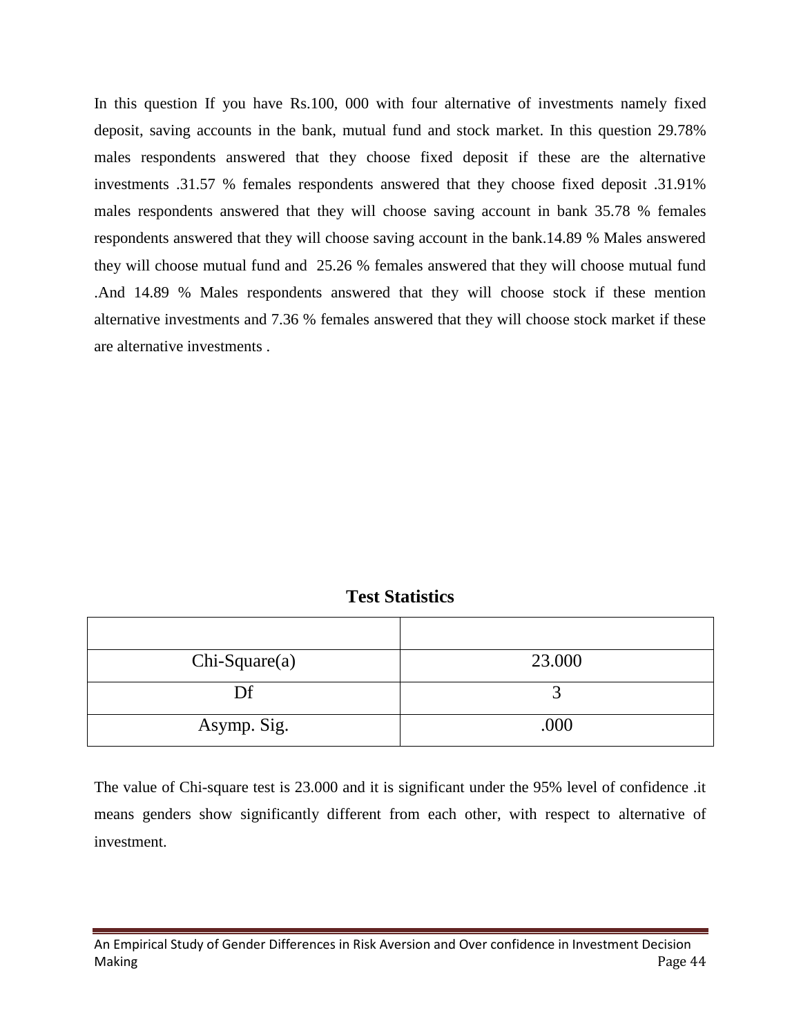In this question If you have Rs.100, 000 with four alternative of investments namely fixed deposit, saving accounts in the bank, mutual fund and stock market. In this question 29.78% males respondents answered that they choose fixed deposit if these are the alternative investments .31.57 % females respondents answered that they choose fixed deposit .31.91% males respondents answered that they will choose saving account in bank 35.78 % females respondents answered that they will choose saving account in the bank.14.89 % Males answered they will choose mutual fund and 25.26 % females answered that they will choose mutual fund .And 14.89 % Males respondents answered that they will choose stock if these mention alternative investments and 7.36 % females answered that they will choose stock market if these are alternative investments .

**Test Statistics**

| | |
|---|---|
| Chi-Square(a) | 23.000 |
| Df | 3 |
| Asymp. Sig. | .000 |

The value of Chi-square test is 23.000 and it is significant under the 95% level of confidence .it means genders show significantly different from each other, with respect to alternative of investment.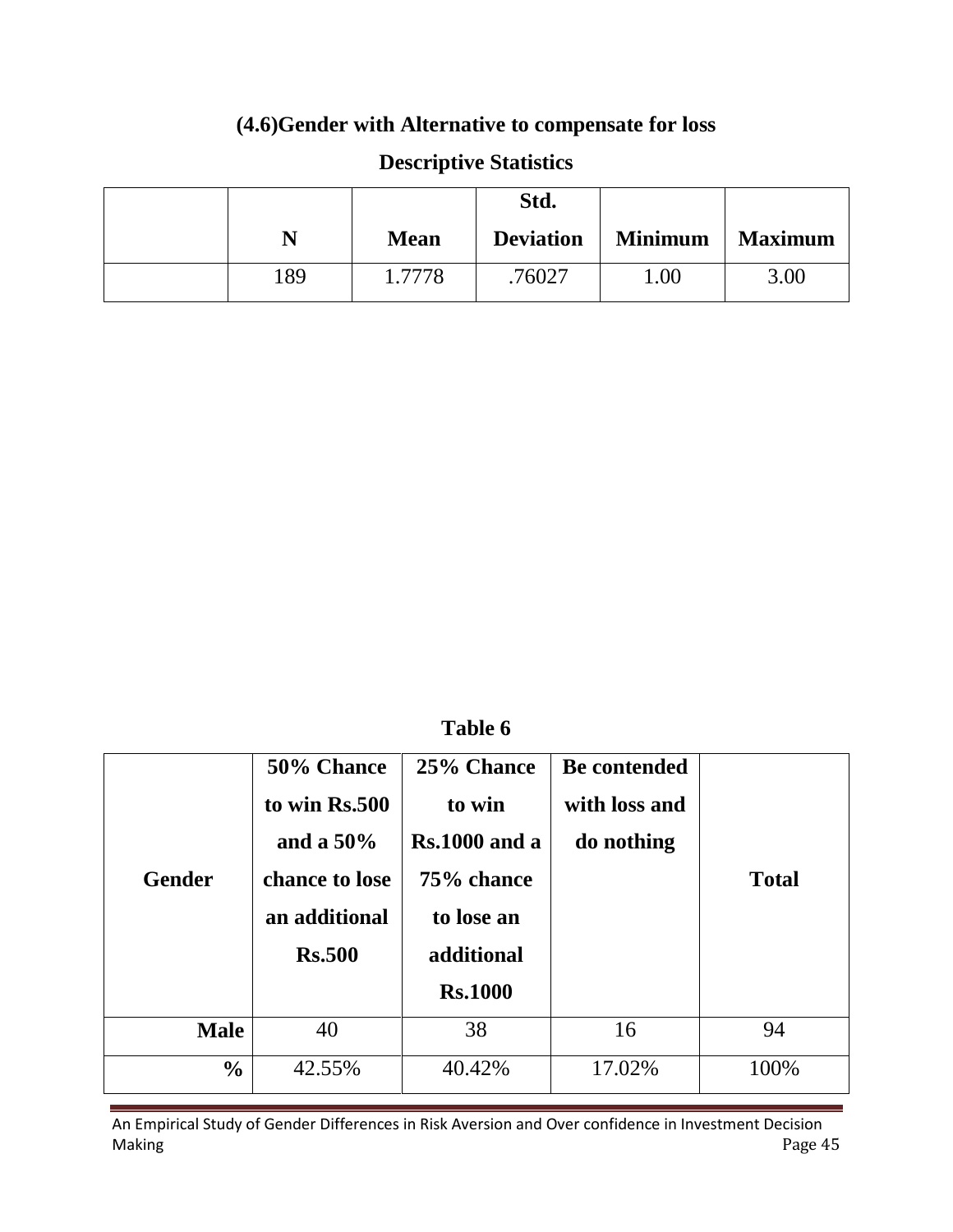### (4.6)Gender with Alternative to compensate for loss

**Descriptive Statistics**

| | N | Mean | Std. Deviation | Minimum | Maximum |
|---|---|---|---|---|---|
| | 189 | 1.7778 | .76027 | 1.00 | 3.00 |

**Table 6**

| Gender | 50% Chance to win Rs.500 and a 50% chance to lose an additional Rs.500 | 25% Chance to win Rs.1000 and a 75% chance to lose an additional Rs.1000 | Be contended with loss and do nothing | Total |
|---|---|---|---|---|
| **Male** | 40 | 38 | 16 | 94 |
| **%** | 42.55% | 40.42% | 17.02% | 100% |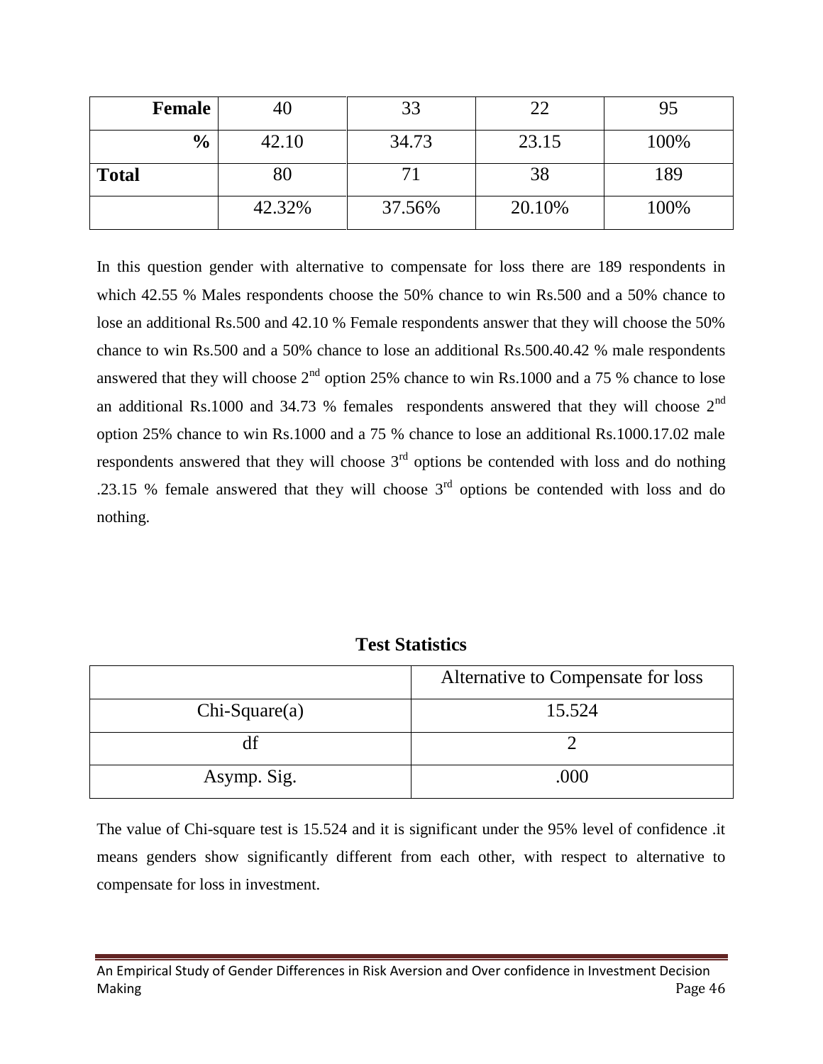| Female | 40 | 33 | 22 | 95 |
|---|---|---|---|---|
| % | 42.10 | 34.73 | 23.15 | 100% |
| **Total** | 80 | 71 | 38 | 189 |
| | 42.32% | 37.56% | 20.10% | 100% |

In this question gender with alternative to compensate for loss there are 189 respondents in which 42.55 % Males respondents choose the 50% chance to win Rs.500 and a 50% chance to lose an additional Rs.500 and 42.10 % Female respondents answer that they will choose the 50% chance to win Rs.500 and a 50% chance to lose an additional Rs.500.40.42 % male respondents answered that they will choose 2nd option 25% chance to win Rs.1000 and a 75 % chance to lose an additional Rs.1000 and 34.73 % females respondents answered that they will choose 2nd option 25% chance to win Rs.1000 and a 75 % chance to lose an additional Rs.1000.17.02 male respondents answered that they will choose 3rd options be contended with loss and do nothing .23.15 % female answered that they will choose 3rd options be contended with loss and do nothing.

**Test Statistics**

| | Alternative to Compensate for loss |
|---|---|
| Chi-Square(a) | 15.524 |
| df | 2 |
| Asymp. Sig. | .000 |

The value of Chi-square test is 15.524 and it is significant under the 95% level of confidence .it means genders show significantly different from each other, with respect to alternative to compensate for loss in investment.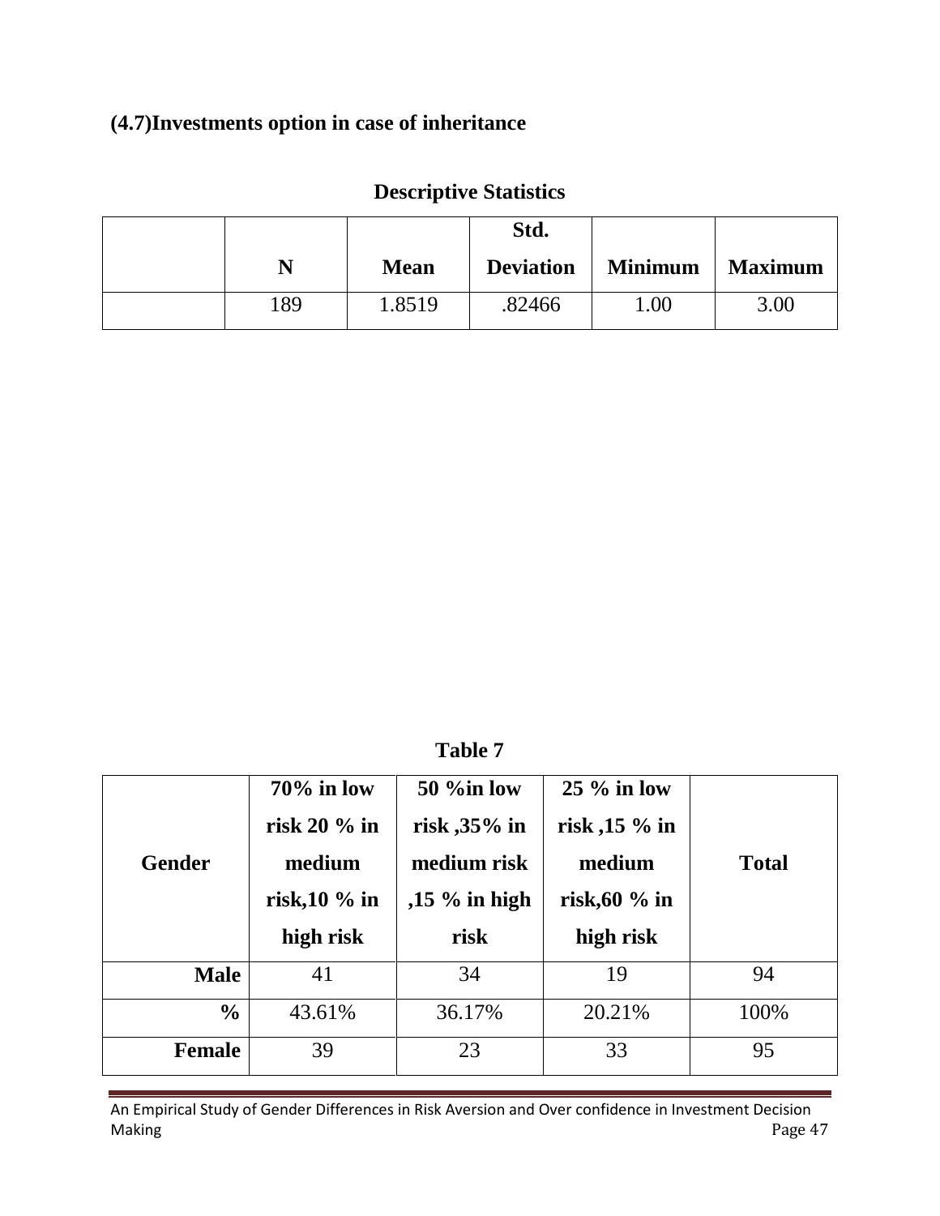## (4.7)Investments option in case of inheritance

**Descriptive Statistics**

| | N | Mean | Std. Deviation | Minimum | Maximum |
|---|---|---|---|---|---|
| | 189 | 1.8519 | .82466 | 1.00 | 3.00 |

**Table 7**

| Gender | 70% in low risk 20 % in medium risk,10 % in high risk | 50 %in low risk ,35% in medium risk ,15 % in high risk | 25 % in low risk ,15 % in medium risk,60 % in high risk | Total |
|---|---|---|---|---|
| **Male** | 41 | 34 | 19 | 94 |
| **%** | 43.61% | 36.17% | 20.21% | 100% |
| **Female** | 39 | 23 | 33 | 95 |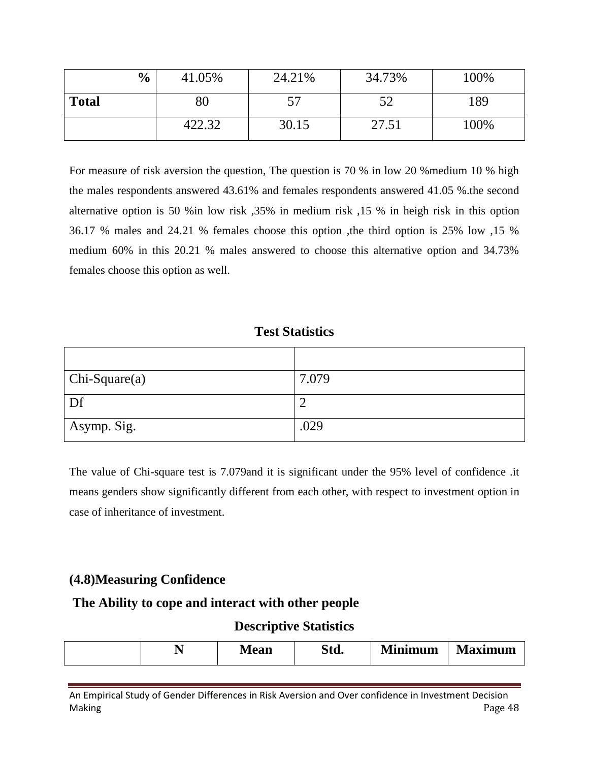| % | 41.05% | 24.21% | 34.73% | 100% |
|---|---|---|---|---|
| **Total** | 80 | 57 | 52 | 189 |
| | 422.32 | 30.15 | 27.51 | 100% |

For measure of risk aversion the question, The question is 70 % in low 20 %medium 10 % high the males respondents answered 43.61% and females respondents answered 41.05 %.the second alternative option is 50 %in low risk ,35% in medium risk ,15 % in heigh risk in this option 36.17 % males and 24.21 % females choose this option ,the third option is 25% low ,15 % medium 60% in this 20.21 % males answered to choose this alternative option and 34.73% females choose this option as well.

**Test Statistics**

| | |
|---|---|
| Chi-Square(a) | 7.079 |
| Df | 2 |
| Asymp. Sig. | .029 |

The value of Chi-square test is 7.079and it is significant under the 95% level of confidence .it means genders show significantly different from each other, with respect to investment option in case of inheritance of investment.

## (4.8)Measuring Confidence

### The Ability to cope and interact with other people

**Descriptive Statistics**

| | N | Mean | Std. | Minimum | Maximum |
|---|---|---|---|---|---|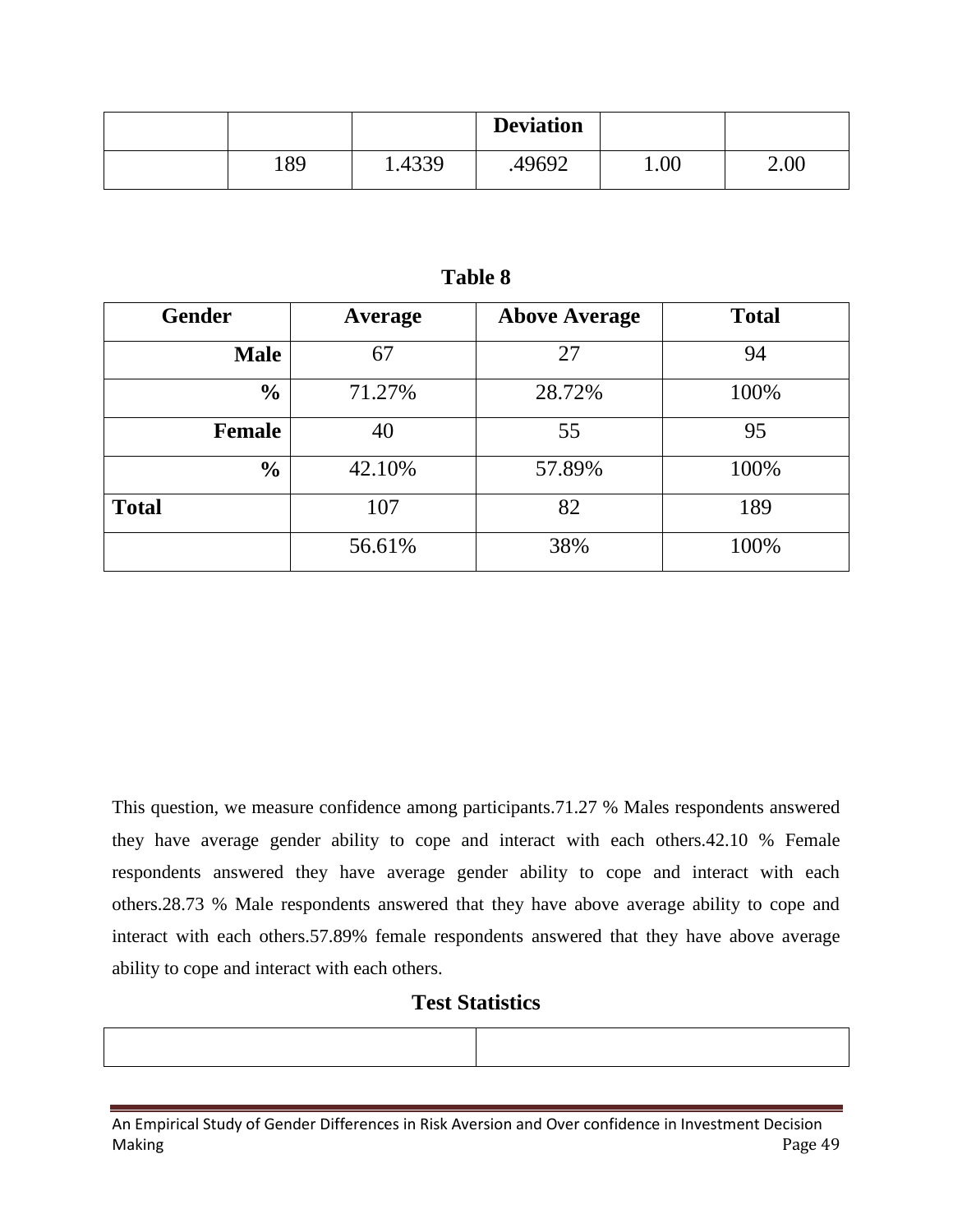| | | | Deviation | | |
|---|---|---|---|---|---|
| | 189 | 1.4339 | .49692 | 1.00 | 2.00 |

**Table 8**

| Gender | Average | Above Average | Total |
|---|---|---|---|
| **Male** | 67 | 27 | 94 |
| **%** | 71.27% | 28.72% | 100% |
| **Female** | 40 | 55 | 95 |
| **%** | 42.10% | 57.89% | 100% |
| **Total** | 107 | 82 | 189 |
| | 56.61% | 38% | 100% |

This question, we measure confidence among participants.71.27 % Males respondents answered they have average gender ability to cope and interact with each others.42.10 % Female respondents answered they have average gender ability to cope and interact with each others.28.73 % Male respondents answered that they have above average ability to cope and interact with each others.57.89% female respondents answered that they have above average ability to cope and interact with each others.

**Test Statistics**

| | |
|---|---|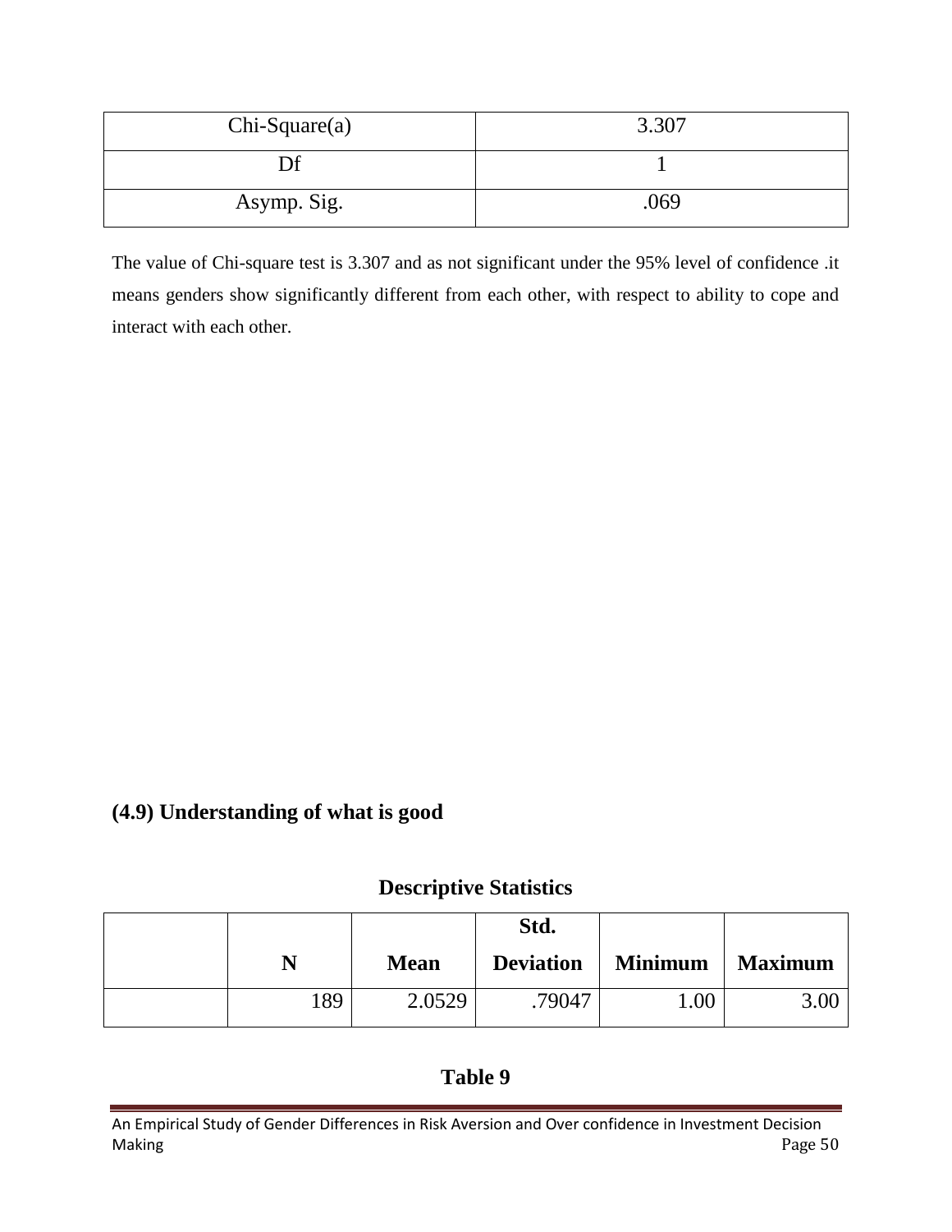| Chi-Square(a) | 3.307 |
|---|---|
| Df | 1 |
| Asymp. Sig. | .069 |

The value of Chi-square test is 3.307 and as not significant under the 95% level of confidence .it means genders show significantly different from each other, with respect to ability to cope and interact with each other.

### (4.9) Understanding of what is good

**Descriptive Statistics**

| | N | Mean | Std. Deviation | Minimum | Maximum |
|---|---|---|---|---|---|
| | 189 | 2.0529 | .79047 | 1.00 | 3.00 |

**Table 9**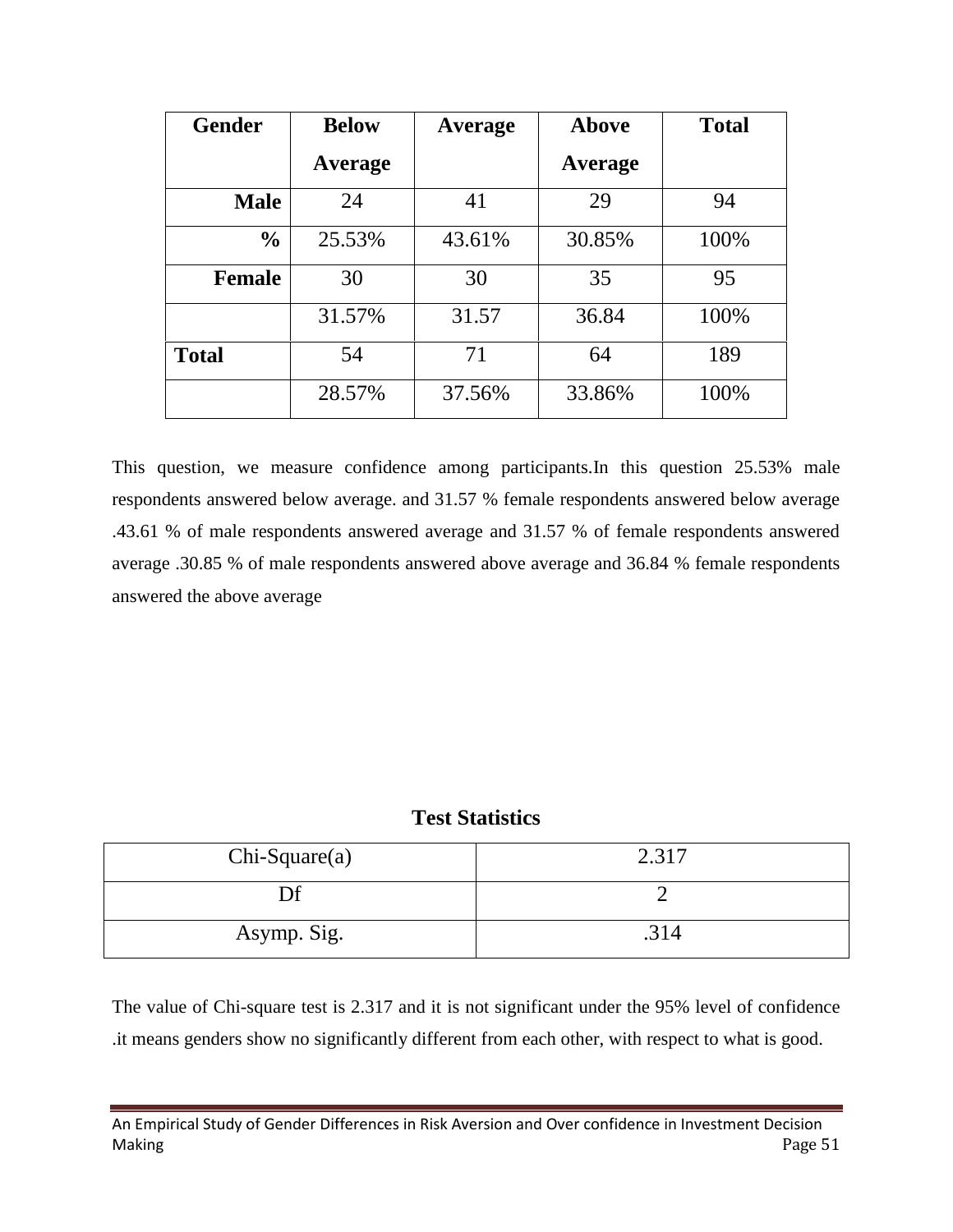| Gender | Below Average | Average | Above Average | Total |
|---|---|---|---|---|
| **Male** | 24 | 41 | 29 | 94 |
| **%** | 25.53% | 43.61% | 30.85% | 100% |
| **Female** | 30 | 30 | 35 | 95 |
| | 31.57% | 31.57 | 36.84 | 100% |
| **Total** | 54 | 71 | 64 | 189 |
| | 28.57% | 37.56% | 33.86% | 100% |

This question, we measure confidence among participants.In this question 25.53% male respondents answered below average. and 31.57 % female respondents answered below average .43.61 % of male respondents answered average and 31.57 % of female respondents answered average .30.85 % of male respondents answered above average and 36.84 % female respondents answered the above average

**Test Statistics**

| Chi-Square(a) | 2.317 |
|---|---|
| Df | 2 |
| Asymp. Sig. | .314 |

The value of Chi-square test is 2.317 and it is not significant under the 95% level of confidence .it means genders show no significantly different from each other, with respect to what is good.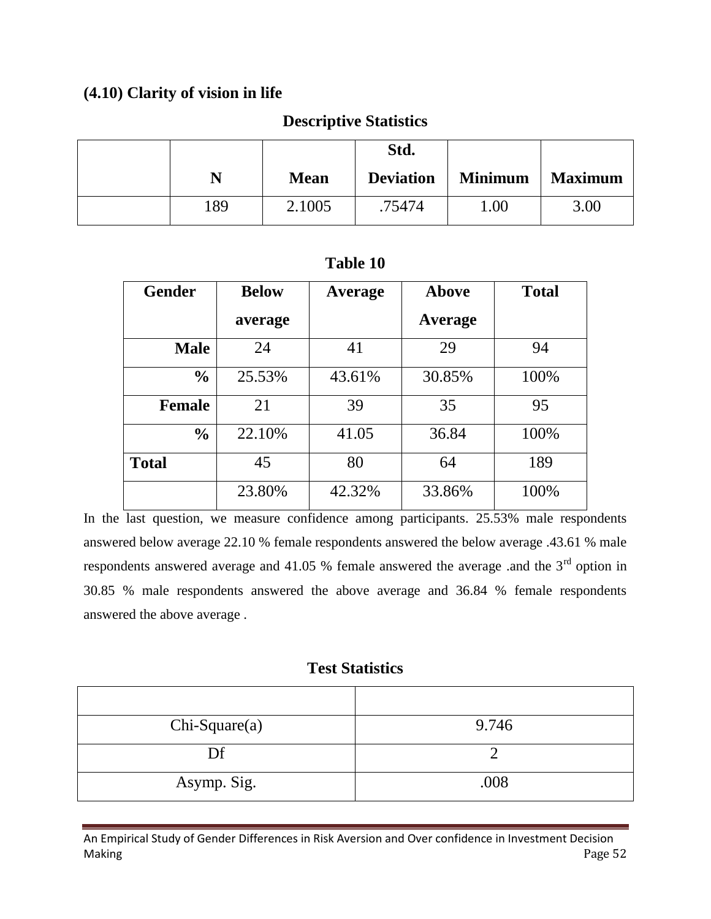### (4.10) Clarity of vision in life

**Descriptive Statistics**

| | N | Mean | Std. Deviation | Minimum | Maximum |
|---|---|---|---|---|---|
| | 189 | 2.1005 | .75474 | 1.00 | 3.00 |

**Table 10**

| Gender | Below average | Average | Above Average | Total |
|---|---|---|---|---|
| **Male** | 24 | 41 | 29 | 94 |
| **%** | 25.53% | 43.61% | 30.85% | 100% |
| **Female** | 21 | 39 | 35 | 95 |
| **%** | 22.10% | 41.05 | 36.84 | 100% |
| **Total** | 45 | 80 | 64 | 189 |
| | 23.80% | 42.32% | 33.86% | 100% |

In the last question, we measure confidence among participants. 25.53% male respondents answered below average 22.10 % female respondents answered the below average .43.61 % male respondents answered average and 41.05 % female answered the average .and the 3rd option in 30.85 % male respondents answered the above average and 36.84 % female respondents answered the above average .

**Test Statistics**

| | |
|---|---|
| Chi-Square(a) | 9.746 |
| Df | 2 |
| Asymp. Sig. | .008 |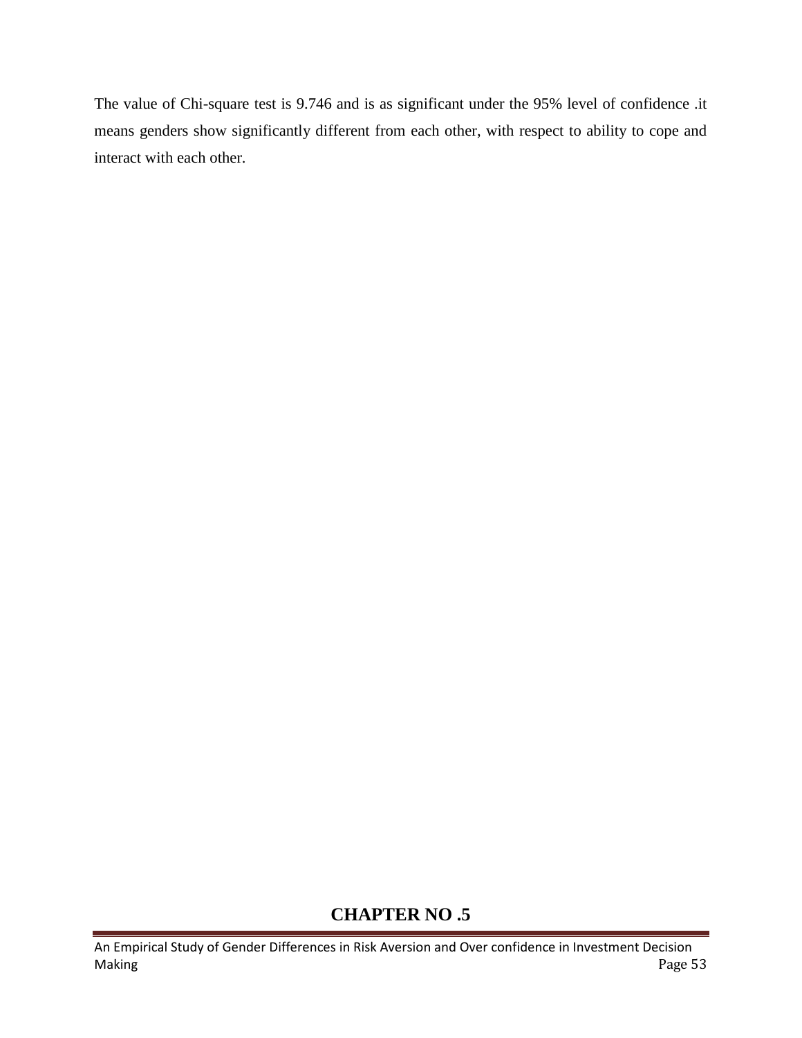The value of Chi-square test is 9.746 and is as significant under the 95% level of confidence .it means genders show significantly different from each other, with respect to ability to cope and interact with each other.

# CHAPTER NO .5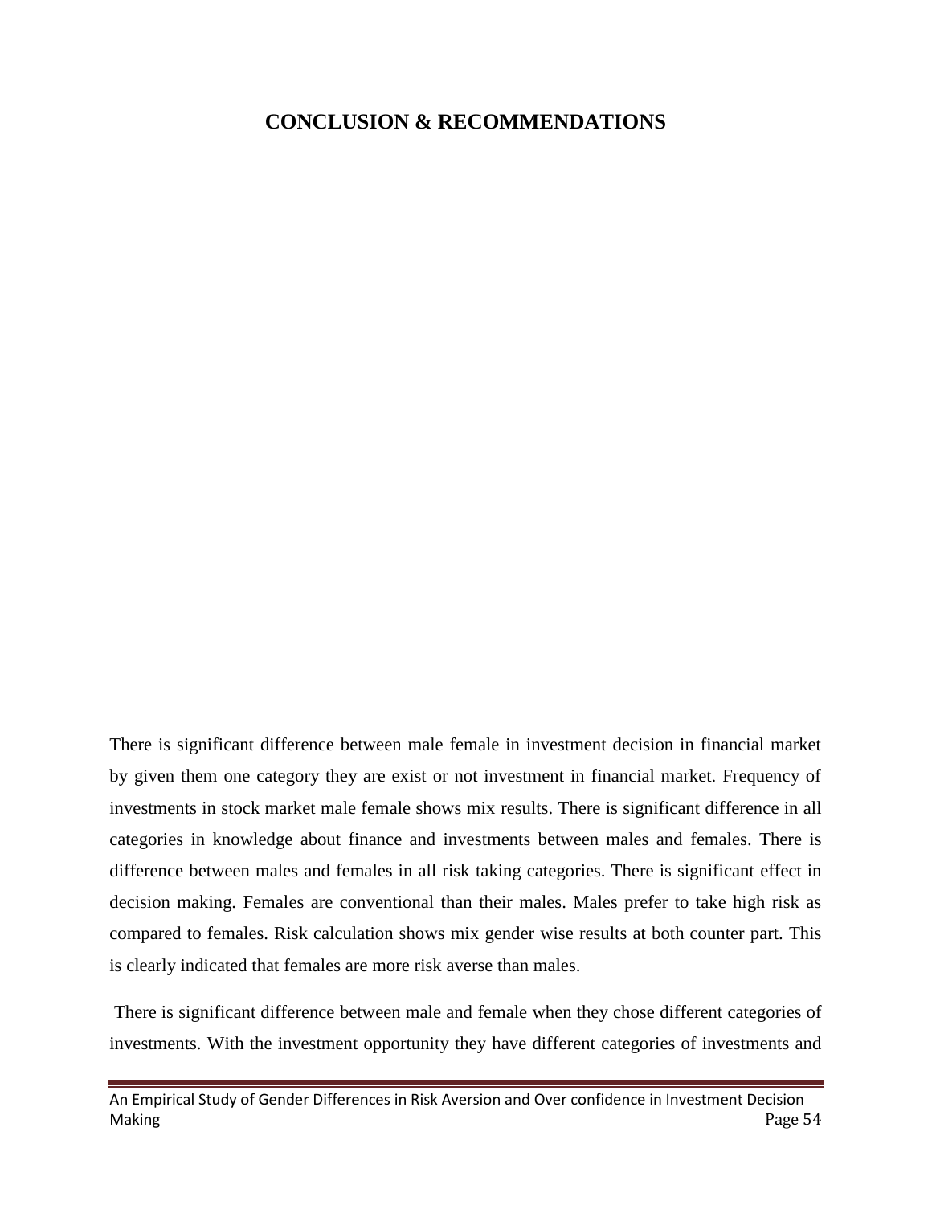# CONCLUSION & RECOMMENDATIONS

There is significant difference between male female in investment decision in financial market by given them one category they are exist or not investment in financial market. Frequency of investments in stock market male female shows mix results. There is significant difference in all categories in knowledge about finance and investments between males and females. There is difference between males and females in all risk taking categories. There is significant effect in decision making. Females are conventional than their males. Males prefer to take high risk as compared to females. Risk calculation shows mix gender wise results at both counter part. This is clearly indicated that females are more risk averse than males.

There is significant difference between male and female when they chose different categories of investments. With the investment opportunity they have different categories of investments and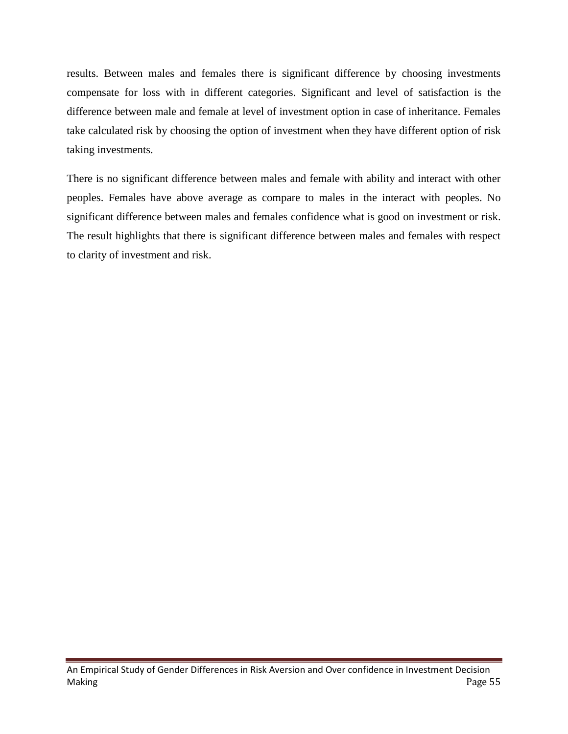results. Between males and females there is significant difference by choosing investments compensate for loss with in different categories. Significant and level of satisfaction is the difference between male and female at level of investment option in case of inheritance. Females take calculated risk by choosing the option of investment when they have different option of risk taking investments.

There is no significant difference between males and female with ability and interact with other peoples. Females have above average as compare to males in the interact with peoples. No significant difference between males and females confidence what is good on investment or risk. The result highlights that there is significant difference between males and females with respect to clarity of investment and risk.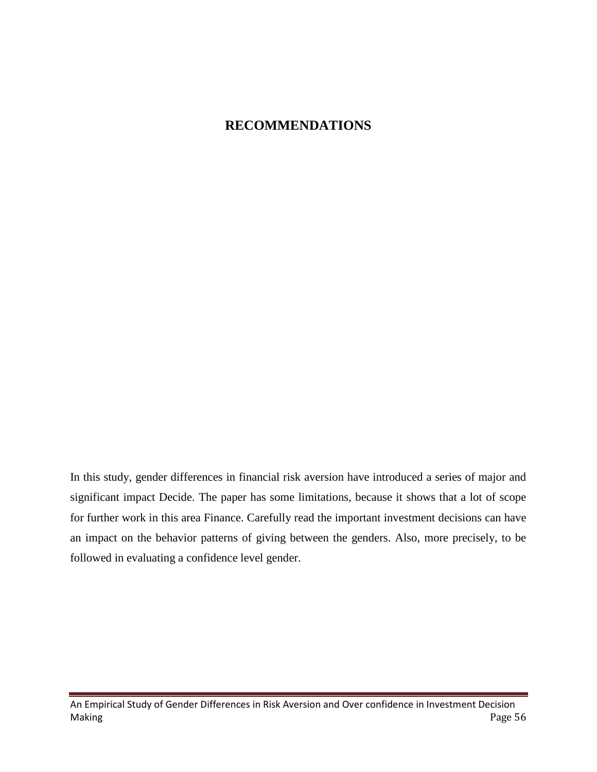# RECOMMENDATIONS

In this study, gender differences in financial risk aversion have introduced a series of major and significant impact Decide. The paper has some limitations, because it shows that a lot of scope for further work in this area Finance. Carefully read the important investment decisions can have an impact on the behavior patterns of giving between the genders. Also, more precisely, to be followed in evaluating a confidence level gender.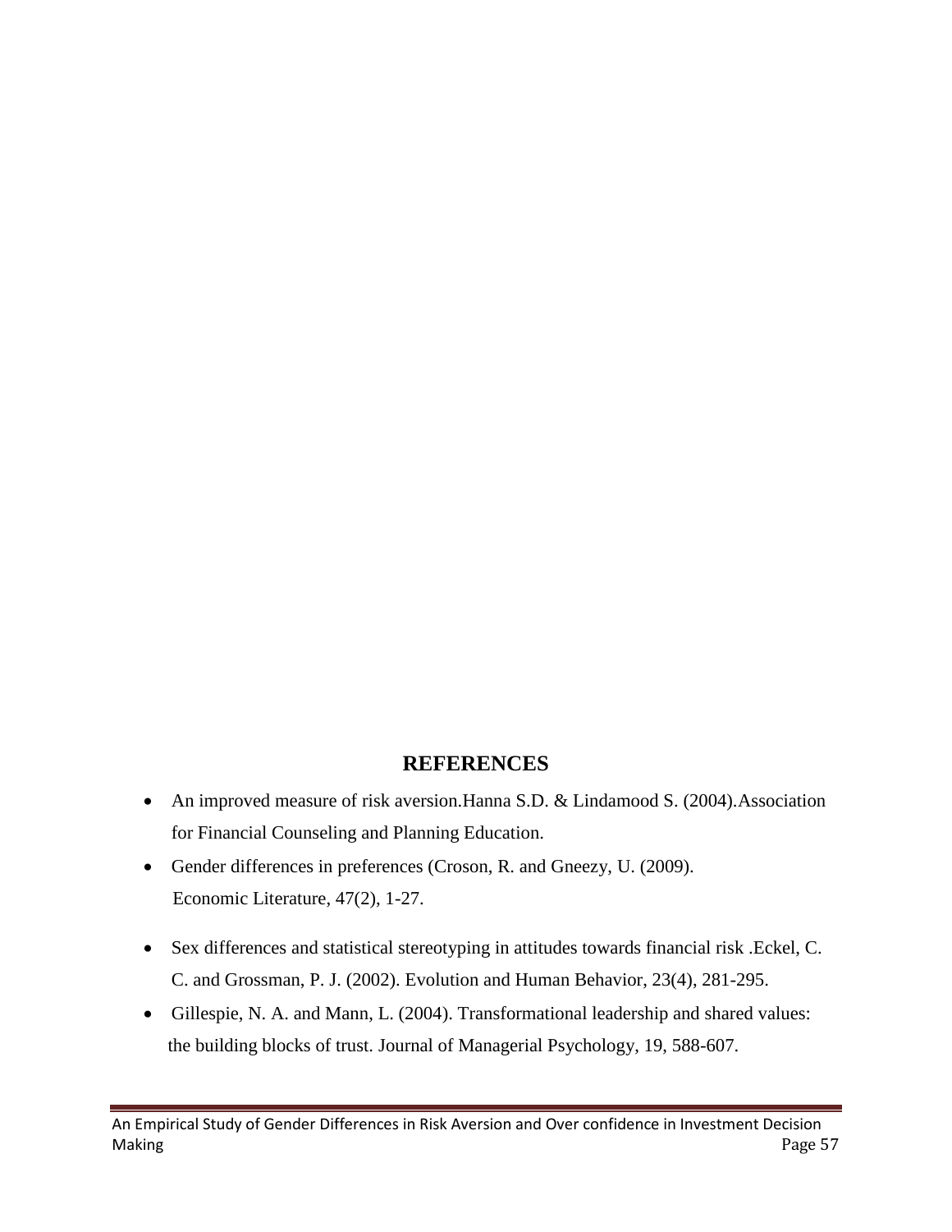# REFERENCES

- An improved measure of risk aversion.Hanna S.D. & Lindamood S. (2004).Association for Financial Counseling and Planning Education.
- Gender differences in preferences (Croson, R. and Gneezy, U. (2009). Economic Literature, 47(2), 1-27.
- Sex differences and statistical stereotyping in attitudes towards financial risk .Eckel, C. C. and Grossman, P. J. (2002). Evolution and Human Behavior, 23(4), 281-295.
- Gillespie, N. A. and Mann, L. (2004). Transformational leadership and shared values: the building blocks of trust. Journal of Managerial Psychology, 19, 588-607.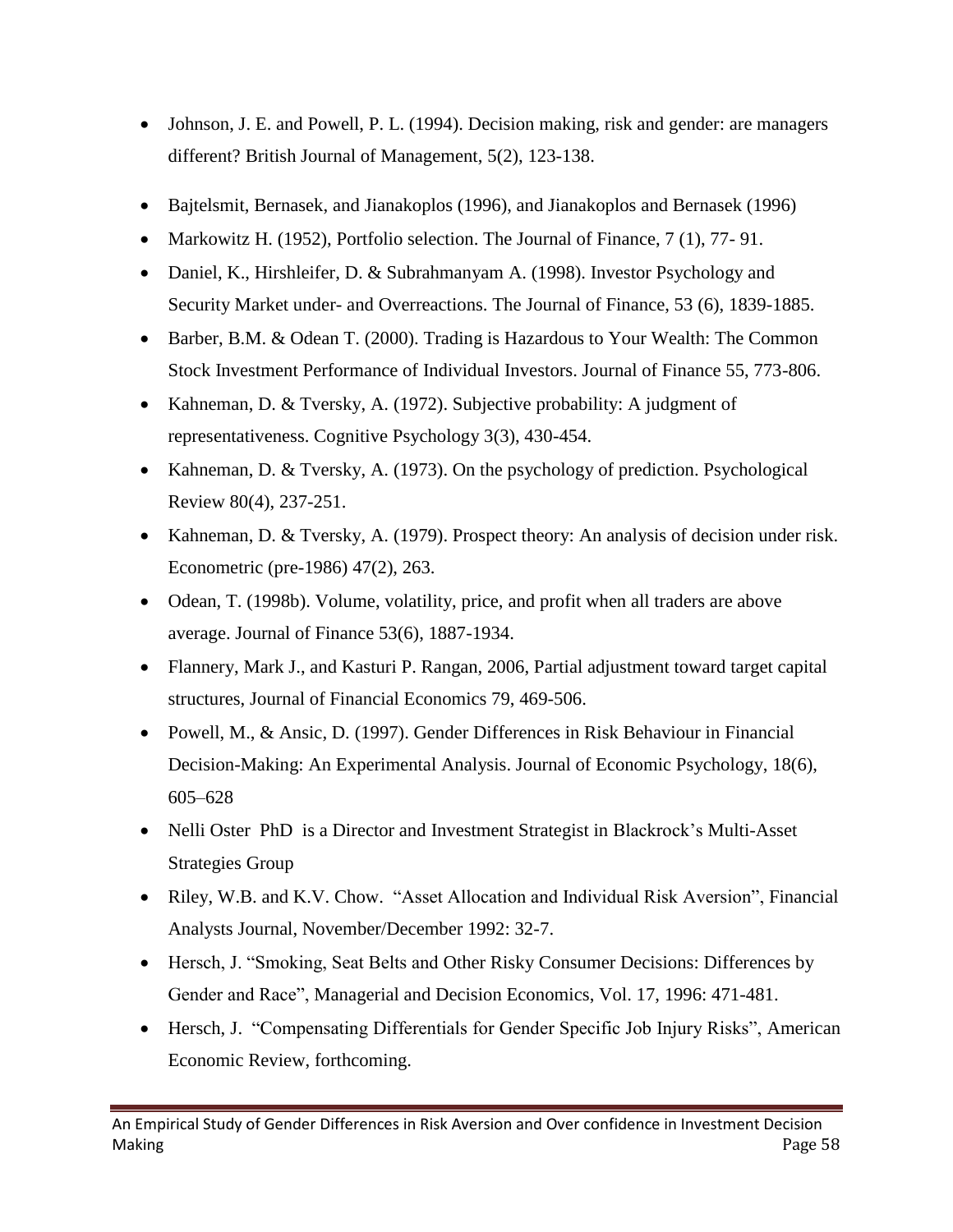- Johnson, J. E. and Powell, P. L. (1994). Decision making, risk and gender: are managers different? British Journal of Management, 5(2), 123-138.
- Bajtelsmit, Bernasek, and Jianakoplos (1996), and Jianakoplos and Bernasek (1996)
- Markowitz H. (1952), Portfolio selection. The Journal of Finance, 7 (1), 77- 91.
- Daniel, K., Hirshleifer, D. & Subrahmanyam A. (1998). Investor Psychology and Security Market under- and Overreactions. The Journal of Finance, 53 (6), 1839-1885.
- Barber, B.M. & Odean T. (2000). Trading is Hazardous to Your Wealth: The Common Stock Investment Performance of Individual Investors. Journal of Finance 55, 773-806.
- Kahneman, D. & Tversky, A. (1972). Subjective probability: A judgment of representativeness. Cognitive Psychology 3(3), 430-454.
- Kahneman, D. & Tversky, A. (1973). On the psychology of prediction. Psychological Review 80(4), 237-251.
- Kahneman, D. & Tversky, A. (1979). Prospect theory: An analysis of decision under risk. Econometric (pre-1986) 47(2), 263.
- Odean, T. (1998b). Volume, volatility, price, and profit when all traders are above average. Journal of Finance 53(6), 1887-1934.
- Flannery, Mark J., and Kasturi P. Rangan, 2006, Partial adjustment toward target capital structures, Journal of Financial Economics 79, 469-506.
- Powell, M., & Ansic, D. (1997). Gender Differences in Risk Behaviour in Financial Decision-Making: An Experimental Analysis. Journal of Economic Psychology, 18(6), 605–628
- Nelli Oster PhD is a Director and Investment Strategist in Blackrock's Multi-Asset Strategies Group
- Riley, W.B. and K.V. Chow. "Asset Allocation and Individual Risk Aversion", Financial Analysts Journal, November/December 1992: 32-7.
- Hersch, J. "Smoking, Seat Belts and Other Risky Consumer Decisions: Differences by Gender and Race", Managerial and Decision Economics, Vol. 17, 1996: 471-481.
- Hersch, J. "Compensating Differentials for Gender Specific Job Injury Risks", American Economic Review, forthcoming.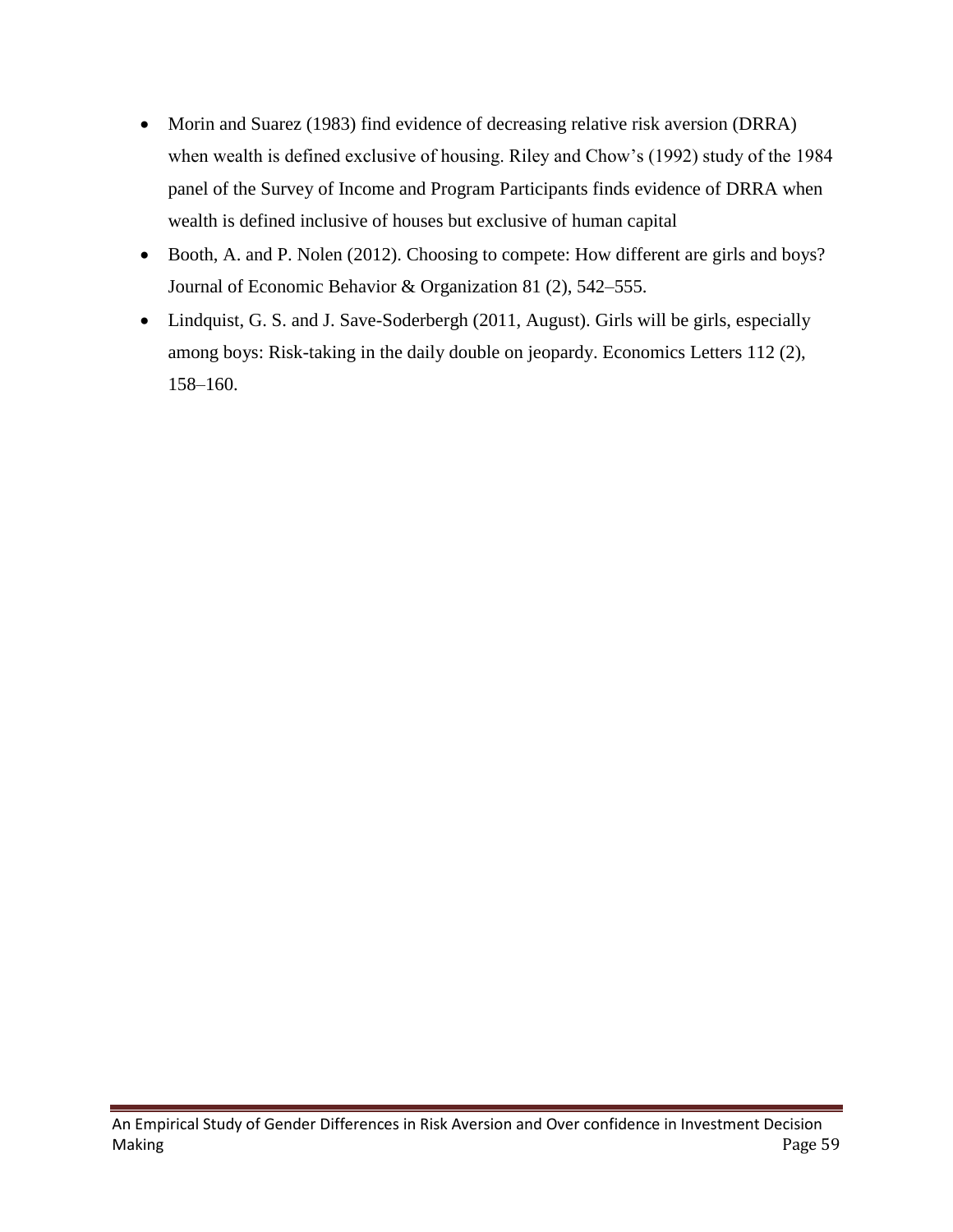- Morin and Suarez (1983) find evidence of decreasing relative risk aversion (DRRA) when wealth is defined exclusive of housing. Riley and Chow's (1992) study of the 1984 panel of the Survey of Income and Program Participants finds evidence of DRRA when wealth is defined inclusive of houses but exclusive of human capital
- Booth, A. and P. Nolen (2012). Choosing to compete: How different are girls and boys? Journal of Economic Behavior & Organization 81 (2), 542–555.
- Lindquist, G. S. and J. Save-Soderbergh (2011, August). Girls will be girls, especially among boys: Risk-taking in the daily double on jeopardy. Economics Letters 112 (2), 158–160.